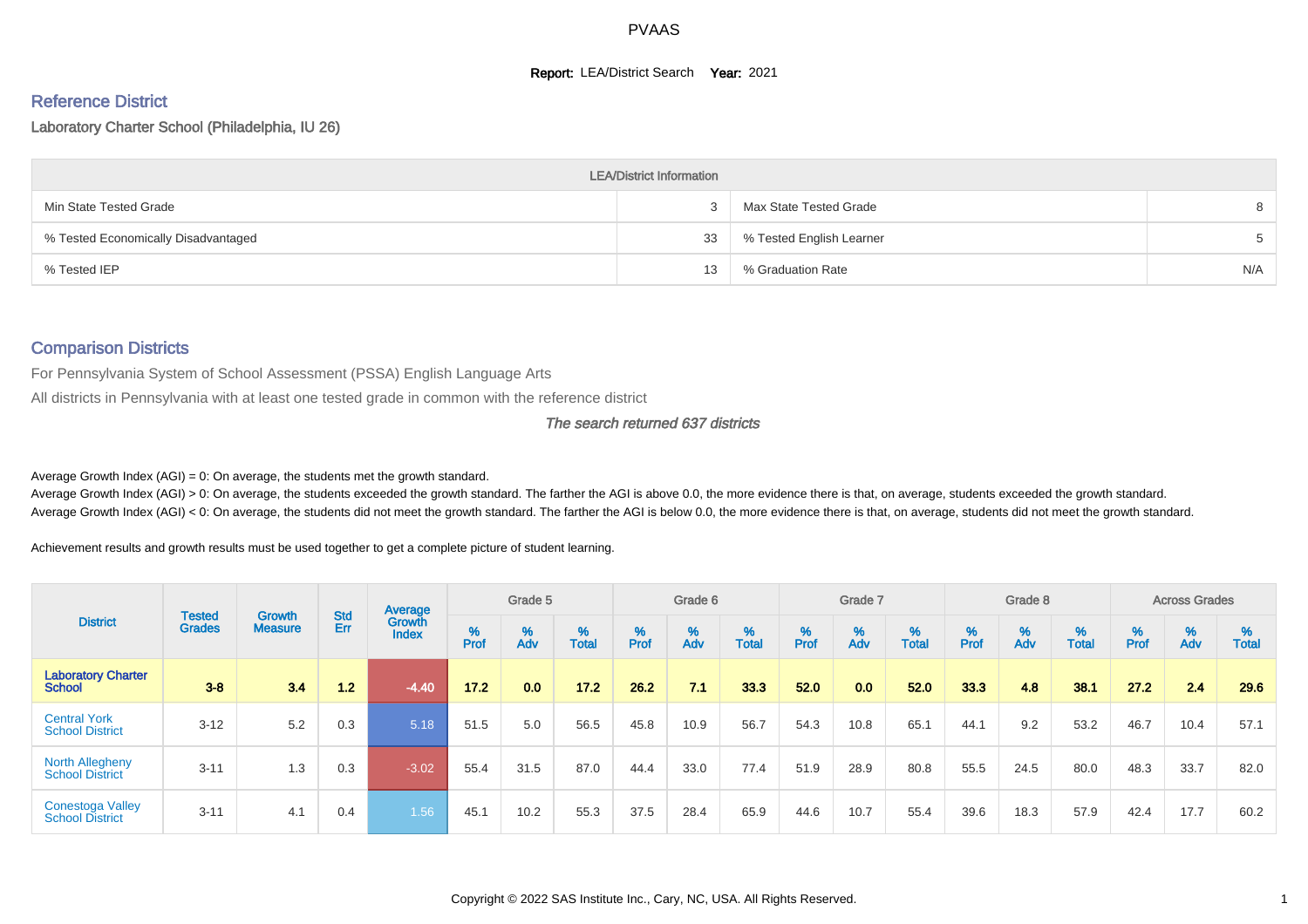# PVAAS

**Report:** LEA/District Search **Year:** 2021

## Reference District

### Laboratory Charter School (Philadelphia, IU 26)

| LEA/District Information | | | |
|---|---|---|---|
| Min State Tested Grade | 3 | Max State Tested Grade | 8 |
| % Tested Economically Disadvantaged | 33 | % Tested English Learner | 5 |
| % Tested IEP | 13 | % Graduation Rate | N/A |

## Comparison Districts

For Pennsylvania System of School Assessment (PSSA) English Language Arts

All districts in Pennsylvania with at least one tested grade in common with the reference district

*The search returned 637 districts*

Average Growth Index (AGI) = 0: On average, the students met the growth standard.

Average Growth Index (AGI) > 0: On average, the students exceeded the growth standard. The farther the AGI is above 0.0, the more evidence there is that, on average, students exceeded the growth standard.

Average Growth Index (AGI) < 0: On average, the students did not meet the growth standard. The farther the AGI is below 0.0, the more evidence there is that, on average, students did not meet the growth standard.

Achievement results and growth results must be used together to get a complete picture of student learning.

| District | Tested Grades | Growth Measure | Std Err | Average Growth Index | Grade 5 | | | Grade 6 | | | Grade 7 | | | Grade 8 | | | Across Grades | | |
|---|---|---|---|---|---|---|---|---|---|---|---|---|---|---|---|---|---|---|---|
| | | | | | % Prof | % Adv | % Total | % Prof | % Adv | % Total | % Prof | % Adv | % Total | % Prof | % Adv | % Total | % Prof | % Adv | % Total |
| **Laboratory Charter School** | **3-8** | **3.4** | **1.2** | **-4.40** | **17.2** | **0.0** | **17.2** | **26.2** | **7.1** | **33.3** | **52.0** | **0.0** | **52.0** | **33.3** | **4.8** | **38.1** | **27.2** | **2.4** | **29.6** |
| Central York School District | 3-12 | 5.2 | 0.3 | 5.18 | 51.5 | 5.0 | 56.5 | 45.8 | 10.9 | 56.7 | 54.3 | 10.8 | 65.1 | 44.1 | 9.2 | 53.2 | 46.7 | 10.4 | 57.1 |
| North Allegheny School District | 3-11 | 1.3 | 0.3 | -3.02 | 55.4 | 31.5 | 87.0 | 44.4 | 33.0 | 77.4 | 51.9 | 28.9 | 80.8 | 55.5 | 24.5 | 80.0 | 48.3 | 33.7 | 82.0 |
| Conestoga Valley School District | 3-11 | 4.1 | 0.4 | 1.56 | 45.1 | 10.2 | 55.3 | 37.5 | 28.4 | 65.9 | 44.6 | 10.7 | 55.4 | 39.6 | 18.3 | 57.9 | 42.4 | 17.7 | 60.2 |

Copyright © 2022 SAS Institute Inc., Cary, NC, USA. All Rights Reserved.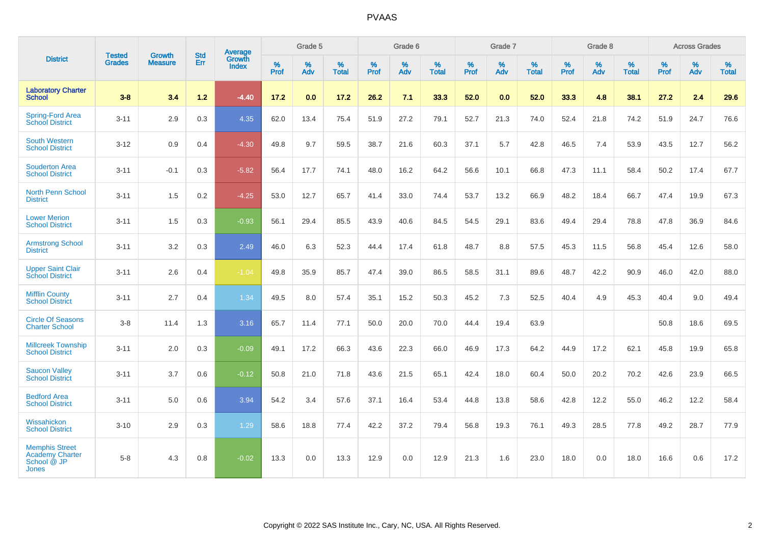# PVAAS

| District | Tested Grades | Growth Measure | Std Err | Average Growth Index | Grade 5 | | | Grade 6 | | | Grade 7 | | | Grade 8 | | | Across Grades | | |
|---|---|---|---|---|---|---|---|---|---|---|---|---|---|---|---|---|---|---|---|
| | | | | | % Prof | % Adv | % Total | % Prof | % Adv | % Total | % Prof | % Adv | % Total | % Prof | % Adv | % Total | % Prof | % Adv | % Total |
| **Laboratory Charter School** | **3-8** | **3.4** | **1.2** | **-4.40** | **17.2** | **0.0** | **17.2** | **26.2** | **7.1** | **33.3** | **52.0** | **0.0** | **52.0** | **33.3** | **4.8** | **38.1** | **27.2** | **2.4** | **29.6** |
| Spring-Ford Area School District | 3-11 | 2.9 | 0.3 | 4.35 | 62.0 | 13.4 | 75.4 | 51.9 | 27.2 | 79.1 | 52.7 | 21.3 | 74.0 | 52.4 | 21.8 | 74.2 | 51.9 | 24.7 | 76.6 |
| South Western School District | 3-12 | 0.9 | 0.4 | -4.30 | 49.8 | 9.7 | 59.5 | 38.7 | 21.6 | 60.3 | 37.1 | 5.7 | 42.8 | 46.5 | 7.4 | 53.9 | 43.5 | 12.7 | 56.2 |
| Souderton Area School District | 3-11 | -0.1 | 0.3 | -5.82 | 56.4 | 17.7 | 74.1 | 48.0 | 16.2 | 64.2 | 56.6 | 10.1 | 66.8 | 47.3 | 11.1 | 58.4 | 50.2 | 17.4 | 67.7 |
| North Penn School District | 3-11 | 1.5 | 0.2 | -4.25 | 53.0 | 12.7 | 65.7 | 41.4 | 33.0 | 74.4 | 53.7 | 13.2 | 66.9 | 48.2 | 18.4 | 66.7 | 47.4 | 19.9 | 67.3 |
| Lower Merion School District | 3-11 | 1.5 | 0.3 | -0.93 | 56.1 | 29.4 | 85.5 | 43.9 | 40.6 | 84.5 | 54.5 | 29.1 | 83.6 | 49.4 | 29.4 | 78.8 | 47.8 | 36.9 | 84.6 |
| Armstrong School District | 3-11 | 3.2 | 0.3 | 2.49 | 46.0 | 6.3 | 52.3 | 44.4 | 17.4 | 61.8 | 48.7 | 8.8 | 57.5 | 45.3 | 11.5 | 56.8 | 45.4 | 12.6 | 58.0 |
| Upper Saint Clair School District | 3-11 | 2.6 | 0.4 | -1.04 | 49.8 | 35.9 | 85.7 | 47.4 | 39.0 | 86.5 | 58.5 | 31.1 | 89.6 | 48.7 | 42.2 | 90.9 | 46.0 | 42.0 | 88.0 |
| Mifflin County School District | 3-11 | 2.7 | 0.4 | 1.34 | 49.5 | 8.0 | 57.4 | 35.1 | 15.2 | 50.3 | 45.2 | 7.3 | 52.5 | 40.4 | 4.9 | 45.3 | 40.4 | 9.0 | 49.4 |
| Circle Of Seasons Charter School | 3-8 | 11.4 | 1.3 | 3.16 | 65.7 | 11.4 | 77.1 | 50.0 | 20.0 | 70.0 | 44.4 | 19.4 | 63.9 | | | | 50.8 | 18.6 | 69.5 |
| Millcreek Township School District | 3-11 | 2.0 | 0.3 | -0.09 | 49.1 | 17.2 | 66.3 | 43.6 | 22.3 | 66.0 | 46.9 | 17.3 | 64.2 | 44.9 | 17.2 | 62.1 | 45.8 | 19.9 | 65.8 |
| Saucon Valley School District | 3-11 | 3.7 | 0.6 | -0.12 | 50.8 | 21.0 | 71.8 | 43.6 | 21.5 | 65.1 | 42.4 | 18.0 | 60.4 | 50.0 | 20.2 | 70.2 | 42.6 | 23.9 | 66.5 |
| Bedford Area School District | 3-11 | 5.0 | 0.6 | 3.94 | 54.2 | 3.4 | 57.6 | 37.1 | 16.4 | 53.4 | 44.8 | 13.8 | 58.6 | 42.8 | 12.2 | 55.0 | 46.2 | 12.2 | 58.4 |
| Wissahickon School District | 3-10 | 2.9 | 0.3 | 1.29 | 58.6 | 18.8 | 77.4 | 42.2 | 37.2 | 79.4 | 56.8 | 19.3 | 76.1 | 49.3 | 28.5 | 77.8 | 49.2 | 28.7 | 77.9 |
| Memphis Street Academy Charter School @ JP Jones | 5-8 | 4.3 | 0.8 | -0.02 | 13.3 | 0.0 | 13.3 | 12.9 | 0.0 | 12.9 | 21.3 | 1.6 | 23.0 | 18.0 | 0.0 | 18.0 | 16.6 | 0.6 | 17.2 |

Copyright © 2022 SAS Institute Inc., Cary, NC, USA. All Rights Reserved.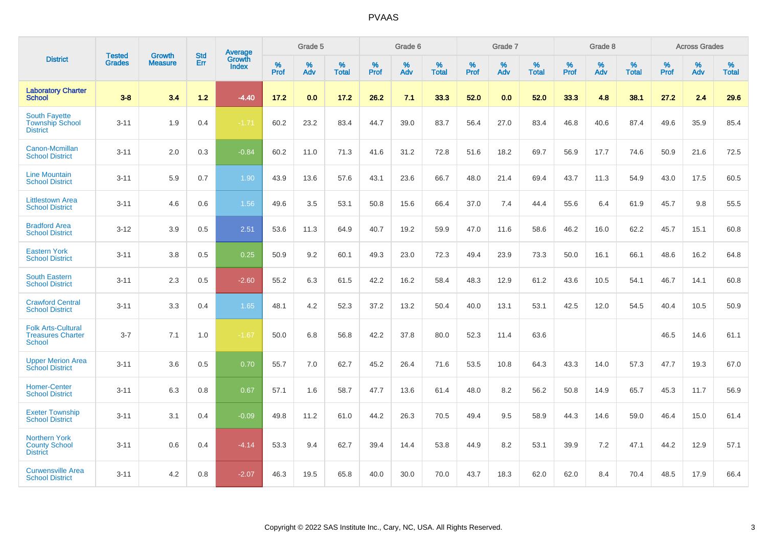# PVAAS

| District | Tested Grades | Growth Measure | Std Err | Average Growth Index | Grade 5 | | | Grade 6 | | | Grade 7 | | | Grade 8 | | | Across Grades | | |
|---|---|---|---|---|---|---|---|---|---|---|---|---|---|---|---|---|---|---|---|
| | | | | | % Prof | % Adv | % Total | % Prof | % Adv | % Total | % Prof | % Adv | % Total | % Prof | % Adv | % Total | % Prof | % Adv | % Total |
| **Laboratory Charter School** | **3-8** | **3.4** | **1.2** | **-4.40** | **17.2** | **0.0** | **17.2** | **26.2** | **7.1** | **33.3** | **52.0** | **0.0** | **52.0** | **33.3** | **4.8** | **38.1** | **27.2** | **2.4** | **29.6** |
| South Fayette Township School District | 3-11 | 1.9 | 0.4 | -1.71 | 60.2 | 23.2 | 83.4 | 44.7 | 39.0 | 83.7 | 56.4 | 27.0 | 83.4 | 46.8 | 40.6 | 87.4 | 49.6 | 35.9 | 85.4 |
| Canon-Mcmillan School District | 3-11 | 2.0 | 0.3 | -0.84 | 60.2 | 11.0 | 71.3 | 41.6 | 31.2 | 72.8 | 51.6 | 18.2 | 69.7 | 56.9 | 17.7 | 74.6 | 50.9 | 21.6 | 72.5 |
| Line Mountain School District | 3-11 | 5.9 | 0.7 | 1.90 | 43.9 | 13.6 | 57.6 | 43.1 | 23.6 | 66.7 | 48.0 | 21.4 | 69.4 | 43.7 | 11.3 | 54.9 | 43.0 | 17.5 | 60.5 |
| Littlestown Area School District | 3-11 | 4.6 | 0.6 | 1.56 | 49.6 | 3.5 | 53.1 | 50.8 | 15.6 | 66.4 | 37.0 | 7.4 | 44.4 | 55.6 | 6.4 | 61.9 | 45.7 | 9.8 | 55.5 |
| Bradford Area School District | 3-12 | 3.9 | 0.5 | 2.51 | 53.6 | 11.3 | 64.9 | 40.7 | 19.2 | 59.9 | 47.0 | 11.6 | 58.6 | 46.2 | 16.0 | 62.2 | 45.7 | 15.1 | 60.8 |
| Eastern York School District | 3-11 | 3.8 | 0.5 | 0.25 | 50.9 | 9.2 | 60.1 | 49.3 | 23.0 | 72.3 | 49.4 | 23.9 | 73.3 | 50.0 | 16.1 | 66.1 | 48.6 | 16.2 | 64.8 |
| South Eastern School District | 3-11 | 2.3 | 0.5 | -2.60 | 55.2 | 6.3 | 61.5 | 42.2 | 16.2 | 58.4 | 48.3 | 12.9 | 61.2 | 43.6 | 10.5 | 54.1 | 46.7 | 14.1 | 60.8 |
| Crawford Central School District | 3-11 | 3.3 | 0.4 | 1.65 | 48.1 | 4.2 | 52.3 | 37.2 | 13.2 | 50.4 | 40.0 | 13.1 | 53.1 | 42.5 | 12.0 | 54.5 | 40.4 | 10.5 | 50.9 |
| Folk Arts-Cultural Treasures Charter School | 3-7 | 7.1 | 1.0 | -1.67 | 50.0 | 6.8 | 56.8 | 42.2 | 37.8 | 80.0 | 52.3 | 11.4 | 63.6 | | | | 46.5 | 14.6 | 61.1 |
| Upper Merion Area School District | 3-11 | 3.6 | 0.5 | 0.70 | 55.7 | 7.0 | 62.7 | 45.2 | 26.4 | 71.6 | 53.5 | 10.8 | 64.3 | 43.3 | 14.0 | 57.3 | 47.7 | 19.3 | 67.0 |
| Homer-Center School District | 3-11 | 6.3 | 0.8 | 0.67 | 57.1 | 1.6 | 58.7 | 47.7 | 13.6 | 61.4 | 48.0 | 8.2 | 56.2 | 50.8 | 14.9 | 65.7 | 45.3 | 11.7 | 56.9 |
| Exeter Township School District | 3-11 | 3.1 | 0.4 | -0.09 | 49.8 | 11.2 | 61.0 | 44.2 | 26.3 | 70.5 | 49.4 | 9.5 | 58.9 | 44.3 | 14.6 | 59.0 | 46.4 | 15.0 | 61.4 |
| Northern York County School District | 3-11 | 0.6 | 0.4 | -4.14 | 53.3 | 9.4 | 62.7 | 39.4 | 14.4 | 53.8 | 44.9 | 8.2 | 53.1 | 39.9 | 7.2 | 47.1 | 44.2 | 12.9 | 57.1 |
| Curwensville Area School District | 3-11 | 4.2 | 0.8 | -2.07 | 46.3 | 19.5 | 65.8 | 40.0 | 30.0 | 70.0 | 43.7 | 18.3 | 62.0 | 62.0 | 8.4 | 70.4 | 48.5 | 17.9 | 66.4 |

Copyright © 2022 SAS Institute Inc., Cary, NC, USA. All Rights Reserved.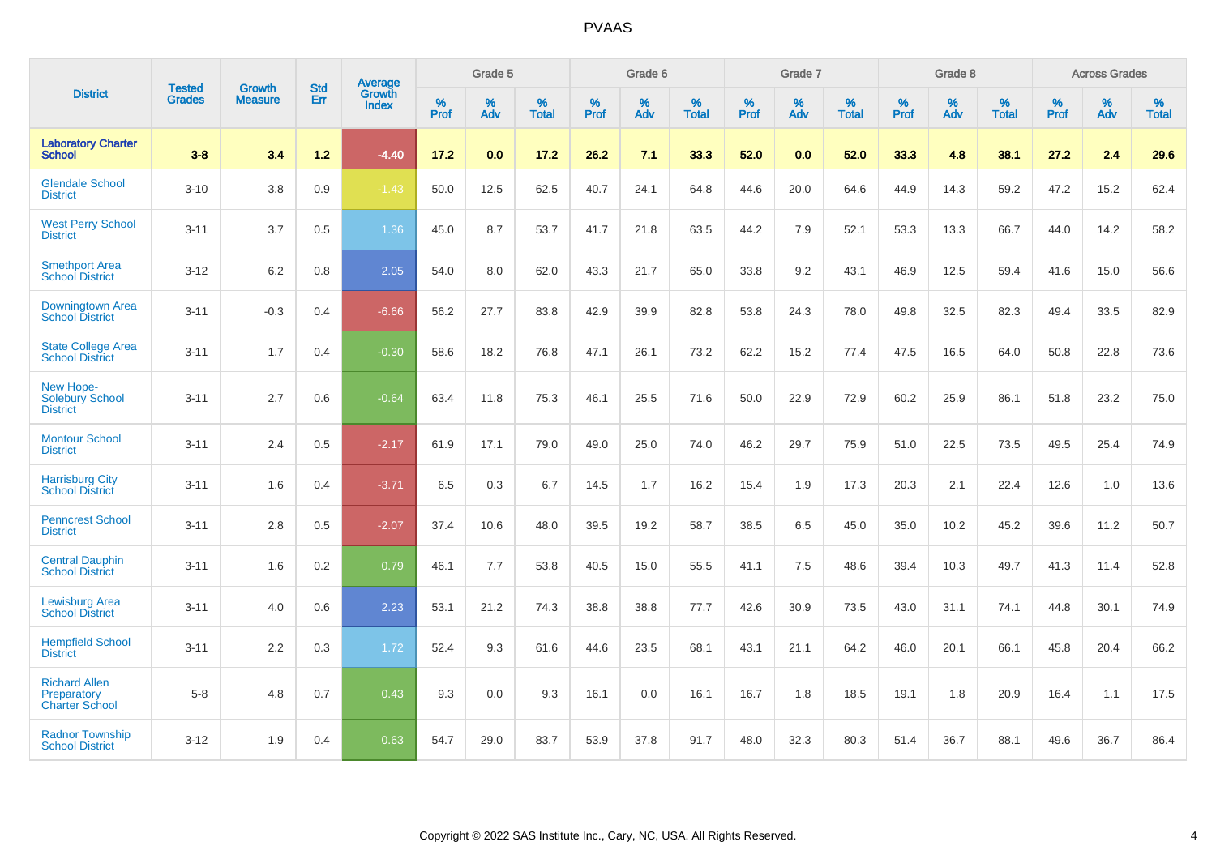# PVAAS

| District | Tested Grades | Growth Measure | Std Err | Average Growth Index | Grade 5 | | | Grade 6 | | | Grade 7 | | | Grade 8 | | | Across Grades | | |
|---|---|---|---|---|---|---|---|---|---|---|---|---|---|---|---|---|---|---|---|
| | | | | | % Prof | % Adv | % Total | % Prof | % Adv | % Total | % Prof | % Adv | % Total | % Prof | % Adv | % Total | % Prof | % Adv | % Total |
| **Laboratory Charter School** | **3-8** | **3.4** | **1.2** | **-4.40** | **17.2** | **0.0** | **17.2** | **26.2** | **7.1** | **33.3** | **52.0** | **0.0** | **52.0** | **33.3** | **4.8** | **38.1** | **27.2** | **2.4** | **29.6** |
| Glendale School District | 3-10 | 3.8 | 0.9 | -1.43 | 50.0 | 12.5 | 62.5 | 40.7 | 24.1 | 64.8 | 44.6 | 20.0 | 64.6 | 44.9 | 14.3 | 59.2 | 47.2 | 15.2 | 62.4 |
| West Perry School District | 3-11 | 3.7 | 0.5 | 1.36 | 45.0 | 8.7 | 53.7 | 41.7 | 21.8 | 63.5 | 44.2 | 7.9 | 52.1 | 53.3 | 13.3 | 66.7 | 44.0 | 14.2 | 58.2 |
| Smethport Area School District | 3-12 | 6.2 | 0.8 | 2.05 | 54.0 | 8.0 | 62.0 | 43.3 | 21.7 | 65.0 | 33.8 | 9.2 | 43.1 | 46.9 | 12.5 | 59.4 | 41.6 | 15.0 | 56.6 |
| Downingtown Area School District | 3-11 | -0.3 | 0.4 | -6.66 | 56.2 | 27.7 | 83.8 | 42.9 | 39.9 | 82.8 | 53.8 | 24.3 | 78.0 | 49.8 | 32.5 | 82.3 | 49.4 | 33.5 | 82.9 |
| State College Area School District | 3-11 | 1.7 | 0.4 | -0.30 | 58.6 | 18.2 | 76.8 | 47.1 | 26.1 | 73.2 | 62.2 | 15.2 | 77.4 | 47.5 | 16.5 | 64.0 | 50.8 | 22.8 | 73.6 |
| New Hope-Solebury School District | 3-11 | 2.7 | 0.6 | -0.64 | 63.4 | 11.8 | 75.3 | 46.1 | 25.5 | 71.6 | 50.0 | 22.9 | 72.9 | 60.2 | 25.9 | 86.1 | 51.8 | 23.2 | 75.0 |
| Montour School District | 3-11 | 2.4 | 0.5 | -2.17 | 61.9 | 17.1 | 79.0 | 49.0 | 25.0 | 74.0 | 46.2 | 29.7 | 75.9 | 51.0 | 22.5 | 73.5 | 49.5 | 25.4 | 74.9 |
| Harrisburg City School District | 3-11 | 1.6 | 0.4 | -3.71 | 6.5 | 0.3 | 6.7 | 14.5 | 1.7 | 16.2 | 15.4 | 1.9 | 17.3 | 20.3 | 2.1 | 22.4 | 12.6 | 1.0 | 13.6 |
| Penncrest School District | 3-11 | 2.8 | 0.5 | -2.07 | 37.4 | 10.6 | 48.0 | 39.5 | 19.2 | 58.7 | 38.5 | 6.5 | 45.0 | 35.0 | 10.2 | 45.2 | 39.6 | 11.2 | 50.7 |
| Central Dauphin School District | 3-11 | 1.6 | 0.2 | 0.79 | 46.1 | 7.7 | 53.8 | 40.5 | 15.0 | 55.5 | 41.1 | 7.5 | 48.6 | 39.4 | 10.3 | 49.7 | 41.3 | 11.4 | 52.8 |
| Lewisburg Area School District | 3-11 | 4.0 | 0.6 | 2.23 | 53.1 | 21.2 | 74.3 | 38.8 | 38.8 | 77.7 | 42.6 | 30.9 | 73.5 | 43.0 | 31.1 | 74.1 | 44.8 | 30.1 | 74.9 |
| Hempfield School District | 3-11 | 2.2 | 0.3 | 1.72 | 52.4 | 9.3 | 61.6 | 44.6 | 23.5 | 68.1 | 43.1 | 21.1 | 64.2 | 46.0 | 20.1 | 66.1 | 45.8 | 20.4 | 66.2 |
| Richard Allen Preparatory Charter School | 5-8 | 4.8 | 0.7 | 0.43 | 9.3 | 0.0 | 9.3 | 16.1 | 0.0 | 16.1 | 16.7 | 1.8 | 18.5 | 19.1 | 1.8 | 20.9 | 16.4 | 1.1 | 17.5 |
| Radnor Township School District | 3-12 | 1.9 | 0.4 | 0.63 | 54.7 | 29.0 | 83.7 | 53.9 | 37.8 | 91.7 | 48.0 | 32.3 | 80.3 | 51.4 | 36.7 | 88.1 | 49.6 | 36.7 | 86.4 |

Copyright © 2022 SAS Institute Inc., Cary, NC, USA. All Rights Reserved.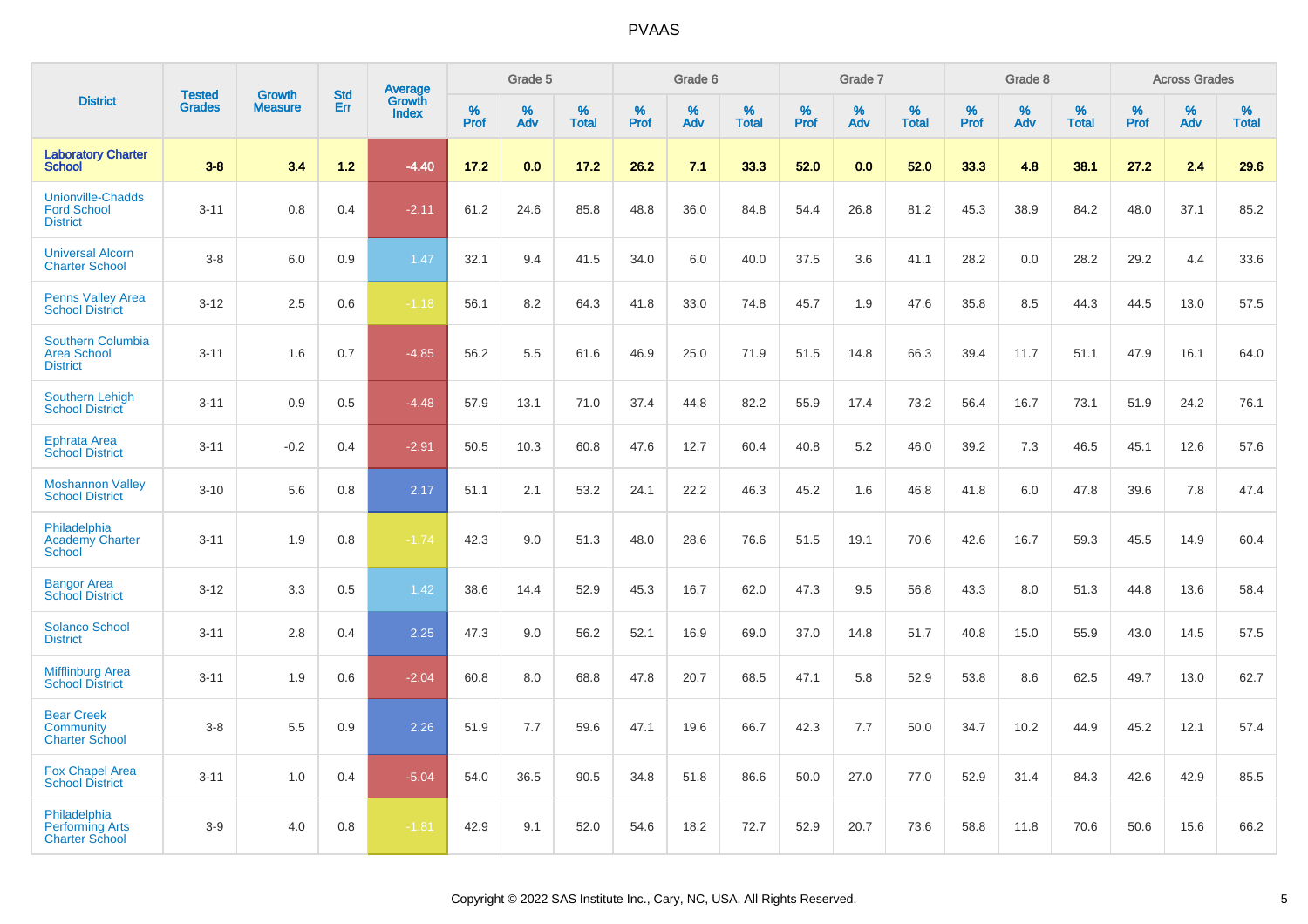# PVAAS

| District | Tested Grades | Growth Measure | Std Err | Average Growth Index | Grade 5 | | | Grade 6 | | | Grade 7 | | | Grade 8 | | | Across Grades | | |
|---|---|---|---|---|---|---|---|---|---|---|---|---|---|---|---|---|---|---|---|
| | | | | | % Prof | % Adv | % Total | % Prof | % Adv | % Total | % Prof | % Adv | % Total | % Prof | % Adv | % Total | % Prof | % Adv | % Total |
| **Laboratory Charter School** | **3-8** | **3.4** | **1.2** | **-4.40** | **17.2** | **0.0** | **17.2** | **26.2** | **7.1** | **33.3** | **52.0** | **0.0** | **52.0** | **33.3** | **4.8** | **38.1** | **27.2** | **2.4** | **29.6** |
| Unionville-Chadds Ford School District | 3-11 | 0.8 | 0.4 | -2.11 | 61.2 | 24.6 | 85.8 | 48.8 | 36.0 | 84.8 | 54.4 | 26.8 | 81.2 | 45.3 | 38.9 | 84.2 | 48.0 | 37.1 | 85.2 |
| Universal Alcorn Charter School | 3-8 | 6.0 | 0.9 | 1.47 | 32.1 | 9.4 | 41.5 | 34.0 | 6.0 | 40.0 | 37.5 | 3.6 | 41.1 | 28.2 | 0.0 | 28.2 | 29.2 | 4.4 | 33.6 |
| Penns Valley Area School District | 3-12 | 2.5 | 0.6 | -1.18 | 56.1 | 8.2 | 64.3 | 41.8 | 33.0 | 74.8 | 45.7 | 1.9 | 47.6 | 35.8 | 8.5 | 44.3 | 44.5 | 13.0 | 57.5 |
| Southern Columbia Area School District | 3-11 | 1.6 | 0.7 | -4.85 | 56.2 | 5.5 | 61.6 | 46.9 | 25.0 | 71.9 | 51.5 | 14.8 | 66.3 | 39.4 | 11.7 | 51.1 | 47.9 | 16.1 | 64.0 |
| Southern Lehigh School District | 3-11 | 0.9 | 0.5 | -4.48 | 57.9 | 13.1 | 71.0 | 37.4 | 44.8 | 82.2 | 55.9 | 17.4 | 73.2 | 56.4 | 16.7 | 73.1 | 51.9 | 24.2 | 76.1 |
| Ephrata Area School District | 3-11 | -0.2 | 0.4 | -2.91 | 50.5 | 10.3 | 60.8 | 47.6 | 12.7 | 60.4 | 40.8 | 5.2 | 46.0 | 39.2 | 7.3 | 46.5 | 45.1 | 12.6 | 57.6 |
| Moshannon Valley School District | 3-10 | 5.6 | 0.8 | 2.17 | 51.1 | 2.1 | 53.2 | 24.1 | 22.2 | 46.3 | 45.2 | 1.6 | 46.8 | 41.8 | 6.0 | 47.8 | 39.6 | 7.8 | 47.4 |
| Philadelphia Academy Charter School | 3-11 | 1.9 | 0.8 | -1.74 | 42.3 | 9.0 | 51.3 | 48.0 | 28.6 | 76.6 | 51.5 | 19.1 | 70.6 | 42.6 | 16.7 | 59.3 | 45.5 | 14.9 | 60.4 |
| Bangor Area School District | 3-12 | 3.3 | 0.5 | 1.42 | 38.6 | 14.4 | 52.9 | 45.3 | 16.7 | 62.0 | 47.3 | 9.5 | 56.8 | 43.3 | 8.0 | 51.3 | 44.8 | 13.6 | 58.4 |
| Solanco School District | 3-11 | 2.8 | 0.4 | 2.25 | 47.3 | 9.0 | 56.2 | 52.1 | 16.9 | 69.0 | 37.0 | 14.8 | 51.7 | 40.8 | 15.0 | 55.9 | 43.0 | 14.5 | 57.5 |
| Mifflinburg Area School District | 3-11 | 1.9 | 0.6 | -2.04 | 60.8 | 8.0 | 68.8 | 47.8 | 20.7 | 68.5 | 47.1 | 5.8 | 52.9 | 53.8 | 8.6 | 62.5 | 49.7 | 13.0 | 62.7 |
| Bear Creek Community Charter School | 3-8 | 5.5 | 0.9 | 2.26 | 51.9 | 7.7 | 59.6 | 47.1 | 19.6 | 66.7 | 42.3 | 7.7 | 50.0 | 34.7 | 10.2 | 44.9 | 45.2 | 12.1 | 57.4 |
| Fox Chapel Area School District | 3-11 | 1.0 | 0.4 | -5.04 | 54.0 | 36.5 | 90.5 | 34.8 | 51.8 | 86.6 | 50.0 | 27.0 | 77.0 | 52.9 | 31.4 | 84.3 | 42.6 | 42.9 | 85.5 |
| Philadelphia Performing Arts Charter School | 3-9 | 4.0 | 0.8 | -1.81 | 42.9 | 9.1 | 52.0 | 54.6 | 18.2 | 72.7 | 52.9 | 20.7 | 73.6 | 58.8 | 11.8 | 70.6 | 50.6 | 15.6 | 66.2 |

Copyright © 2022 SAS Institute Inc., Cary, NC, USA. All Rights Reserved.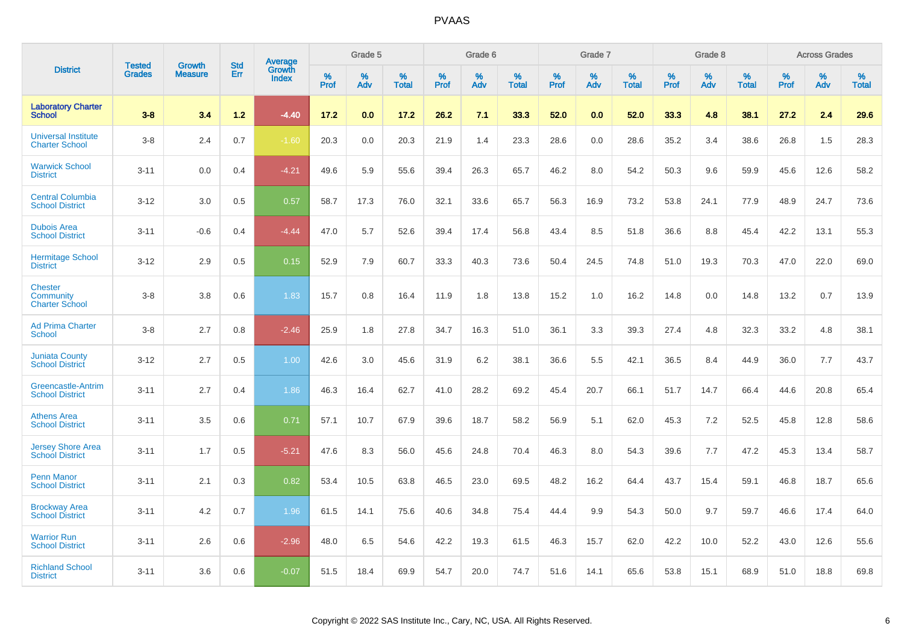# PVAAS

| District | Tested Grades | Growth Measure | Std Err | Average Growth Index | Grade 5 | | | Grade 6 | | | Grade 7 | | | Grade 8 | | | Across Grades | | |
|---|---|---|---|---|---|---|---|---|---|---|---|---|---|---|---|---|---|---|---|
| | | | | | % Prof | % Adv | % Total | % Prof | % Adv | % Total | % Prof | % Adv | % Total | % Prof | % Adv | % Total | % Prof | % Adv | % Total |
| **Laboratory Charter School** | **3-8** | **3.4** | **1.2** | **-4.40** | **17.2** | **0.0** | **17.2** | **26.2** | **7.1** | **33.3** | **52.0** | **0.0** | **52.0** | **33.3** | **4.8** | **38.1** | **27.2** | **2.4** | **29.6** |
| Universal Institute Charter School | 3-8 | 2.4 | 0.7 | -1.60 | 20.3 | 0.0 | 20.3 | 21.9 | 1.4 | 23.3 | 28.6 | 0.0 | 28.6 | 35.2 | 3.4 | 38.6 | 26.8 | 1.5 | 28.3 |
| Warwick School District | 3-11 | 0.0 | 0.4 | -4.21 | 49.6 | 5.9 | 55.6 | 39.4 | 26.3 | 65.7 | 46.2 | 8.0 | 54.2 | 50.3 | 9.6 | 59.9 | 45.6 | 12.6 | 58.2 |
| Central Columbia School District | 3-12 | 3.0 | 0.5 | 0.57 | 58.7 | 17.3 | 76.0 | 32.1 | 33.6 | 65.7 | 56.3 | 16.9 | 73.2 | 53.8 | 24.1 | 77.9 | 48.9 | 24.7 | 73.6 |
| Dubois Area School District | 3-11 | -0.6 | 0.4 | -4.44 | 47.0 | 5.7 | 52.6 | 39.4 | 17.4 | 56.8 | 43.4 | 8.5 | 51.8 | 36.6 | 8.8 | 45.4 | 42.2 | 13.1 | 55.3 |
| Hermitage School District | 3-12 | 2.9 | 0.5 | 0.15 | 52.9 | 7.9 | 60.7 | 33.3 | 40.3 | 73.6 | 50.4 | 24.5 | 74.8 | 51.0 | 19.3 | 70.3 | 47.0 | 22.0 | 69.0 |
| Chester Community Charter School | 3-8 | 3.8 | 0.6 | 1.83 | 15.7 | 0.8 | 16.4 | 11.9 | 1.8 | 13.8 | 15.2 | 1.0 | 16.2 | 14.8 | 0.0 | 14.8 | 13.2 | 0.7 | 13.9 |
| Ad Prima Charter School | 3-8 | 2.7 | 0.8 | -2.46 | 25.9 | 1.8 | 27.8 | 34.7 | 16.3 | 51.0 | 36.1 | 3.3 | 39.3 | 27.4 | 4.8 | 32.3 | 33.2 | 4.8 | 38.1 |
| Juniata County School District | 3-12 | 2.7 | 0.5 | 1.00 | 42.6 | 3.0 | 45.6 | 31.9 | 6.2 | 38.1 | 36.6 | 5.5 | 42.1 | 36.5 | 8.4 | 44.9 | 36.0 | 7.7 | 43.7 |
| Greencastle-Antrim School District | 3-11 | 2.7 | 0.4 | 1.86 | 46.3 | 16.4 | 62.7 | 41.0 | 28.2 | 69.2 | 45.4 | 20.7 | 66.1 | 51.7 | 14.7 | 66.4 | 44.6 | 20.8 | 65.4 |
| Athens Area School District | 3-11 | 3.5 | 0.6 | 0.71 | 57.1 | 10.7 | 67.9 | 39.6 | 18.7 | 58.2 | 56.9 | 5.1 | 62.0 | 45.3 | 7.2 | 52.5 | 45.8 | 12.8 | 58.6 |
| Jersey Shore Area School District | 3-11 | 1.7 | 0.5 | -5.21 | 47.6 | 8.3 | 56.0 | 45.6 | 24.8 | 70.4 | 46.3 | 8.0 | 54.3 | 39.6 | 7.7 | 47.2 | 45.3 | 13.4 | 58.7 |
| Penn Manor School District | 3-11 | 2.1 | 0.3 | 0.82 | 53.4 | 10.5 | 63.8 | 46.5 | 23.0 | 69.5 | 48.2 | 16.2 | 64.4 | 43.7 | 15.4 | 59.1 | 46.8 | 18.7 | 65.6 |
| Brockway Area School District | 3-11 | 4.2 | 0.7 | 1.96 | 61.5 | 14.1 | 75.6 | 40.6 | 34.8 | 75.4 | 44.4 | 9.9 | 54.3 | 50.0 | 9.7 | 59.7 | 46.6 | 17.4 | 64.0 |
| Warrior Run School District | 3-11 | 2.6 | 0.6 | -2.96 | 48.0 | 6.5 | 54.6 | 42.2 | 19.3 | 61.5 | 46.3 | 15.7 | 62.0 | 42.2 | 10.0 | 52.2 | 43.0 | 12.6 | 55.6 |
| Richland School District | 3-11 | 3.6 | 0.6 | -0.07 | 51.5 | 18.4 | 69.9 | 54.7 | 20.0 | 74.7 | 51.6 | 14.1 | 65.6 | 53.8 | 15.1 | 68.9 | 51.0 | 18.8 | 69.8 |

Copyright © 2022 SAS Institute Inc., Cary, NC, USA. All Rights Reserved.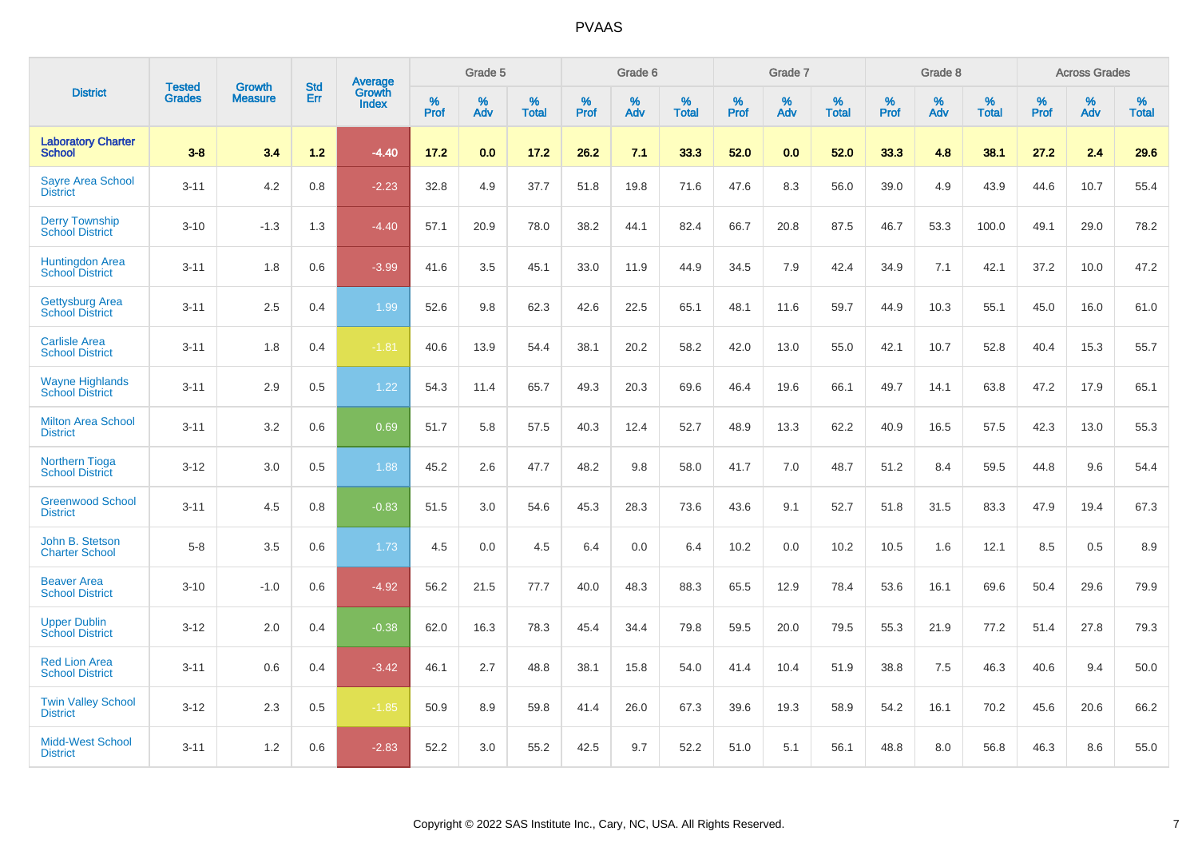# PVAAS

| District | Tested Grades | Growth Measure | Std Err | Average Growth Index | Grade 5 | | | Grade 6 | | | Grade 7 | | | Grade 8 | | | Across Grades | | |
|---|---|---|---|---|---|---|---|---|---|---|---|---|---|---|---|---|---|---|---|
| | | | | | % Prof | % Adv | % Total | % Prof | % Adv | % Total | % Prof | % Adv | % Total | % Prof | % Adv | % Total | % Prof | % Adv | % Total |
| **Laboratory Charter School** | **3-8** | **3.4** | **1.2** | **-4.40** | **17.2** | **0.0** | **17.2** | **26.2** | **7.1** | **33.3** | **52.0** | **0.0** | **52.0** | **33.3** | **4.8** | **38.1** | **27.2** | **2.4** | **29.6** |
| Sayre Area School District | 3-11 | 4.2 | 0.8 | -2.23 | 32.8 | 4.9 | 37.7 | 51.8 | 19.8 | 71.6 | 47.6 | 8.3 | 56.0 | 39.0 | 4.9 | 43.9 | 44.6 | 10.7 | 55.4 |
| Derry Township School District | 3-10 | -1.3 | 1.3 | -4.40 | 57.1 | 20.9 | 78.0 | 38.2 | 44.1 | 82.4 | 66.7 | 20.8 | 87.5 | 46.7 | 53.3 | 100.0 | 49.1 | 29.0 | 78.2 |
| Huntingdon Area School District | 3-11 | 1.8 | 0.6 | -3.99 | 41.6 | 3.5 | 45.1 | 33.0 | 11.9 | 44.9 | 34.5 | 7.9 | 42.4 | 34.9 | 7.1 | 42.1 | 37.2 | 10.0 | 47.2 |
| Gettysburg Area School District | 3-11 | 2.5 | 0.4 | 1.99 | 52.6 | 9.8 | 62.3 | 42.6 | 22.5 | 65.1 | 48.1 | 11.6 | 59.7 | 44.9 | 10.3 | 55.1 | 45.0 | 16.0 | 61.0 |
| Carlisle Area School District | 3-11 | 1.8 | 0.4 | -1.81 | 40.6 | 13.9 | 54.4 | 38.1 | 20.2 | 58.2 | 42.0 | 13.0 | 55.0 | 42.1 | 10.7 | 52.8 | 40.4 | 15.3 | 55.7 |
| Wayne Highlands School District | 3-11 | 2.9 | 0.5 | 1.22 | 54.3 | 11.4 | 65.7 | 49.3 | 20.3 | 69.6 | 46.4 | 19.6 | 66.1 | 49.7 | 14.1 | 63.8 | 47.2 | 17.9 | 65.1 |
| Milton Area School District | 3-11 | 3.2 | 0.6 | 0.69 | 51.7 | 5.8 | 57.5 | 40.3 | 12.4 | 52.7 | 48.9 | 13.3 | 62.2 | 40.9 | 16.5 | 57.5 | 42.3 | 13.0 | 55.3 |
| Northern Tioga School District | 3-12 | 3.0 | 0.5 | 1.88 | 45.2 | 2.6 | 47.7 | 48.2 | 9.8 | 58.0 | 41.7 | 7.0 | 48.7 | 51.2 | 8.4 | 59.5 | 44.8 | 9.6 | 54.4 |
| Greenwood School District | 3-11 | 4.5 | 0.8 | -0.83 | 51.5 | 3.0 | 54.6 | 45.3 | 28.3 | 73.6 | 43.6 | 9.1 | 52.7 | 51.8 | 31.5 | 83.3 | 47.9 | 19.4 | 67.3 |
| John B. Stetson Charter School | 5-8 | 3.5 | 0.6 | 1.73 | 4.5 | 0.0 | 4.5 | 6.4 | 0.0 | 6.4 | 10.2 | 0.0 | 10.2 | 10.5 | 1.6 | 12.1 | 8.5 | 0.5 | 8.9 |
| Beaver Area School District | 3-10 | -1.0 | 0.6 | -4.92 | 56.2 | 21.5 | 77.7 | 40.0 | 48.3 | 88.3 | 65.5 | 12.9 | 78.4 | 53.6 | 16.1 | 69.6 | 50.4 | 29.6 | 79.9 |
| Upper Dublin School District | 3-12 | 2.0 | 0.4 | -0.38 | 62.0 | 16.3 | 78.3 | 45.4 | 34.4 | 79.8 | 59.5 | 20.0 | 79.5 | 55.3 | 21.9 | 77.2 | 51.4 | 27.8 | 79.3 |
| Red Lion Area School District | 3-11 | 0.6 | 0.4 | -3.42 | 46.1 | 2.7 | 48.8 | 38.1 | 15.8 | 54.0 | 41.4 | 10.4 | 51.9 | 38.8 | 7.5 | 46.3 | 40.6 | 9.4 | 50.0 |
| Twin Valley School District | 3-12 | 2.3 | 0.5 | -1.85 | 50.9 | 8.9 | 59.8 | 41.4 | 26.0 | 67.3 | 39.6 | 19.3 | 58.9 | 54.2 | 16.1 | 70.2 | 45.6 | 20.6 | 66.2 |
| Midd-West School District | 3-11 | 1.2 | 0.6 | -2.83 | 52.2 | 3.0 | 55.2 | 42.5 | 9.7 | 52.2 | 51.0 | 5.1 | 56.1 | 48.8 | 8.0 | 56.8 | 46.3 | 8.6 | 55.0 |

Copyright © 2022 SAS Institute Inc., Cary, NC, USA. All Rights Reserved.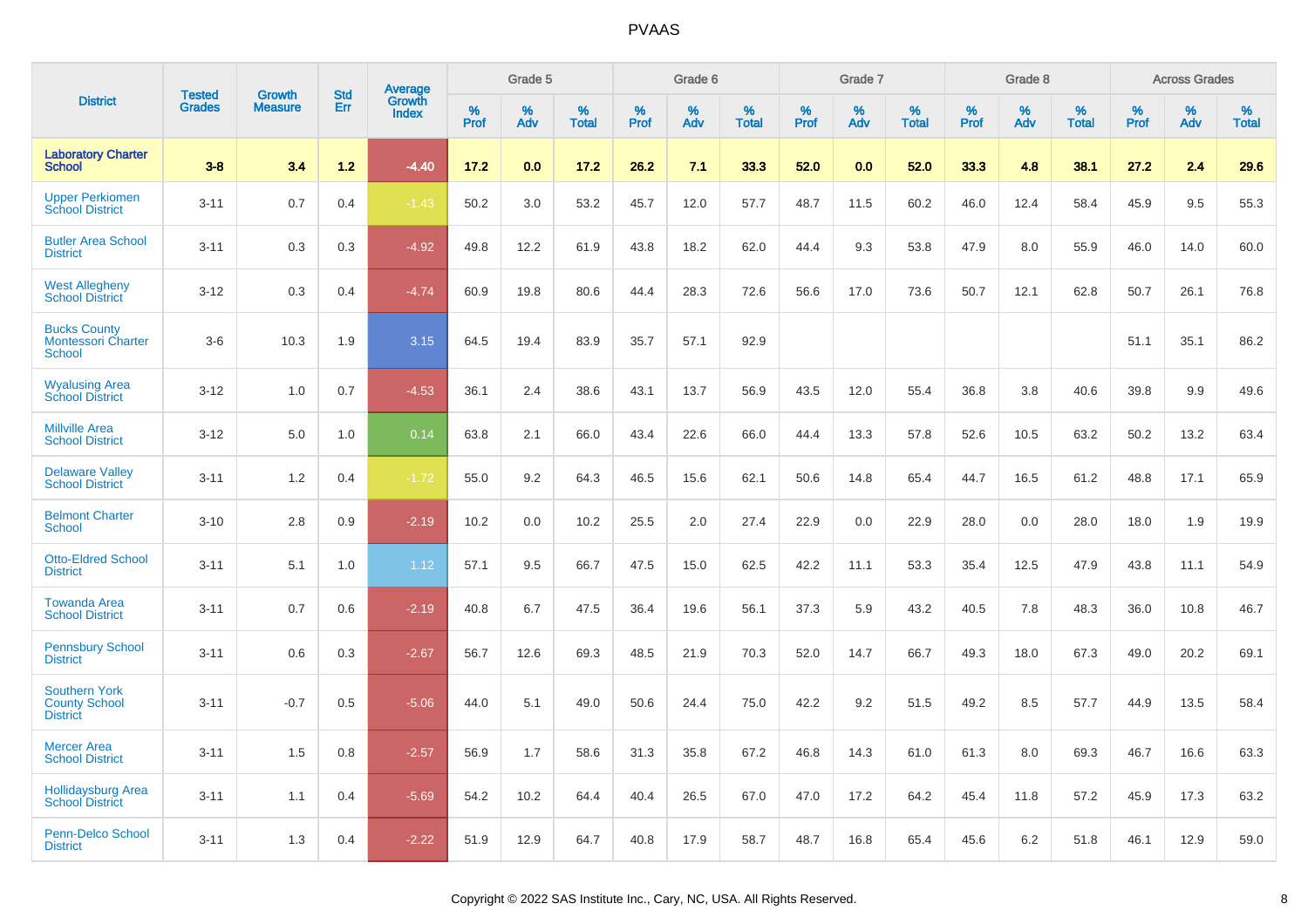# PVAAS

| District | Tested Grades | Growth Measure | Std Err | Average Growth Index | Grade 5 | | | Grade 6 | | | Grade 7 | | | Grade 8 | | | Across Grades | | |
|---|---|---|---|---|---|---|---|---|---|---|---|---|---|---|---|---|---|---|---|
| | | | | | % Prof | % Adv | % Total | % Prof | % Adv | % Total | % Prof | % Adv | % Total | % Prof | % Adv | % Total | % Prof | % Adv | % Total |
| **Laboratory Charter School** | **3-8** | **3.4** | **1.2** | **-4.40** | **17.2** | **0.0** | **17.2** | **26.2** | **7.1** | **33.3** | **52.0** | **0.0** | **52.0** | **33.3** | **4.8** | **38.1** | **27.2** | **2.4** | **29.6** |
| Upper Perkiomen School District | 3-11 | 0.7 | 0.4 | -1.43 | 50.2 | 3.0 | 53.2 | 45.7 | 12.0 | 57.7 | 48.7 | 11.5 | 60.2 | 46.0 | 12.4 | 58.4 | 45.9 | 9.5 | 55.3 |
| Butler Area School District | 3-11 | 0.3 | 0.3 | -4.92 | 49.8 | 12.2 | 61.9 | 43.8 | 18.2 | 62.0 | 44.4 | 9.3 | 53.8 | 47.9 | 8.0 | 55.9 | 46.0 | 14.0 | 60.0 |
| West Allegheny School District | 3-12 | 0.3 | 0.4 | -4.74 | 60.9 | 19.8 | 80.6 | 44.4 | 28.3 | 72.6 | 56.6 | 17.0 | 73.6 | 50.7 | 12.1 | 62.8 | 50.7 | 26.1 | 76.8 |
| Bucks County Montessori Charter School | 3-6 | 10.3 | 1.9 | 3.15 | 64.5 | 19.4 | 83.9 | 35.7 | 57.1 | 92.9 | | | | | | | 51.1 | 35.1 | 86.2 |
| Wyalusing Area School District | 3-12 | 1.0 | 0.7 | -4.53 | 36.1 | 2.4 | 38.6 | 43.1 | 13.7 | 56.9 | 43.5 | 12.0 | 55.4 | 36.8 | 3.8 | 40.6 | 39.8 | 9.9 | 49.6 |
| Millville Area School District | 3-12 | 5.0 | 1.0 | 0.14 | 63.8 | 2.1 | 66.0 | 43.4 | 22.6 | 66.0 | 44.4 | 13.3 | 57.8 | 52.6 | 10.5 | 63.2 | 50.2 | 13.2 | 63.4 |
| Delaware Valley School District | 3-11 | 1.2 | 0.4 | -1.72 | 55.0 | 9.2 | 64.3 | 46.5 | 15.6 | 62.1 | 50.6 | 14.8 | 65.4 | 44.7 | 16.5 | 61.2 | 48.8 | 17.1 | 65.9 |
| Belmont Charter School | 3-10 | 2.8 | 0.9 | -2.19 | 10.2 | 0.0 | 10.2 | 25.5 | 2.0 | 27.4 | 22.9 | 0.0 | 22.9 | 28.0 | 0.0 | 28.0 | 18.0 | 1.9 | 19.9 |
| Otto-Eldred School District | 3-11 | 5.1 | 1.0 | 1.12 | 57.1 | 9.5 | 66.7 | 47.5 | 15.0 | 62.5 | 42.2 | 11.1 | 53.3 | 35.4 | 12.5 | 47.9 | 43.8 | 11.1 | 54.9 |
| Towanda Area School District | 3-11 | 0.7 | 0.6 | -2.19 | 40.8 | 6.7 | 47.5 | 36.4 | 19.6 | 56.1 | 37.3 | 5.9 | 43.2 | 40.5 | 7.8 | 48.3 | 36.0 | 10.8 | 46.7 |
| Pennsbury School District | 3-11 | 0.6 | 0.3 | -2.67 | 56.7 | 12.6 | 69.3 | 48.5 | 21.9 | 70.3 | 52.0 | 14.7 | 66.7 | 49.3 | 18.0 | 67.3 | 49.0 | 20.2 | 69.1 |
| Southern York County School District | 3-11 | -0.7 | 0.5 | -5.06 | 44.0 | 5.1 | 49.0 | 50.6 | 24.4 | 75.0 | 42.2 | 9.2 | 51.5 | 49.2 | 8.5 | 57.7 | 44.9 | 13.5 | 58.4 |
| Mercer Area School District | 3-11 | 1.5 | 0.8 | -2.57 | 56.9 | 1.7 | 58.6 | 31.3 | 35.8 | 67.2 | 46.8 | 14.3 | 61.0 | 61.3 | 8.0 | 69.3 | 46.7 | 16.6 | 63.3 |
| Hollidaysburg Area School District | 3-11 | 1.1 | 0.4 | -5.69 | 54.2 | 10.2 | 64.4 | 40.4 | 26.5 | 67.0 | 47.0 | 17.2 | 64.2 | 45.4 | 11.8 | 57.2 | 45.9 | 17.3 | 63.2 |
| Penn-Delco School District | 3-11 | 1.3 | 0.4 | -2.22 | 51.9 | 12.9 | 64.7 | 40.8 | 17.9 | 58.7 | 48.7 | 16.8 | 65.4 | 45.6 | 6.2 | 51.8 | 46.1 | 12.9 | 59.0 |

Copyright © 2022 SAS Institute Inc., Cary, NC, USA. All Rights Reserved.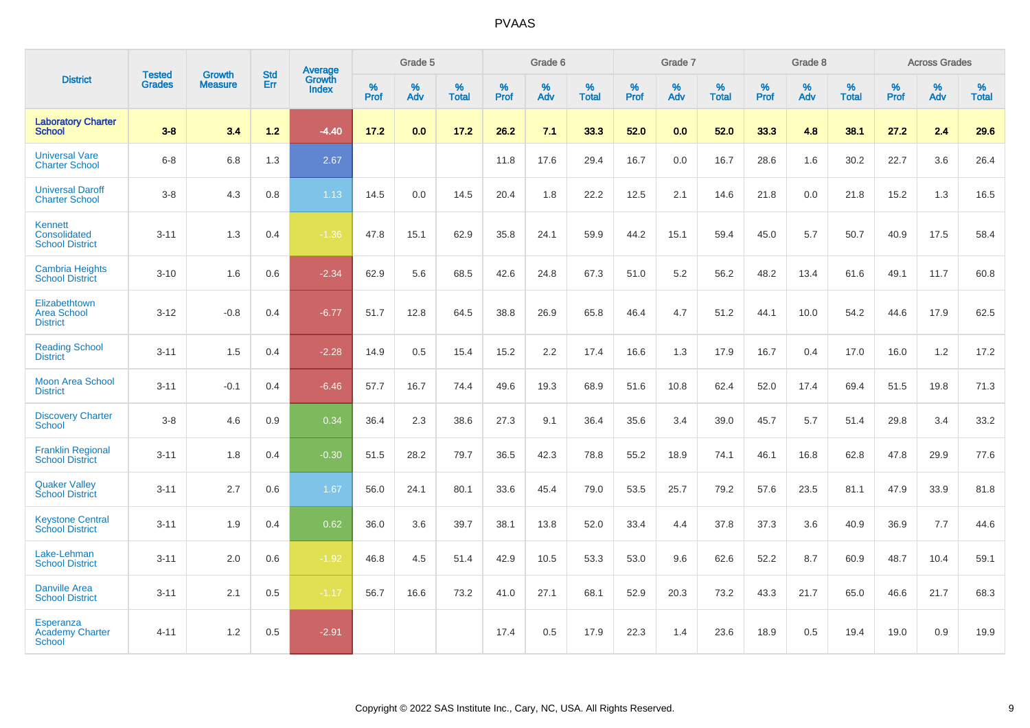| District | Tested Grades | Growth Measure | Std Err | Average Growth Index | Grade 5 | | | Grade 6 | | | Grade 7 | | | Grade 8 | | | Across Grades | | |
|---|---|---|---|---|---|---|---|---|---|---|---|---|---|---|---|---|---|---|---|
| | | | | | % Prof | % Adv | % Total | % Prof | % Adv | % Total | % Prof | % Adv | % Total | % Prof | % Adv | % Total | % Prof | % Adv | % Total |
| **Laboratory Charter School** | **3-8** | **3.4** | **1.2** | **-4.40** | **17.2** | **0.0** | **17.2** | **26.2** | **7.1** | **33.3** | **52.0** | **0.0** | **52.0** | **33.3** | **4.8** | **38.1** | **27.2** | **2.4** | **29.6** |
| Universal Vare Charter School | 6-8 | 6.8 | 1.3 | 2.67 | | | | 11.8 | 17.6 | 29.4 | 16.7 | 0.0 | 16.7 | 28.6 | 1.6 | 30.2 | 22.7 | 3.6 | 26.4 |
| Universal Daroff Charter School | 3-8 | 4.3 | 0.8 | 1.13 | 14.5 | 0.0 | 14.5 | 20.4 | 1.8 | 22.2 | 12.5 | 2.1 | 14.6 | 21.8 | 0.0 | 21.8 | 15.2 | 1.3 | 16.5 |
| Kennett Consolidated School District | 3-11 | 1.3 | 0.4 | -1.36 | 47.8 | 15.1 | 62.9 | 35.8 | 24.1 | 59.9 | 44.2 | 15.1 | 59.4 | 45.0 | 5.7 | 50.7 | 40.9 | 17.5 | 58.4 |
| Cambria Heights School District | 3-10 | 1.6 | 0.6 | -2.34 | 62.9 | 5.6 | 68.5 | 42.6 | 24.8 | 67.3 | 51.0 | 5.2 | 56.2 | 48.2 | 13.4 | 61.6 | 49.1 | 11.7 | 60.8 |
| Elizabethtown Area School District | 3-12 | -0.8 | 0.4 | -6.77 | 51.7 | 12.8 | 64.5 | 38.8 | 26.9 | 65.8 | 46.4 | 4.7 | 51.2 | 44.1 | 10.0 | 54.2 | 44.6 | 17.9 | 62.5 |
| Reading School District | 3-11 | 1.5 | 0.4 | -2.28 | 14.9 | 0.5 | 15.4 | 15.2 | 2.2 | 17.4 | 16.6 | 1.3 | 17.9 | 16.7 | 0.4 | 17.0 | 16.0 | 1.2 | 17.2 |
| Moon Area School District | 3-11 | -0.1 | 0.4 | -6.46 | 57.7 | 16.7 | 74.4 | 49.6 | 19.3 | 68.9 | 51.6 | 10.8 | 62.4 | 52.0 | 17.4 | 69.4 | 51.5 | 19.8 | 71.3 |
| Discovery Charter School | 3-8 | 4.6 | 0.9 | 0.34 | 36.4 | 2.3 | 38.6 | 27.3 | 9.1 | 36.4 | 35.6 | 3.4 | 39.0 | 45.7 | 5.7 | 51.4 | 29.8 | 3.4 | 33.2 |
| Franklin Regional School District | 3-11 | 1.8 | 0.4 | -0.30 | 51.5 | 28.2 | 79.7 | 36.5 | 42.3 | 78.8 | 55.2 | 18.9 | 74.1 | 46.1 | 16.8 | 62.8 | 47.8 | 29.9 | 77.6 |
| Quaker Valley School District | 3-11 | 2.7 | 0.6 | 1.67 | 56.0 | 24.1 | 80.1 | 33.6 | 45.4 | 79.0 | 53.5 | 25.7 | 79.2 | 57.6 | 23.5 | 81.1 | 47.9 | 33.9 | 81.8 |
| Keystone Central School District | 3-11 | 1.9 | 0.4 | 0.62 | 36.0 | 3.6 | 39.7 | 38.1 | 13.8 | 52.0 | 33.4 | 4.4 | 37.8 | 37.3 | 3.6 | 40.9 | 36.9 | 7.7 | 44.6 |
| Lake-Lehman School District | 3-11 | 2.0 | 0.6 | -1.92 | 46.8 | 4.5 | 51.4 | 42.9 | 10.5 | 53.3 | 53.0 | 9.6 | 62.6 | 52.2 | 8.7 | 60.9 | 48.7 | 10.4 | 59.1 |
| Danville Area School District | 3-11 | 2.1 | 0.5 | -1.17 | 56.7 | 16.6 | 73.2 | 41.0 | 27.1 | 68.1 | 52.9 | 20.3 | 73.2 | 43.3 | 21.7 | 65.0 | 46.6 | 21.7 | 68.3 |
| Esperanza Academy Charter School | 4-11 | 1.2 | 0.5 | -2.91 | | | | 17.4 | 0.5 | 17.9 | 22.3 | 1.4 | 23.6 | 18.9 | 0.5 | 19.4 | 19.0 | 0.9 | 19.9 |

Copyright © 2022 SAS Institute Inc., Cary, NC, USA. All Rights Reserved.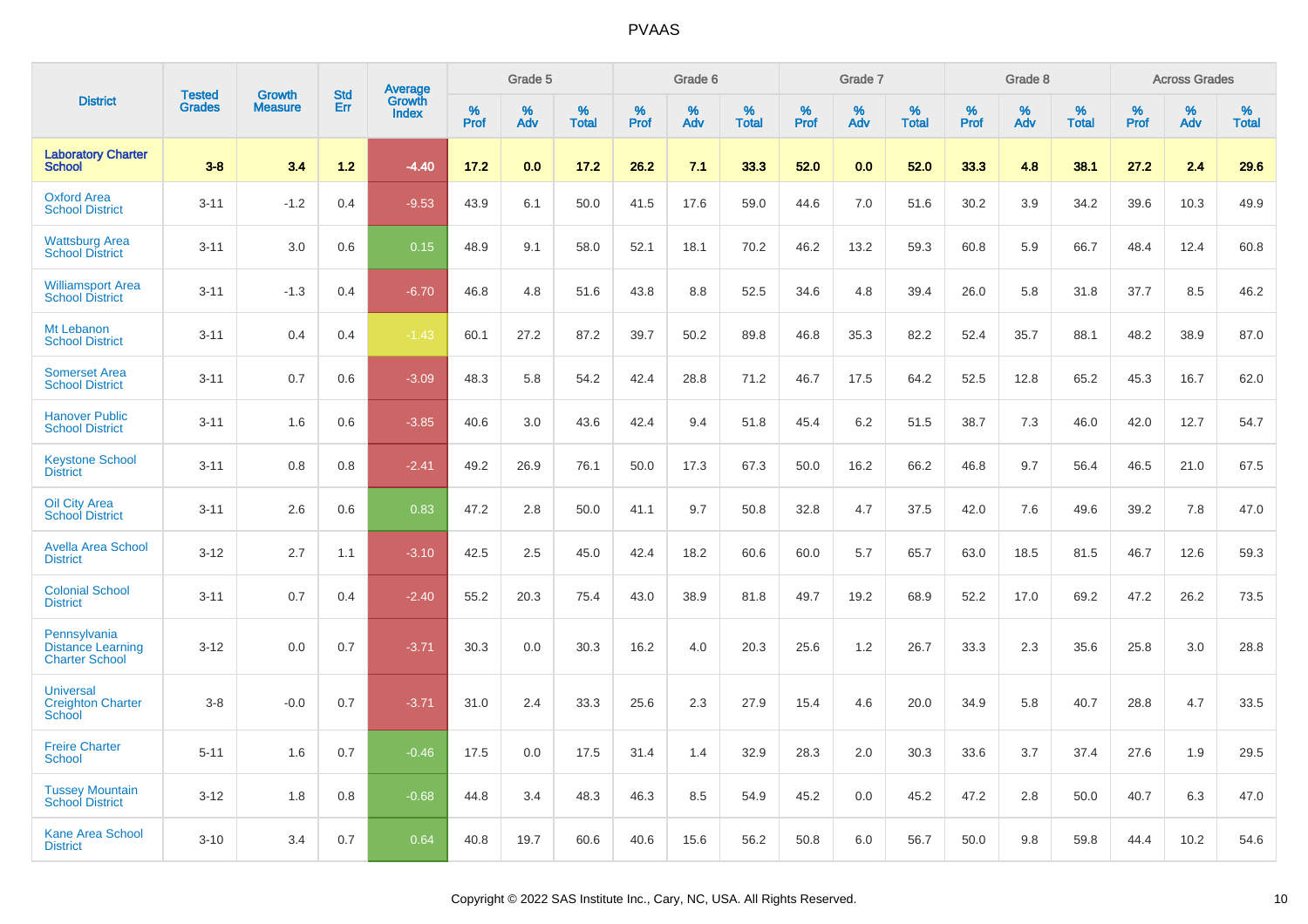# PVAAS

| District | Tested Grades | Growth Measure | Std Err | Average Growth Index | Grade 5 | | | Grade 6 | | | Grade 7 | | | Grade 8 | | | Across Grades | | |
|---|---|---|---|---|---|---|---|---|---|---|---|---|---|---|---|---|---|---|---|
| | | | | | % Prof | % Adv | % Total | % Prof | % Adv | % Total | % Prof | % Adv | % Total | % Prof | % Adv | % Total | % Prof | % Adv | % Total |
| **Laboratory Charter School** | **3-8** | **3.4** | **1.2** | **-4.40** | **17.2** | **0.0** | **17.2** | **26.2** | **7.1** | **33.3** | **52.0** | **0.0** | **52.0** | **33.3** | **4.8** | **38.1** | **27.2** | **2.4** | **29.6** |
| Oxford Area School District | 3-11 | -1.2 | 0.4 | -9.53 | 43.9 | 6.1 | 50.0 | 41.5 | 17.6 | 59.0 | 44.6 | 7.0 | 51.6 | 30.2 | 3.9 | 34.2 | 39.6 | 10.3 | 49.9 |
| Wattsburg Area School District | 3-11 | 3.0 | 0.6 | 0.15 | 48.9 | 9.1 | 58.0 | 52.1 | 18.1 | 70.2 | 46.2 | 13.2 | 59.3 | 60.8 | 5.9 | 66.7 | 48.4 | 12.4 | 60.8 |
| Williamsport Area School District | 3-11 | -1.3 | 0.4 | -6.70 | 46.8 | 4.8 | 51.6 | 43.8 | 8.8 | 52.5 | 34.6 | 4.8 | 39.4 | 26.0 | 5.8 | 31.8 | 37.7 | 8.5 | 46.2 |
| Mt Lebanon School District | 3-11 | 0.4 | 0.4 | -1.43 | 60.1 | 27.2 | 87.2 | 39.7 | 50.2 | 89.8 | 46.8 | 35.3 | 82.2 | 52.4 | 35.7 | 88.1 | 48.2 | 38.9 | 87.0 |
| Somerset Area School District | 3-11 | 0.7 | 0.6 | -3.09 | 48.3 | 5.8 | 54.2 | 42.4 | 28.8 | 71.2 | 46.7 | 17.5 | 64.2 | 52.5 | 12.8 | 65.2 | 45.3 | 16.7 | 62.0 |
| Hanover Public School District | 3-11 | 1.6 | 0.6 | -3.85 | 40.6 | 3.0 | 43.6 | 42.4 | 9.4 | 51.8 | 45.4 | 6.2 | 51.5 | 38.7 | 7.3 | 46.0 | 42.0 | 12.7 | 54.7 |
| Keystone School District | 3-11 | 0.8 | 0.8 | -2.41 | 49.2 | 26.9 | 76.1 | 50.0 | 17.3 | 67.3 | 50.0 | 16.2 | 66.2 | 46.8 | 9.7 | 56.4 | 46.5 | 21.0 | 67.5 |
| Oil City Area School District | 3-11 | 2.6 | 0.6 | 0.83 | 47.2 | 2.8 | 50.0 | 41.1 | 9.7 | 50.8 | 32.8 | 4.7 | 37.5 | 42.0 | 7.6 | 49.6 | 39.2 | 7.8 | 47.0 |
| Avella Area School District | 3-12 | 2.7 | 1.1 | -3.10 | 42.5 | 2.5 | 45.0 | 42.4 | 18.2 | 60.6 | 60.0 | 5.7 | 65.7 | 63.0 | 18.5 | 81.5 | 46.7 | 12.6 | 59.3 |
| Colonial School District | 3-11 | 0.7 | 0.4 | -2.40 | 55.2 | 20.3 | 75.4 | 43.0 | 38.9 | 81.8 | 49.7 | 19.2 | 68.9 | 52.2 | 17.0 | 69.2 | 47.2 | 26.2 | 73.5 |
| Pennsylvania Distance Learning Charter School | 3-12 | 0.0 | 0.7 | -3.71 | 30.3 | 0.0 | 30.3 | 16.2 | 4.0 | 20.3 | 25.6 | 1.2 | 26.7 | 33.3 | 2.3 | 35.6 | 25.8 | 3.0 | 28.8 |
| Universal Creighton Charter School | 3-8 | -0.0 | 0.7 | -3.71 | 31.0 | 2.4 | 33.3 | 25.6 | 2.3 | 27.9 | 15.4 | 4.6 | 20.0 | 34.9 | 5.8 | 40.7 | 28.8 | 4.7 | 33.5 |
| Freire Charter School | 5-11 | 1.6 | 0.7 | -0.46 | 17.5 | 0.0 | 17.5 | 31.4 | 1.4 | 32.9 | 28.3 | 2.0 | 30.3 | 33.6 | 3.7 | 37.4 | 27.6 | 1.9 | 29.5 |
| Tussey Mountain School District | 3-12 | 1.8 | 0.8 | -0.68 | 44.8 | 3.4 | 48.3 | 46.3 | 8.5 | 54.9 | 45.2 | 0.0 | 45.2 | 47.2 | 2.8 | 50.0 | 40.7 | 6.3 | 47.0 |
| Kane Area School District | 3-10 | 3.4 | 0.7 | 0.64 | 40.8 | 19.7 | 60.6 | 40.6 | 15.6 | 56.2 | 50.8 | 6.0 | 56.7 | 50.0 | 9.8 | 59.8 | 44.4 | 10.2 | 54.6 |

Copyright © 2022 SAS Institute Inc., Cary, NC, USA. All Rights Reserved.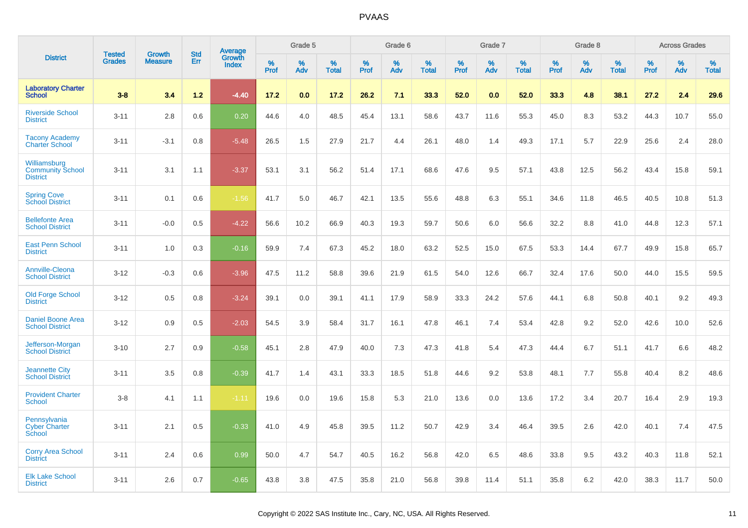# PVAAS

| District | Tested Grades | Growth Measure | Std Err | Average Growth Index | Grade 5 | | | Grade 6 | | | Grade 7 | | | Grade 8 | | | Across Grades | | |
|---|---|---|---|---|---|---|---|---|---|---|---|---|---|---|---|---|---|---|---|
| | | | | | % Prof | % Adv | % Total | % Prof | % Adv | % Total | % Prof | % Adv | % Total | % Prof | % Adv | % Total | % Prof | % Adv | % Total |
| **Laboratory Charter School** | **3-8** | **3.4** | **1.2** | **-4.40** | **17.2** | **0.0** | **17.2** | **26.2** | **7.1** | **33.3** | **52.0** | **0.0** | **52.0** | **33.3** | **4.8** | **38.1** | **27.2** | **2.4** | **29.6** |
| Riverside School District | 3-11 | 2.8 | 0.6 | 0.20 | 44.6 | 4.0 | 48.5 | 45.4 | 13.1 | 58.6 | 43.7 | 11.6 | 55.3 | 45.0 | 8.3 | 53.2 | 44.3 | 10.7 | 55.0 |
| Tacony Academy Charter School | 3-11 | -3.1 | 0.8 | -5.48 | 26.5 | 1.5 | 27.9 | 21.7 | 4.4 | 26.1 | 48.0 | 1.4 | 49.3 | 17.1 | 5.7 | 22.9 | 25.6 | 2.4 | 28.0 |
| Williamsburg Community School District | 3-11 | 3.1 | 1.1 | -3.37 | 53.1 | 3.1 | 56.2 | 51.4 | 17.1 | 68.6 | 47.6 | 9.5 | 57.1 | 43.8 | 12.5 | 56.2 | 43.4 | 15.8 | 59.1 |
| Spring Cove School District | 3-11 | 0.1 | 0.6 | -1.56 | 41.7 | 5.0 | 46.7 | 42.1 | 13.5 | 55.6 | 48.8 | 6.3 | 55.1 | 34.6 | 11.8 | 46.5 | 40.5 | 10.8 | 51.3 |
| Bellefonte Area School District | 3-11 | -0.0 | 0.5 | -4.22 | 56.6 | 10.2 | 66.9 | 40.3 | 19.3 | 59.7 | 50.6 | 6.0 | 56.6 | 32.2 | 8.8 | 41.0 | 44.8 | 12.3 | 57.1 |
| East Penn School District | 3-11 | 1.0 | 0.3 | -0.16 | 59.9 | 7.4 | 67.3 | 45.2 | 18.0 | 63.2 | 52.5 | 15.0 | 67.5 | 53.3 | 14.4 | 67.7 | 49.9 | 15.8 | 65.7 |
| Annville-Cleona School District | 3-12 | -0.3 | 0.6 | -3.96 | 47.5 | 11.2 | 58.8 | 39.6 | 21.9 | 61.5 | 54.0 | 12.6 | 66.7 | 32.4 | 17.6 | 50.0 | 44.0 | 15.5 | 59.5 |
| Old Forge School District | 3-12 | 0.5 | 0.8 | -3.24 | 39.1 | 0.0 | 39.1 | 41.1 | 17.9 | 58.9 | 33.3 | 24.2 | 57.6 | 44.1 | 6.8 | 50.8 | 40.1 | 9.2 | 49.3 |
| Daniel Boone Area School District | 3-12 | 0.9 | 0.5 | -2.03 | 54.5 | 3.9 | 58.4 | 31.7 | 16.1 | 47.8 | 46.1 | 7.4 | 53.4 | 42.8 | 9.2 | 52.0 | 42.6 | 10.0 | 52.6 |
| Jefferson-Morgan School District | 3-10 | 2.7 | 0.9 | -0.58 | 45.1 | 2.8 | 47.9 | 40.0 | 7.3 | 47.3 | 41.8 | 5.4 | 47.3 | 44.4 | 6.7 | 51.1 | 41.7 | 6.6 | 48.2 |
| Jeannette City School District | 3-11 | 3.5 | 0.8 | -0.39 | 41.7 | 1.4 | 43.1 | 33.3 | 18.5 | 51.8 | 44.6 | 9.2 | 53.8 | 48.1 | 7.7 | 55.8 | 40.4 | 8.2 | 48.6 |
| Provident Charter School | 3-8 | 4.1 | 1.1 | -1.11 | 19.6 | 0.0 | 19.6 | 15.8 | 5.3 | 21.0 | 13.6 | 0.0 | 13.6 | 17.2 | 3.4 | 20.7 | 16.4 | 2.9 | 19.3 |
| Pennsylvania Cyber Charter School | 3-11 | 2.1 | 0.5 | -0.33 | 41.0 | 4.9 | 45.8 | 39.5 | 11.2 | 50.7 | 42.9 | 3.4 | 46.4 | 39.5 | 2.6 | 42.0 | 40.1 | 7.4 | 47.5 |
| Corry Area School District | 3-11 | 2.4 | 0.6 | 0.99 | 50.0 | 4.7 | 54.7 | 40.5 | 16.2 | 56.8 | 42.0 | 6.5 | 48.6 | 33.8 | 9.5 | 43.2 | 40.3 | 11.8 | 52.1 |
| Elk Lake School District | 3-11 | 2.6 | 0.7 | -0.65 | 43.8 | 3.8 | 47.5 | 35.8 | 21.0 | 56.8 | 39.8 | 11.4 | 51.1 | 35.8 | 6.2 | 42.0 | 38.3 | 11.7 | 50.0 |

Copyright © 2022 SAS Institute Inc., Cary, NC, USA. All Rights Reserved.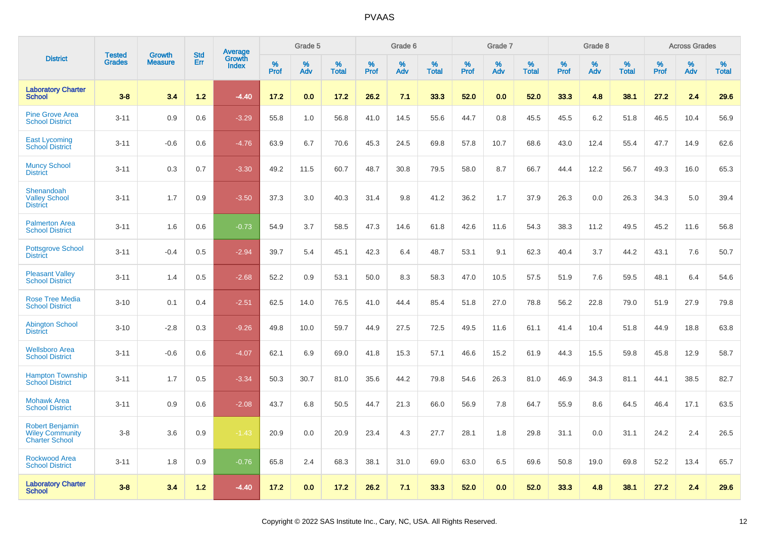| District | Tested Grades | Growth Measure | Std Err | Average Growth Index | Grade 5 | | | Grade 6 | | | Grade 7 | | | Grade 8 | | | Across Grades | | |
|---|---|---|---|---|---|---|---|---|---|---|---|---|---|---|---|---|---|---|---|
| | | | | | % Prof | % Adv | % Total | % Prof | % Adv | % Total | % Prof | % Adv | % Total | % Prof | % Adv | % Total | % Prof | % Adv | % Total |
| **Laboratory Charter School** | **3-8** | **3.4** | **1.2** | **-4.40** | **17.2** | **0.0** | **17.2** | **26.2** | **7.1** | **33.3** | **52.0** | **0.0** | **52.0** | **33.3** | **4.8** | **38.1** | **27.2** | **2.4** | **29.6** |
| Pine Grove Area School District | 3-11 | 0.9 | 0.6 | -3.29 | 55.8 | 1.0 | 56.8 | 41.0 | 14.5 | 55.6 | 44.7 | 0.8 | 45.5 | 45.5 | 6.2 | 51.8 | 46.5 | 10.4 | 56.9 |
| East Lycoming School District | 3-11 | -0.6 | 0.6 | -4.76 | 63.9 | 6.7 | 70.6 | 45.3 | 24.5 | 69.8 | 57.8 | 10.7 | 68.6 | 43.0 | 12.4 | 55.4 | 47.7 | 14.9 | 62.6 |
| Muncy School District | 3-11 | 0.3 | 0.7 | -3.30 | 49.2 | 11.5 | 60.7 | 48.7 | 30.8 | 79.5 | 58.0 | 8.7 | 66.7 | 44.4 | 12.2 | 56.7 | 49.3 | 16.0 | 65.3 |
| Shenandoah Valley School District | 3-11 | 1.7 | 0.9 | -3.50 | 37.3 | 3.0 | 40.3 | 31.4 | 9.8 | 41.2 | 36.2 | 1.7 | 37.9 | 26.3 | 0.0 | 26.3 | 34.3 | 5.0 | 39.4 |
| Palmerton Area School District | 3-11 | 1.6 | 0.6 | -0.73 | 54.9 | 3.7 | 58.5 | 47.3 | 14.6 | 61.8 | 42.6 | 11.6 | 54.3 | 38.3 | 11.2 | 49.5 | 45.2 | 11.6 | 56.8 |
| Pottsgrove School District | 3-11 | -0.4 | 0.5 | -2.94 | 39.7 | 5.4 | 45.1 | 42.3 | 6.4 | 48.7 | 53.1 | 9.1 | 62.3 | 40.4 | 3.7 | 44.2 | 43.1 | 7.6 | 50.7 |
| Pleasant Valley School District | 3-11 | 1.4 | 0.5 | -2.68 | 52.2 | 0.9 | 53.1 | 50.0 | 8.3 | 58.3 | 47.0 | 10.5 | 57.5 | 51.9 | 7.6 | 59.5 | 48.1 | 6.4 | 54.6 |
| Rose Tree Media School District | 3-10 | 0.1 | 0.4 | -2.51 | 62.5 | 14.0 | 76.5 | 41.0 | 44.4 | 85.4 | 51.8 | 27.0 | 78.8 | 56.2 | 22.8 | 79.0 | 51.9 | 27.9 | 79.8 |
| Abington School District | 3-10 | -2.8 | 0.3 | -9.26 | 49.8 | 10.0 | 59.7 | 44.9 | 27.5 | 72.5 | 49.5 | 11.6 | 61.1 | 41.4 | 10.4 | 51.8 | 44.9 | 18.8 | 63.8 |
| Wellsboro Area School District | 3-11 | -0.6 | 0.6 | -4.07 | 62.1 | 6.9 | 69.0 | 41.8 | 15.3 | 57.1 | 46.6 | 15.2 | 61.9 | 44.3 | 15.5 | 59.8 | 45.8 | 12.9 | 58.7 |
| Hampton Township School District | 3-11 | 1.7 | 0.5 | -3.34 | 50.3 | 30.7 | 81.0 | 35.6 | 44.2 | 79.8 | 54.6 | 26.3 | 81.0 | 46.9 | 34.3 | 81.1 | 44.1 | 38.5 | 82.7 |
| Mohawk Area School District | 3-11 | 0.9 | 0.6 | -2.08 | 43.7 | 6.8 | 50.5 | 44.7 | 21.3 | 66.0 | 56.9 | 7.8 | 64.7 | 55.9 | 8.6 | 64.5 | 46.4 | 17.1 | 63.5 |
| Robert Benjamin Wiley Community Charter School | 3-8 | 3.6 | 0.9 | -1.43 | 20.9 | 0.0 | 20.9 | 23.4 | 4.3 | 27.7 | 28.1 | 1.8 | 29.8 | 31.1 | 0.0 | 31.1 | 24.2 | 2.4 | 26.5 |
| Rockwood Area School District | 3-11 | 1.8 | 0.9 | -0.76 | 65.8 | 2.4 | 68.3 | 38.1 | 31.0 | 69.0 | 63.0 | 6.5 | 69.6 | 50.8 | 19.0 | 69.8 | 52.2 | 13.4 | 65.7 |
| **Laboratory Charter School** | **3-8** | **3.4** | **1.2** | **-4.40** | **17.2** | **0.0** | **17.2** | **26.2** | **7.1** | **33.3** | **52.0** | **0.0** | **52.0** | **33.3** | **4.8** | **38.1** | **27.2** | **2.4** | **29.6** |

Copyright © 2022 SAS Institute Inc., Cary, NC, USA. All Rights Reserved.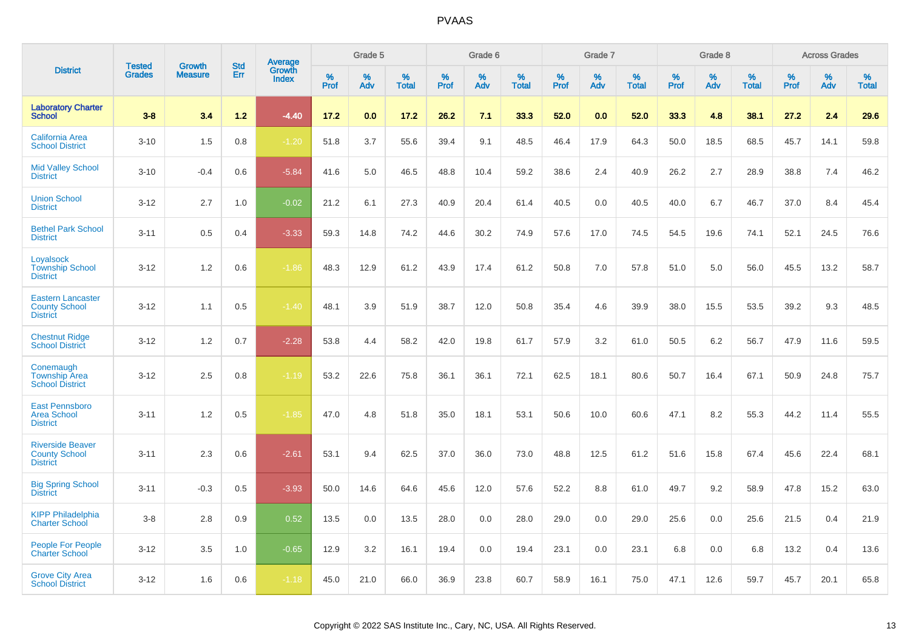| District | Tested Grades | Growth Measure | Std Err | Average Growth Index | Grade 5 | | | Grade 6 | | | Grade 7 | | | Grade 8 | | | Across Grades | | |
|---|---|---|---|---|---|---|---|---|---|---|---|---|---|---|---|---|---|---|---|
| | | | | | % Prof | % Adv | % Total | % Prof | % Adv | % Total | % Prof | % Adv | % Total | % Prof | % Adv | % Total | % Prof | % Adv | % Total |
| **Laboratory Charter School** | **3-8** | **3.4** | **1.2** | **-4.40** | **17.2** | **0.0** | **17.2** | **26.2** | **7.1** | **33.3** | **52.0** | **0.0** | **52.0** | **33.3** | **4.8** | **38.1** | **27.2** | **2.4** | **29.6** |
| California Area School District | 3-10 | 1.5 | 0.8 | -1.20 | 51.8 | 3.7 | 55.6 | 39.4 | 9.1 | 48.5 | 46.4 | 17.9 | 64.3 | 50.0 | 18.5 | 68.5 | 45.7 | 14.1 | 59.8 |
| Mid Valley School District | 3-10 | -0.4 | 0.6 | -5.84 | 41.6 | 5.0 | 46.5 | 48.8 | 10.4 | 59.2 | 38.6 | 2.4 | 40.9 | 26.2 | 2.7 | 28.9 | 38.8 | 7.4 | 46.2 |
| Union School District | 3-12 | 2.7 | 1.0 | -0.02 | 21.2 | 6.1 | 27.3 | 40.9 | 20.4 | 61.4 | 40.5 | 0.0 | 40.5 | 40.0 | 6.7 | 46.7 | 37.0 | 8.4 | 45.4 |
| Bethel Park School District | 3-11 | 0.5 | 0.4 | -3.33 | 59.3 | 14.8 | 74.2 | 44.6 | 30.2 | 74.9 | 57.6 | 17.0 | 74.5 | 54.5 | 19.6 | 74.1 | 52.1 | 24.5 | 76.6 |
| Loyalsock Township School District | 3-12 | 1.2 | 0.6 | -1.86 | 48.3 | 12.9 | 61.2 | 43.9 | 17.4 | 61.2 | 50.8 | 7.0 | 57.8 | 51.0 | 5.0 | 56.0 | 45.5 | 13.2 | 58.7 |
| Eastern Lancaster County School District | 3-12 | 1.1 | 0.5 | -1.40 | 48.1 | 3.9 | 51.9 | 38.7 | 12.0 | 50.8 | 35.4 | 4.6 | 39.9 | 38.0 | 15.5 | 53.5 | 39.2 | 9.3 | 48.5 |
| Chestnut Ridge School District | 3-12 | 1.2 | 0.7 | -2.28 | 53.8 | 4.4 | 58.2 | 42.0 | 19.8 | 61.7 | 57.9 | 3.2 | 61.0 | 50.5 | 6.2 | 56.7 | 47.9 | 11.6 | 59.5 |
| Conemaugh Township Area School District | 3-12 | 2.5 | 0.8 | -1.19 | 53.2 | 22.6 | 75.8 | 36.1 | 36.1 | 72.1 | 62.5 | 18.1 | 80.6 | 50.7 | 16.4 | 67.1 | 50.9 | 24.8 | 75.7 |
| East Pennsboro Area School District | 3-11 | 1.2 | 0.5 | -1.85 | 47.0 | 4.8 | 51.8 | 35.0 | 18.1 | 53.1 | 50.6 | 10.0 | 60.6 | 47.1 | 8.2 | 55.3 | 44.2 | 11.4 | 55.5 |
| Riverside Beaver County School District | 3-11 | 2.3 | 0.6 | -2.61 | 53.1 | 9.4 | 62.5 | 37.0 | 36.0 | 73.0 | 48.8 | 12.5 | 61.2 | 51.6 | 15.8 | 67.4 | 45.6 | 22.4 | 68.1 |
| Big Spring School District | 3-11 | -0.3 | 0.5 | -3.93 | 50.0 | 14.6 | 64.6 | 45.6 | 12.0 | 57.6 | 52.2 | 8.8 | 61.0 | 49.7 | 9.2 | 58.9 | 47.8 | 15.2 | 63.0 |
| KIPP Philadelphia Charter School | 3-8 | 2.8 | 0.9 | 0.52 | 13.5 | 0.0 | 13.5 | 28.0 | 0.0 | 28.0 | 29.0 | 0.0 | 29.0 | 25.6 | 0.0 | 25.6 | 21.5 | 0.4 | 21.9 |
| People For People Charter School | 3-12 | 3.5 | 1.0 | -0.65 | 12.9 | 3.2 | 16.1 | 19.4 | 0.0 | 19.4 | 23.1 | 0.0 | 23.1 | 6.8 | 0.0 | 6.8 | 13.2 | 0.4 | 13.6 |
| Grove City Area School District | 3-12 | 1.6 | 0.6 | -1.18 | 45.0 | 21.0 | 66.0 | 36.9 | 23.8 | 60.7 | 58.9 | 16.1 | 75.0 | 47.1 | 12.6 | 59.7 | 45.7 | 20.1 | 65.8 |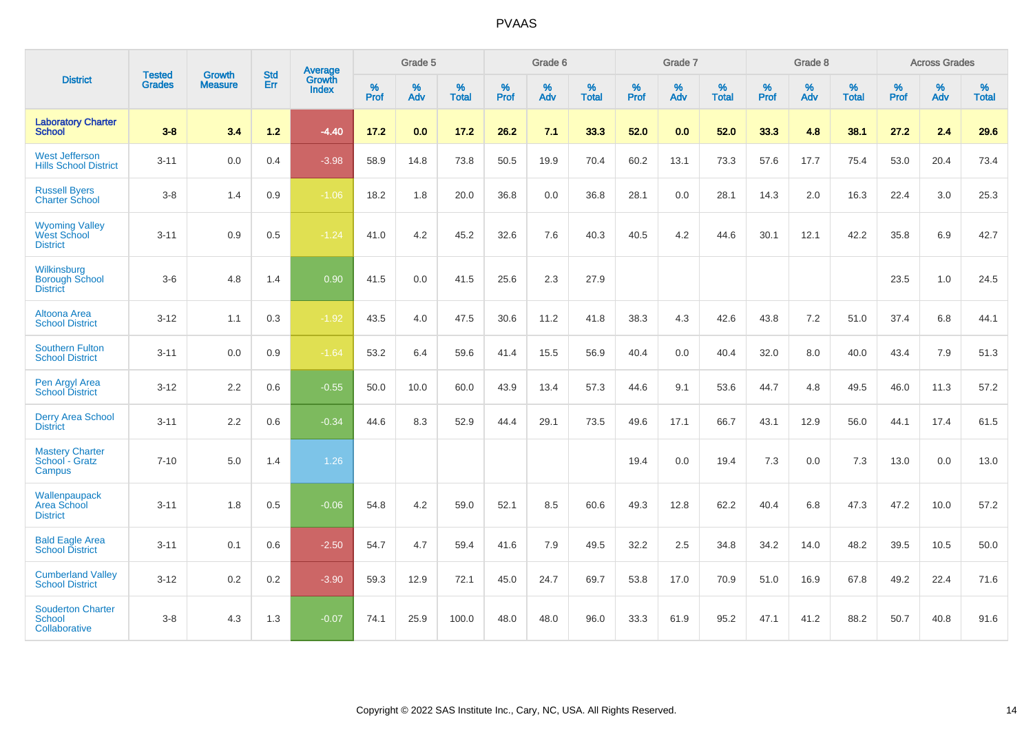# PVAAS

| District | Tested Grades | Growth Measure | Std Err | Average Growth Index | Grade 5 | | | Grade 6 | | | Grade 7 | | | Grade 8 | | | Across Grades | | |
|---|---|---|---|---|---|---|---|---|---|---|---|---|---|---|---|---|---|---|---|
| | | | | | % Prof | % Adv | % Total | % Prof | % Adv | % Total | % Prof | % Adv | % Total | % Prof | % Adv | % Total | % Prof | % Adv | % Total |
| **Laboratory Charter School** | **3-8** | **3.4** | **1.2** | **-4.40** | **17.2** | **0.0** | **17.2** | **26.2** | **7.1** | **33.3** | **52.0** | **0.0** | **52.0** | **33.3** | **4.8** | **38.1** | **27.2** | **2.4** | **29.6** |
| West Jefferson Hills School District | 3-11 | 0.0 | 0.4 | -3.98 | 58.9 | 14.8 | 73.8 | 50.5 | 19.9 | 70.4 | 60.2 | 13.1 | 73.3 | 57.6 | 17.7 | 75.4 | 53.0 | 20.4 | 73.4 |
| Russell Byers Charter School | 3-8 | 1.4 | 0.9 | -1.06 | 18.2 | 1.8 | 20.0 | 36.8 | 0.0 | 36.8 | 28.1 | 0.0 | 28.1 | 14.3 | 2.0 | 16.3 | 22.4 | 3.0 | 25.3 |
| Wyoming Valley West School District | 3-11 | 0.9 | 0.5 | -1.24 | 41.0 | 4.2 | 45.2 | 32.6 | 7.6 | 40.3 | 40.5 | 4.2 | 44.6 | 30.1 | 12.1 | 42.2 | 35.8 | 6.9 | 42.7 |
| Wilkinsburg Borough School District | 3-6 | 4.8 | 1.4 | 0.90 | 41.5 | 0.0 | 41.5 | 25.6 | 2.3 | 27.9 | | | | | | | 23.5 | 1.0 | 24.5 |
| Altoona Area School District | 3-12 | 1.1 | 0.3 | -1.92 | 43.5 | 4.0 | 47.5 | 30.6 | 11.2 | 41.8 | 38.3 | 4.3 | 42.6 | 43.8 | 7.2 | 51.0 | 37.4 | 6.8 | 44.1 |
| Southern Fulton School District | 3-11 | 0.0 | 0.9 | -1.64 | 53.2 | 6.4 | 59.6 | 41.4 | 15.5 | 56.9 | 40.4 | 0.0 | 40.4 | 32.0 | 8.0 | 40.0 | 43.4 | 7.9 | 51.3 |
| Pen Argyl Area School District | 3-12 | 2.2 | 0.6 | -0.55 | 50.0 | 10.0 | 60.0 | 43.9 | 13.4 | 57.3 | 44.6 | 9.1 | 53.6 | 44.7 | 4.8 | 49.5 | 46.0 | 11.3 | 57.2 |
| Derry Area School District | 3-11 | 2.2 | 0.6 | -0.34 | 44.6 | 8.3 | 52.9 | 44.4 | 29.1 | 73.5 | 49.6 | 17.1 | 66.7 | 43.1 | 12.9 | 56.0 | 44.1 | 17.4 | 61.5 |
| Mastery Charter School - Gratz Campus | 7-10 | 5.0 | 1.4 | 1.26 | | | | | | | 19.4 | 0.0 | 19.4 | 7.3 | 0.0 | 7.3 | 13.0 | 0.0 | 13.0 |
| Wallenpaupack Area School District | 3-11 | 1.8 | 0.5 | -0.06 | 54.8 | 4.2 | 59.0 | 52.1 | 8.5 | 60.6 | 49.3 | 12.8 | 62.2 | 40.4 | 6.8 | 47.3 | 47.2 | 10.0 | 57.2 |
| Bald Eagle Area School District | 3-11 | 0.1 | 0.6 | -2.50 | 54.7 | 4.7 | 59.4 | 41.6 | 7.9 | 49.5 | 32.2 | 2.5 | 34.8 | 34.2 | 14.0 | 48.2 | 39.5 | 10.5 | 50.0 |
| Cumberland Valley School District | 3-12 | 0.2 | 0.2 | -3.90 | 59.3 | 12.9 | 72.1 | 45.0 | 24.7 | 69.7 | 53.8 | 17.0 | 70.9 | 51.0 | 16.9 | 67.8 | 49.2 | 22.4 | 71.6 |
| Souderton Charter School Collaborative | 3-8 | 4.3 | 1.3 | -0.07 | 74.1 | 25.9 | 100.0 | 48.0 | 48.0 | 96.0 | 33.3 | 61.9 | 95.2 | 47.1 | 41.2 | 88.2 | 50.7 | 40.8 | 91.6 |

Copyright © 2022 SAS Institute Inc., Cary, NC, USA. All Rights Reserved.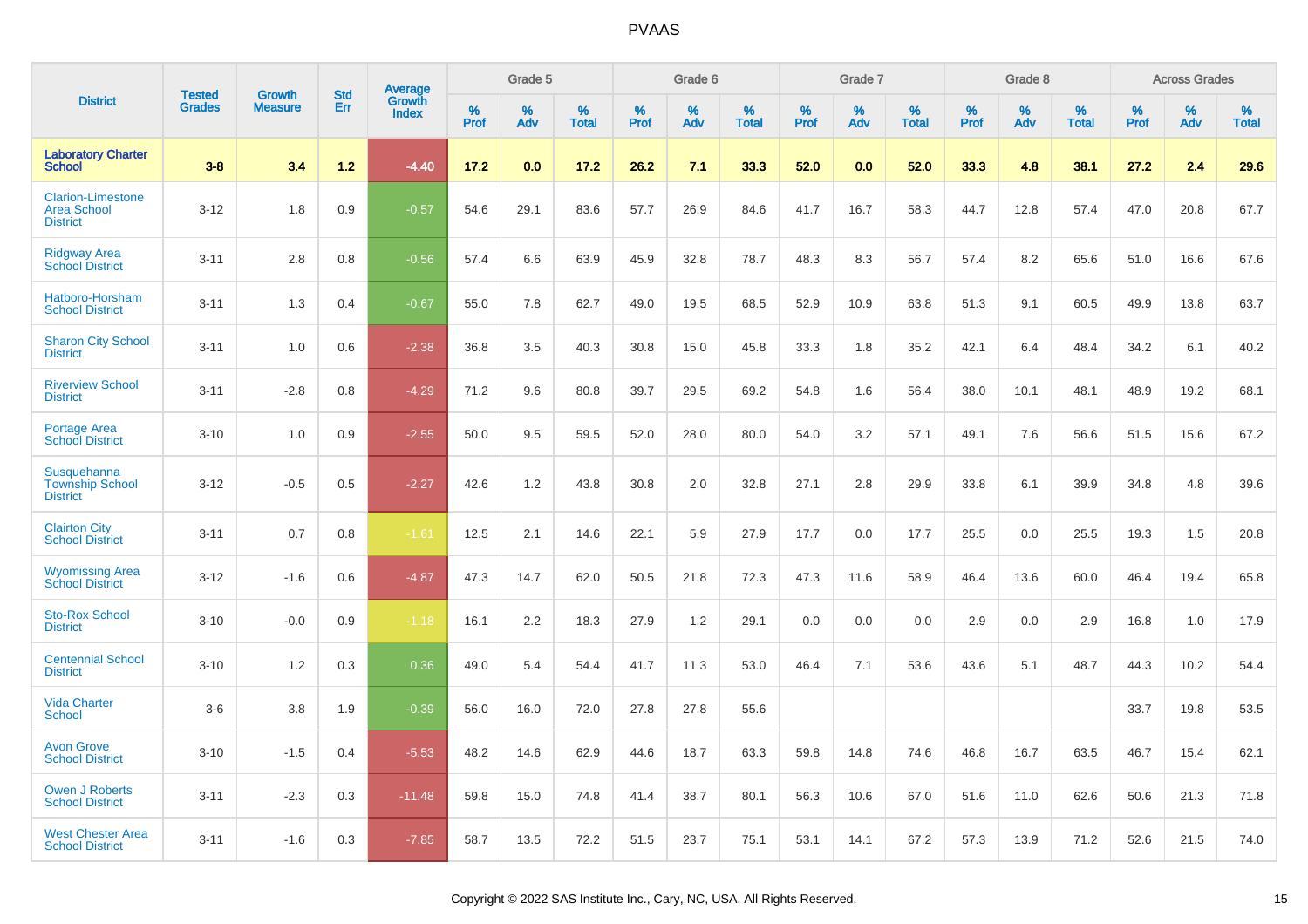# PVAAS

| District | Tested Grades | Growth Measure | Std Err | Average Growth Index | Grade 5 | | | Grade 6 | | | Grade 7 | | | Grade 8 | | | Across Grades | | |
|---|---|---|---|---|---|---|---|---|---|---|---|---|---|---|---|---|---|---|---|
| | | | | | % Prof | % Adv | % Total | % Prof | % Adv | % Total | % Prof | % Adv | % Total | % Prof | % Adv | % Total | % Prof | % Adv | % Total |
| **Laboratory Charter School** | **3-8** | **3.4** | **1.2** | **-4.40** | **17.2** | **0.0** | **17.2** | **26.2** | **7.1** | **33.3** | **52.0** | **0.0** | **52.0** | **33.3** | **4.8** | **38.1** | **27.2** | **2.4** | **29.6** |
| Clarion-Limestone Area School District | 3-12 | 1.8 | 0.9 | -0.57 | 54.6 | 29.1 | 83.6 | 57.7 | 26.9 | 84.6 | 41.7 | 16.7 | 58.3 | 44.7 | 12.8 | 57.4 | 47.0 | 20.8 | 67.7 |
| Ridgway Area School District | 3-11 | 2.8 | 0.8 | -0.56 | 57.4 | 6.6 | 63.9 | 45.9 | 32.8 | 78.7 | 48.3 | 8.3 | 56.7 | 57.4 | 8.2 | 65.6 | 51.0 | 16.6 | 67.6 |
| Hatboro-Horsham School District | 3-11 | 1.3 | 0.4 | -0.67 | 55.0 | 7.8 | 62.7 | 49.0 | 19.5 | 68.5 | 52.9 | 10.9 | 63.8 | 51.3 | 9.1 | 60.5 | 49.9 | 13.8 | 63.7 |
| Sharon City School District | 3-11 | 1.0 | 0.6 | -2.38 | 36.8 | 3.5 | 40.3 | 30.8 | 15.0 | 45.8 | 33.3 | 1.8 | 35.2 | 42.1 | 6.4 | 48.4 | 34.2 | 6.1 | 40.2 |
| Riverview School District | 3-11 | -2.8 | 0.8 | -4.29 | 71.2 | 9.6 | 80.8 | 39.7 | 29.5 | 69.2 | 54.8 | 1.6 | 56.4 | 38.0 | 10.1 | 48.1 | 48.9 | 19.2 | 68.1 |
| Portage Area School District | 3-10 | 1.0 | 0.9 | -2.55 | 50.0 | 9.5 | 59.5 | 52.0 | 28.0 | 80.0 | 54.0 | 3.2 | 57.1 | 49.1 | 7.6 | 56.6 | 51.5 | 15.6 | 67.2 |
| Susquehanna Township School District | 3-12 | -0.5 | 0.5 | -2.27 | 42.6 | 1.2 | 43.8 | 30.8 | 2.0 | 32.8 | 27.1 | 2.8 | 29.9 | 33.8 | 6.1 | 39.9 | 34.8 | 4.8 | 39.6 |
| Clairton City School District | 3-11 | 0.7 | 0.8 | -1.61 | 12.5 | 2.1 | 14.6 | 22.1 | 5.9 | 27.9 | 17.7 | 0.0 | 17.7 | 25.5 | 0.0 | 25.5 | 19.3 | 1.5 | 20.8 |
| Wyomissing Area School District | 3-12 | -1.6 | 0.6 | -4.87 | 47.3 | 14.7 | 62.0 | 50.5 | 21.8 | 72.3 | 47.3 | 11.6 | 58.9 | 46.4 | 13.6 | 60.0 | 46.4 | 19.4 | 65.8 |
| Sto-Rox School District | 3-10 | -0.0 | 0.9 | -1.18 | 16.1 | 2.2 | 18.3 | 27.9 | 1.2 | 29.1 | 0.0 | 0.0 | 0.0 | 2.9 | 0.0 | 2.9 | 16.8 | 1.0 | 17.9 |
| Centennial School District | 3-10 | 1.2 | 0.3 | 0.36 | 49.0 | 5.4 | 54.4 | 41.7 | 11.3 | 53.0 | 46.4 | 7.1 | 53.6 | 43.6 | 5.1 | 48.7 | 44.3 | 10.2 | 54.4 |
| Vida Charter School | 3-6 | 3.8 | 1.9 | -0.39 | 56.0 | 16.0 | 72.0 | 27.8 | 27.8 | 55.6 | | | | | | | 33.7 | 19.8 | 53.5 |
| Avon Grove School District | 3-10 | -1.5 | 0.4 | -5.53 | 48.2 | 14.6 | 62.9 | 44.6 | 18.7 | 63.3 | 59.8 | 14.8 | 74.6 | 46.8 | 16.7 | 63.5 | 46.7 | 15.4 | 62.1 |
| Owen J Roberts School District | 3-11 | -2.3 | 0.3 | -11.48 | 59.8 | 15.0 | 74.8 | 41.4 | 38.7 | 80.1 | 56.3 | 10.6 | 67.0 | 51.6 | 11.0 | 62.6 | 50.6 | 21.3 | 71.8 |
| West Chester Area School District | 3-11 | -1.6 | 0.3 | -7.85 | 58.7 | 13.5 | 72.2 | 51.5 | 23.7 | 75.1 | 53.1 | 14.1 | 67.2 | 57.3 | 13.9 | 71.2 | 52.6 | 21.5 | 74.0 |

Copyright © 2022 SAS Institute Inc., Cary, NC, USA. All Rights Reserved.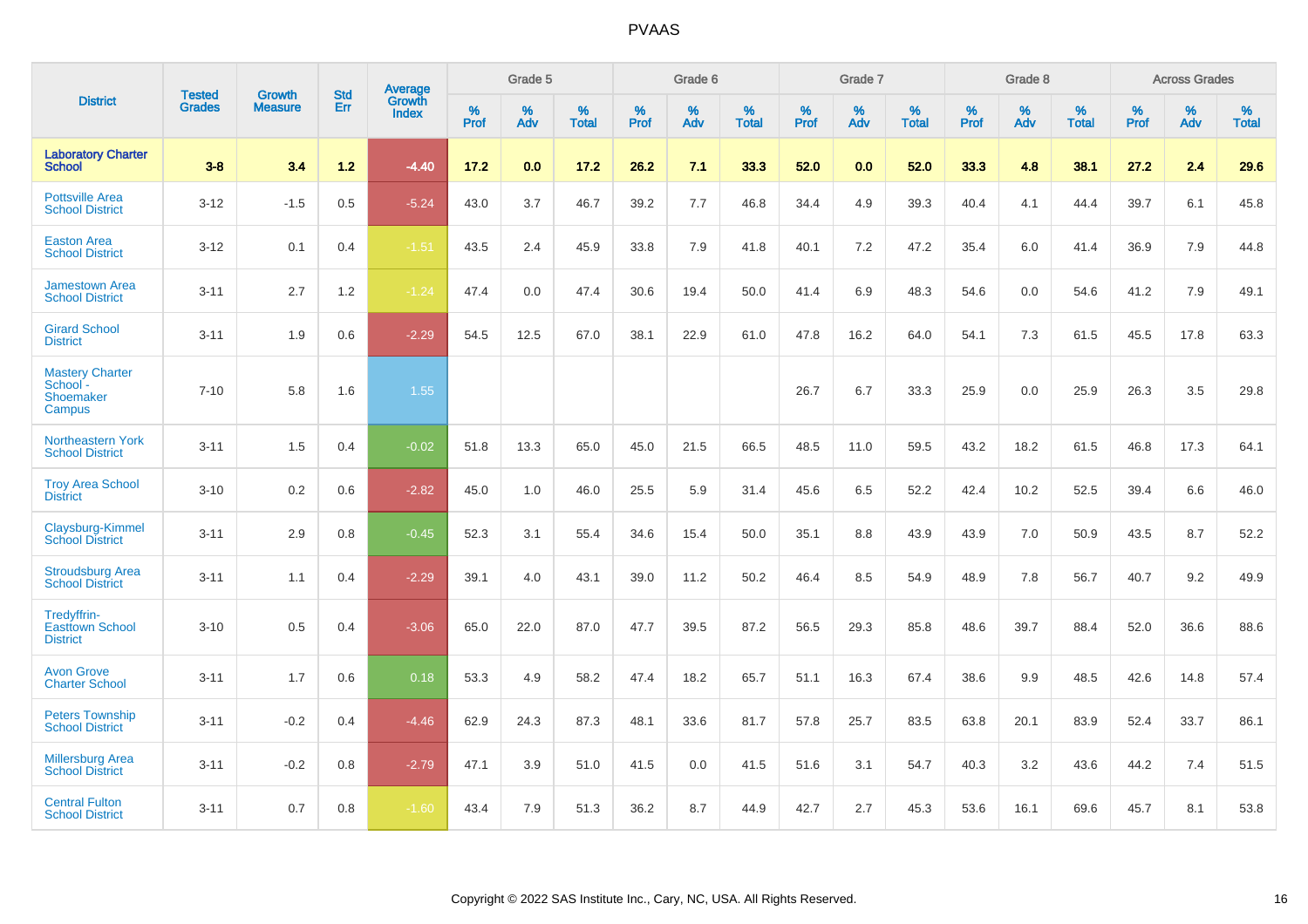# PVAAS

| District | Tested Grades | Growth Measure | Std Err | Average Growth Index | Grade 5 | | | Grade 6 | | | Grade 7 | | | Grade 8 | | | Across Grades | | |
|---|---|---|---|---|---|---|---|---|---|---|---|---|---|---|---|---|---|---|---|
| | | | | | % Prof | % Adv | % Total | % Prof | % Adv | % Total | % Prof | % Adv | % Total | % Prof | % Adv | % Total | % Prof | % Adv | % Total |
| **Laboratory Charter School** | **3-8** | **3.4** | **1.2** | **-4.40** | **17.2** | **0.0** | **17.2** | **26.2** | **7.1** | **33.3** | **52.0** | **0.0** | **52.0** | **33.3** | **4.8** | **38.1** | **27.2** | **2.4** | **29.6** |
| Pottsville Area School District | 3-12 | -1.5 | 0.5 | -5.24 | 43.0 | 3.7 | 46.7 | 39.2 | 7.7 | 46.8 | 34.4 | 4.9 | 39.3 | 40.4 | 4.1 | 44.4 | 39.7 | 6.1 | 45.8 |
| Easton Area School District | 3-12 | 0.1 | 0.4 | -1.51 | 43.5 | 2.4 | 45.9 | 33.8 | 7.9 | 41.8 | 40.1 | 7.2 | 47.2 | 35.4 | 6.0 | 41.4 | 36.9 | 7.9 | 44.8 |
| Jamestown Area School District | 3-11 | 2.7 | 1.2 | -1.24 | 47.4 | 0.0 | 47.4 | 30.6 | 19.4 | 50.0 | 41.4 | 6.9 | 48.3 | 54.6 | 0.0 | 54.6 | 41.2 | 7.9 | 49.1 |
| Girard School District | 3-11 | 1.9 | 0.6 | -2.29 | 54.5 | 12.5 | 67.0 | 38.1 | 22.9 | 61.0 | 47.8 | 16.2 | 64.0 | 54.1 | 7.3 | 61.5 | 45.5 | 17.8 | 63.3 |
| Mastery Charter School - Shoemaker Campus | 7-10 | 5.8 | 1.6 | 1.55 | | | | | | | 26.7 | 6.7 | 33.3 | 25.9 | 0.0 | 25.9 | 26.3 | 3.5 | 29.8 |
| Northeastern York School District | 3-11 | 1.5 | 0.4 | -0.02 | 51.8 | 13.3 | 65.0 | 45.0 | 21.5 | 66.5 | 48.5 | 11.0 | 59.5 | 43.2 | 18.2 | 61.5 | 46.8 | 17.3 | 64.1 |
| Troy Area School District | 3-10 | 0.2 | 0.6 | -2.82 | 45.0 | 1.0 | 46.0 | 25.5 | 5.9 | 31.4 | 45.6 | 6.5 | 52.2 | 42.4 | 10.2 | 52.5 | 39.4 | 6.6 | 46.0 |
| Claysburg-Kimmel School District | 3-11 | 2.9 | 0.8 | -0.45 | 52.3 | 3.1 | 55.4 | 34.6 | 15.4 | 50.0 | 35.1 | 8.8 | 43.9 | 43.9 | 7.0 | 50.9 | 43.5 | 8.7 | 52.2 |
| Stroudsburg Area School District | 3-11 | 1.1 | 0.4 | -2.29 | 39.1 | 4.0 | 43.1 | 39.0 | 11.2 | 50.2 | 46.4 | 8.5 | 54.9 | 48.9 | 7.8 | 56.7 | 40.7 | 9.2 | 49.9 |
| Tredyffrin-Easttown School District | 3-10 | 0.5 | 0.4 | -3.06 | 65.0 | 22.0 | 87.0 | 47.7 | 39.5 | 87.2 | 56.5 | 29.3 | 85.8 | 48.6 | 39.7 | 88.4 | 52.0 | 36.6 | 88.6 |
| Avon Grove Charter School | 3-11 | 1.7 | 0.6 | 0.18 | 53.3 | 4.9 | 58.2 | 47.4 | 18.2 | 65.7 | 51.1 | 16.3 | 67.4 | 38.6 | 9.9 | 48.5 | 42.6 | 14.8 | 57.4 |
| Peters Township School District | 3-11 | -0.2 | 0.4 | -4.46 | 62.9 | 24.3 | 87.3 | 48.1 | 33.6 | 81.7 | 57.8 | 25.7 | 83.5 | 63.8 | 20.1 | 83.9 | 52.4 | 33.7 | 86.1 |
| Millersburg Area School District | 3-11 | -0.2 | 0.8 | -2.79 | 47.1 | 3.9 | 51.0 | 41.5 | 0.0 | 41.5 | 51.6 | 3.1 | 54.7 | 40.3 | 3.2 | 43.6 | 44.2 | 7.4 | 51.5 |
| Central Fulton School District | 3-11 | 0.7 | 0.8 | -1.60 | 43.4 | 7.9 | 51.3 | 36.2 | 8.7 | 44.9 | 42.7 | 2.7 | 45.3 | 53.6 | 16.1 | 69.6 | 45.7 | 8.1 | 53.8 |

Copyright © 2022 SAS Institute Inc., Cary, NC, USA. All Rights Reserved.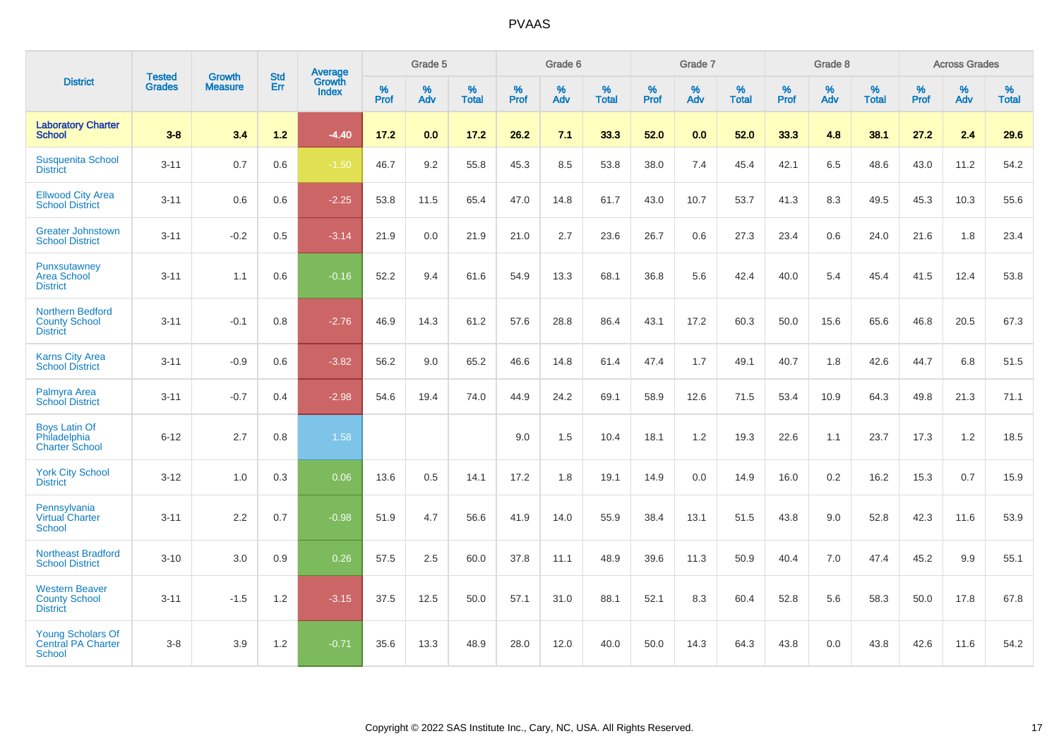# PVAAS

| District | Tested Grades | Growth Measure | Std Err | Average Growth Index | Grade 5 | | | Grade 6 | | | Grade 7 | | | Grade 8 | | | Across Grades | | |
|---|---|---|---|---|---|---|---|---|---|---|---|---|---|---|---|---|---|---|---|
| | | | | | % Prof | % Adv | % Total | % Prof | % Adv | % Total | % Prof | % Adv | % Total | % Prof | % Adv | % Total | % Prof | % Adv | % Total |
| **Laboratory Charter School** | **3-8** | **3.4** | **1.2** | **-4.40** | **17.2** | **0.0** | **17.2** | **26.2** | **7.1** | **33.3** | **52.0** | **0.0** | **52.0** | **33.3** | **4.8** | **38.1** | **27.2** | **2.4** | **29.6** |
| Susquenita School District | 3-11 | 0.7 | 0.6 | -1.50 | 46.7 | 9.2 | 55.8 | 45.3 | 8.5 | 53.8 | 38.0 | 7.4 | 45.4 | 42.1 | 6.5 | 48.6 | 43.0 | 11.2 | 54.2 |
| Ellwood City Area School District | 3-11 | 0.6 | 0.6 | -2.25 | 53.8 | 11.5 | 65.4 | 47.0 | 14.8 | 61.7 | 43.0 | 10.7 | 53.7 | 41.3 | 8.3 | 49.5 | 45.3 | 10.3 | 55.6 |
| Greater Johnstown School District | 3-11 | -0.2 | 0.5 | -3.14 | 21.9 | 0.0 | 21.9 | 21.0 | 2.7 | 23.6 | 26.7 | 0.6 | 27.3 | 23.4 | 0.6 | 24.0 | 21.6 | 1.8 | 23.4 |
| Punxsutawney Area School District | 3-11 | 1.1 | 0.6 | -0.16 | 52.2 | 9.4 | 61.6 | 54.9 | 13.3 | 68.1 | 36.8 | 5.6 | 42.4 | 40.0 | 5.4 | 45.4 | 41.5 | 12.4 | 53.8 |
| Northern Bedford County School District | 3-11 | -0.1 | 0.8 | -2.76 | 46.9 | 14.3 | 61.2 | 57.6 | 28.8 | 86.4 | 43.1 | 17.2 | 60.3 | 50.0 | 15.6 | 65.6 | 46.8 | 20.5 | 67.3 |
| Karns City Area School District | 3-11 | -0.9 | 0.6 | -3.82 | 56.2 | 9.0 | 65.2 | 46.6 | 14.8 | 61.4 | 47.4 | 1.7 | 49.1 | 40.7 | 1.8 | 42.6 | 44.7 | 6.8 | 51.5 |
| Palmyra Area School District | 3-11 | -0.7 | 0.4 | -2.98 | 54.6 | 19.4 | 74.0 | 44.9 | 24.2 | 69.1 | 58.9 | 12.6 | 71.5 | 53.4 | 10.9 | 64.3 | 49.8 | 21.3 | 71.1 |
| Boys Latin Of Philadelphia Charter School | 6-12 | 2.7 | 0.8 | 1.58 | | | | 9.0 | 1.5 | 10.4 | 18.1 | 1.2 | 19.3 | 22.6 | 1.1 | 23.7 | 17.3 | 1.2 | 18.5 |
| York City School District | 3-12 | 1.0 | 0.3 | 0.06 | 13.6 | 0.5 | 14.1 | 17.2 | 1.8 | 19.1 | 14.9 | 0.0 | 14.9 | 16.0 | 0.2 | 16.2 | 15.3 | 0.7 | 15.9 |
| Pennsylvania Virtual Charter School | 3-11 | 2.2 | 0.7 | -0.98 | 51.9 | 4.7 | 56.6 | 41.9 | 14.0 | 55.9 | 38.4 | 13.1 | 51.5 | 43.8 | 9.0 | 52.8 | 42.3 | 11.6 | 53.9 |
| Northeast Bradford School District | 3-10 | 3.0 | 0.9 | 0.26 | 57.5 | 2.5 | 60.0 | 37.8 | 11.1 | 48.9 | 39.6 | 11.3 | 50.9 | 40.4 | 7.0 | 47.4 | 45.2 | 9.9 | 55.1 |
| Western Beaver County School District | 3-11 | -1.5 | 1.2 | -3.15 | 37.5 | 12.5 | 50.0 | 57.1 | 31.0 | 88.1 | 52.1 | 8.3 | 60.4 | 52.8 | 5.6 | 58.3 | 50.0 | 17.8 | 67.8 |
| Young Scholars Of Central PA Charter School | 3-8 | 3.9 | 1.2 | -0.71 | 35.6 | 13.3 | 48.9 | 28.0 | 12.0 | 40.0 | 50.0 | 14.3 | 64.3 | 43.8 | 0.0 | 43.8 | 42.6 | 11.6 | 54.2 |

Copyright © 2022 SAS Institute Inc., Cary, NC, USA. All Rights Reserved.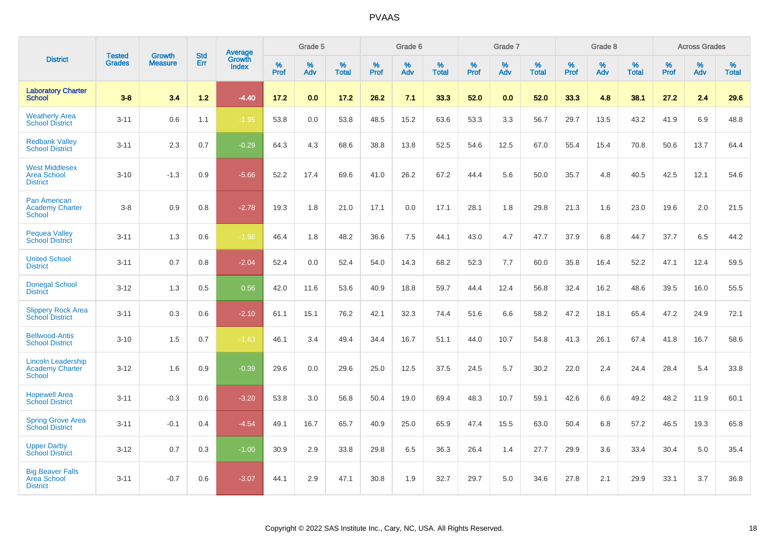# PVAAS

| District | Tested Grades | Growth Measure | Std Err | Average Growth Index | Grade 5 | | | Grade 6 | | | Grade 7 | | | Grade 8 | | | Across Grades | | |
|---|---|---|---|---|---|---|---|---|---|---|---|---|---|---|---|---|---|---|---|
| | | | | | % Prof | % Adv | % Total | % Prof | % Adv | % Total | % Prof | % Adv | % Total | % Prof | % Adv | % Total | % Prof | % Adv | % Total |
| **Laboratory Charter School** | **3-8** | **3.4** | **1.2** | **-4.40** | **17.2** | **0.0** | **17.2** | **26.2** | **7.1** | **33.3** | **52.0** | **0.0** | **52.0** | **33.3** | **4.8** | **38.1** | **27.2** | **2.4** | **29.6** |
| Weatherly Area School District | 3-11 | 0.6 | 1.1 | -1.95 | 53.8 | 0.0 | 53.8 | 48.5 | 15.2 | 63.6 | 53.3 | 3.3 | 56.7 | 29.7 | 13.5 | 43.2 | 41.9 | 6.9 | 48.8 |
| Redbank Valley School District | 3-11 | 2.3 | 0.7 | -0.29 | 64.3 | 4.3 | 68.6 | 38.8 | 13.8 | 52.5 | 54.6 | 12.5 | 67.0 | 55.4 | 15.4 | 70.8 | 50.6 | 13.7 | 64.4 |
| West Middlesex Area School District | 3-10 | -1.3 | 0.9 | -5.66 | 52.2 | 17.4 | 69.6 | 41.0 | 26.2 | 67.2 | 44.4 | 5.6 | 50.0 | 35.7 | 4.8 | 40.5 | 42.5 | 12.1 | 54.6 |
| Pan American Academy Charter School | 3-8 | 0.9 | 0.8 | -2.78 | 19.3 | 1.8 | 21.0 | 17.1 | 0.0 | 17.1 | 28.1 | 1.8 | 29.8 | 21.3 | 1.6 | 23.0 | 19.6 | 2.0 | 21.5 |
| Pequea Valley School District | 3-11 | 1.3 | 0.6 | -1.96 | 46.4 | 1.8 | 48.2 | 36.6 | 7.5 | 44.1 | 43.0 | 4.7 | 47.7 | 37.9 | 6.8 | 44.7 | 37.7 | 6.5 | 44.2 |
| United School District | 3-11 | 0.7 | 0.8 | -2.04 | 52.4 | 0.0 | 52.4 | 54.0 | 14.3 | 68.2 | 52.3 | 7.7 | 60.0 | 35.8 | 16.4 | 52.2 | 47.1 | 12.4 | 59.5 |
| Donegal School District | 3-12 | 1.3 | 0.5 | 0.56 | 42.0 | 11.6 | 53.6 | 40.9 | 18.8 | 59.7 | 44.4 | 12.4 | 56.8 | 32.4 | 16.2 | 48.6 | 39.5 | 16.0 | 55.5 |
| Slippery Rock Area School District | 3-11 | 0.3 | 0.6 | -2.10 | 61.1 | 15.1 | 76.2 | 42.1 | 32.3 | 74.4 | 51.6 | 6.6 | 58.2 | 47.2 | 18.1 | 65.4 | 47.2 | 24.9 | 72.1 |
| Bellwood-Antis School District | 3-10 | 1.5 | 0.7 | -1.63 | 46.1 | 3.4 | 49.4 | 34.4 | 16.7 | 51.1 | 44.0 | 10.7 | 54.8 | 41.3 | 26.1 | 67.4 | 41.8 | 16.7 | 58.6 |
| Lincoln Leadership Academy Charter School | 3-12 | 1.6 | 0.9 | -0.39 | 29.6 | 0.0 | 29.6 | 25.0 | 12.5 | 37.5 | 24.5 | 5.7 | 30.2 | 22.0 | 2.4 | 24.4 | 28.4 | 5.4 | 33.8 |
| Hopewell Area School District | 3-11 | -0.3 | 0.6 | -3.20 | 53.8 | 3.0 | 56.8 | 50.4 | 19.0 | 69.4 | 48.3 | 10.7 | 59.1 | 42.6 | 6.6 | 49.2 | 48.2 | 11.9 | 60.1 |
| Spring Grove Area School District | 3-11 | -0.1 | 0.4 | -4.54 | 49.1 | 16.7 | 65.7 | 40.9 | 25.0 | 65.9 | 47.4 | 15.5 | 63.0 | 50.4 | 6.8 | 57.2 | 46.5 | 19.3 | 65.8 |
| Upper Darby School District | 3-12 | 0.7 | 0.3 | -1.00 | 30.9 | 2.9 | 33.8 | 29.8 | 6.5 | 36.3 | 26.4 | 1.4 | 27.7 | 29.9 | 3.6 | 33.4 | 30.4 | 5.0 | 35.4 |
| Big Beaver Falls Area School District | 3-11 | -0.7 | 0.6 | -3.07 | 44.1 | 2.9 | 47.1 | 30.8 | 1.9 | 32.7 | 29.7 | 5.0 | 34.6 | 27.8 | 2.1 | 29.9 | 33.1 | 3.7 | 36.8 |

Copyright © 2022 SAS Institute Inc., Cary, NC, USA. All Rights Reserved.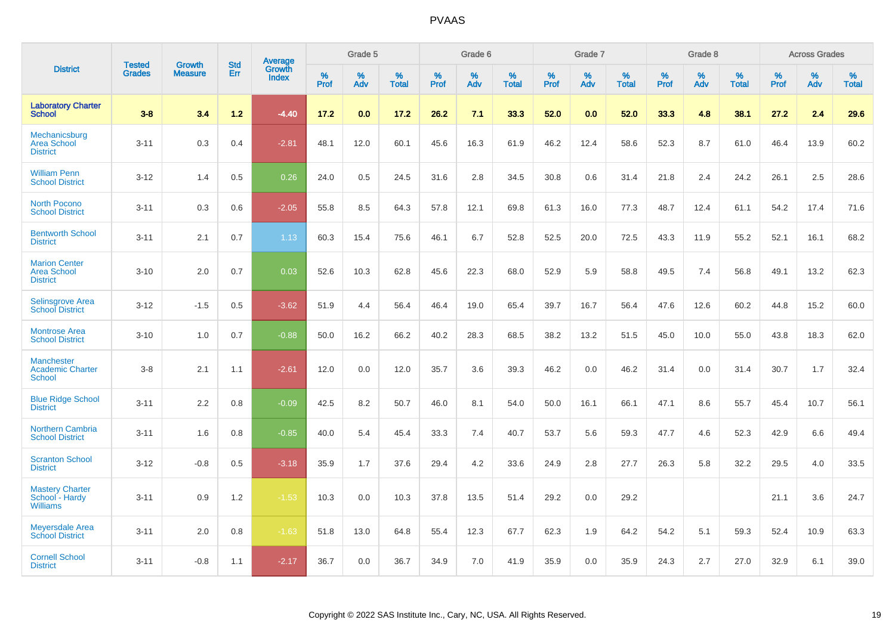# PVAAS

| District | Tested Grades | Growth Measure | Std Err | Average Growth Index | Grade 5 | | | Grade 6 | | | Grade 7 | | | Grade 8 | | | Across Grades | | |
|---|---|---|---|---|---|---|---|---|---|---|---|---|---|---|---|---|---|---|---|
| | | | | | % Prof | % Adv | % Total | % Prof | % Adv | % Total | % Prof | % Adv | % Total | % Prof | % Adv | % Total | % Prof | % Adv | % Total |
| **Laboratory Charter School** | **3-8** | **3.4** | **1.2** | **-4.40** | **17.2** | **0.0** | **17.2** | **26.2** | **7.1** | **33.3** | **52.0** | **0.0** | **52.0** | **33.3** | **4.8** | **38.1** | **27.2** | **2.4** | **29.6** |
| Mechanicsburg Area School District | 3-11 | 0.3 | 0.4 | -2.81 | 48.1 | 12.0 | 60.1 | 45.6 | 16.3 | 61.9 | 46.2 | 12.4 | 58.6 | 52.3 | 8.7 | 61.0 | 46.4 | 13.9 | 60.2 |
| William Penn School District | 3-12 | 1.4 | 0.5 | 0.26 | 24.0 | 0.5 | 24.5 | 31.6 | 2.8 | 34.5 | 30.8 | 0.6 | 31.4 | 21.8 | 2.4 | 24.2 | 26.1 | 2.5 | 28.6 |
| North Pocono School District | 3-11 | 0.3 | 0.6 | -2.05 | 55.8 | 8.5 | 64.3 | 57.8 | 12.1 | 69.8 | 61.3 | 16.0 | 77.3 | 48.7 | 12.4 | 61.1 | 54.2 | 17.4 | 71.6 |
| Bentworth School District | 3-11 | 2.1 | 0.7 | 1.13 | 60.3 | 15.4 | 75.6 | 46.1 | 6.7 | 52.8 | 52.5 | 20.0 | 72.5 | 43.3 | 11.9 | 55.2 | 52.1 | 16.1 | 68.2 |
| Marion Center Area School District | 3-10 | 2.0 | 0.7 | 0.03 | 52.6 | 10.3 | 62.8 | 45.6 | 22.3 | 68.0 | 52.9 | 5.9 | 58.8 | 49.5 | 7.4 | 56.8 | 49.1 | 13.2 | 62.3 |
| Selinsgrove Area School District | 3-12 | -1.5 | 0.5 | -3.62 | 51.9 | 4.4 | 56.4 | 46.4 | 19.0 | 65.4 | 39.7 | 16.7 | 56.4 | 47.6 | 12.6 | 60.2 | 44.8 | 15.2 | 60.0 |
| Montrose Area School District | 3-10 | 1.0 | 0.7 | -0.88 | 50.0 | 16.2 | 66.2 | 40.2 | 28.3 | 68.5 | 38.2 | 13.2 | 51.5 | 45.0 | 10.0 | 55.0 | 43.8 | 18.3 | 62.0 |
| Manchester Academic Charter School | 3-8 | 2.1 | 1.1 | -2.61 | 12.0 | 0.0 | 12.0 | 35.7 | 3.6 | 39.3 | 46.2 | 0.0 | 46.2 | 31.4 | 0.0 | 31.4 | 30.7 | 1.7 | 32.4 |
| Blue Ridge School District | 3-11 | 2.2 | 0.8 | -0.09 | 42.5 | 8.2 | 50.7 | 46.0 | 8.1 | 54.0 | 50.0 | 16.1 | 66.1 | 47.1 | 8.6 | 55.7 | 45.4 | 10.7 | 56.1 |
| Northern Cambria School District | 3-11 | 1.6 | 0.8 | -0.85 | 40.0 | 5.4 | 45.4 | 33.3 | 7.4 | 40.7 | 53.7 | 5.6 | 59.3 | 47.7 | 4.6 | 52.3 | 42.9 | 6.6 | 49.4 |
| Scranton School District | 3-12 | -0.8 | 0.5 | -3.18 | 35.9 | 1.7 | 37.6 | 29.4 | 4.2 | 33.6 | 24.9 | 2.8 | 27.7 | 26.3 | 5.8 | 32.2 | 29.5 | 4.0 | 33.5 |
| Mastery Charter School - Hardy Williams | 3-11 | 0.9 | 1.2 | -1.53 | 10.3 | 0.0 | 10.3 | 37.8 | 13.5 | 51.4 | 29.2 | 0.0 | 29.2 | | | | 21.1 | 3.6 | 24.7 |
| Meyersdale Area School District | 3-11 | 2.0 | 0.8 | -1.63 | 51.8 | 13.0 | 64.8 | 55.4 | 12.3 | 67.7 | 62.3 | 1.9 | 64.2 | 54.2 | 5.1 | 59.3 | 52.4 | 10.9 | 63.3 |
| Cornell School District | 3-11 | -0.8 | 1.1 | -2.17 | 36.7 | 0.0 | 36.7 | 34.9 | 7.0 | 41.9 | 35.9 | 0.0 | 35.9 | 24.3 | 2.7 | 27.0 | 32.9 | 6.1 | 39.0 |

Copyright © 2022 SAS Institute Inc., Cary, NC, USA. All Rights Reserved.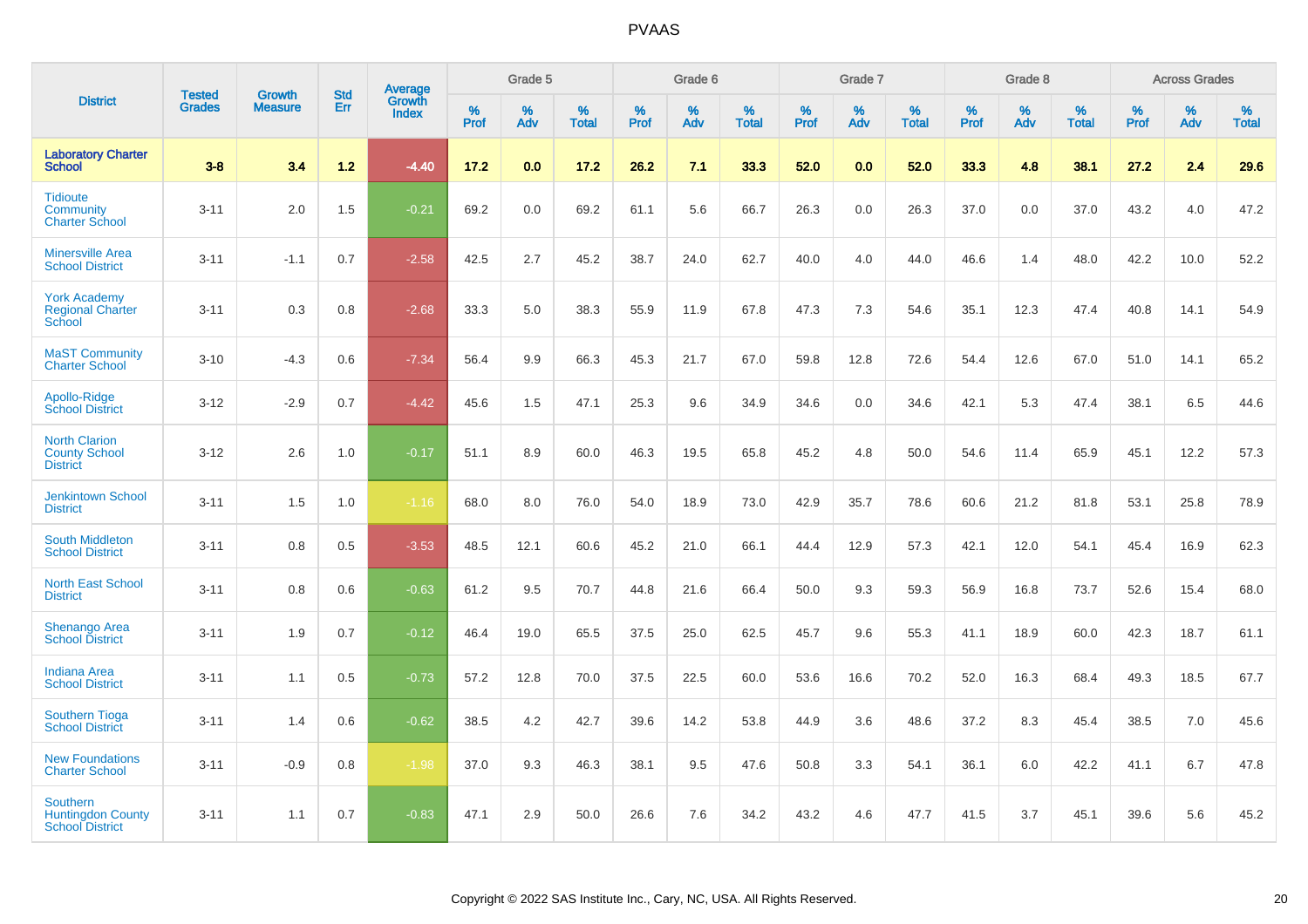# PVAAS

| District | Tested Grades | Growth Measure | Std Err | Average Growth Index | Grade 5 | | | Grade 6 | | | Grade 7 | | | Grade 8 | | | Across Grades | | |
|---|---|---|---|---|---|---|---|---|---|---|---|---|---|---|---|---|---|---|---|
| | | | | | % Prof | % Adv | % Total | % Prof | % Adv | % Total | % Prof | % Adv | % Total | % Prof | % Adv | % Total | % Prof | % Adv | % Total |
| **Laboratory Charter School** | **3-8** | **3.4** | **1.2** | **-4.40** | **17.2** | **0.0** | **17.2** | **26.2** | **7.1** | **33.3** | **52.0** | **0.0** | **52.0** | **33.3** | **4.8** | **38.1** | **27.2** | **2.4** | **29.6** |
| Tidioute Community Charter School | 3-11 | 2.0 | 1.5 | -0.21 | 69.2 | 0.0 | 69.2 | 61.1 | 5.6 | 66.7 | 26.3 | 0.0 | 26.3 | 37.0 | 0.0 | 37.0 | 43.2 | 4.0 | 47.2 |
| Minersville Area School District | 3-11 | -1.1 | 0.7 | -2.58 | 42.5 | 2.7 | 45.2 | 38.7 | 24.0 | 62.7 | 40.0 | 4.0 | 44.0 | 46.6 | 1.4 | 48.0 | 42.2 | 10.0 | 52.2 |
| York Academy Regional Charter School | 3-11 | 0.3 | 0.8 | -2.68 | 33.3 | 5.0 | 38.3 | 55.9 | 11.9 | 67.8 | 47.3 | 7.3 | 54.6 | 35.1 | 12.3 | 47.4 | 40.8 | 14.1 | 54.9 |
| MaST Community Charter School | 3-10 | -4.3 | 0.6 | -7.34 | 56.4 | 9.9 | 66.3 | 45.3 | 21.7 | 67.0 | 59.8 | 12.8 | 72.6 | 54.4 | 12.6 | 67.0 | 51.0 | 14.1 | 65.2 |
| Apollo-Ridge School District | 3-12 | -2.9 | 0.7 | -4.42 | 45.6 | 1.5 | 47.1 | 25.3 | 9.6 | 34.9 | 34.6 | 0.0 | 34.6 | 42.1 | 5.3 | 47.4 | 38.1 | 6.5 | 44.6 |
| North Clarion County School District | 3-12 | 2.6 | 1.0 | -0.17 | 51.1 | 8.9 | 60.0 | 46.3 | 19.5 | 65.8 | 45.2 | 4.8 | 50.0 | 54.6 | 11.4 | 65.9 | 45.1 | 12.2 | 57.3 |
| Jenkintown School District | 3-11 | 1.5 | 1.0 | -1.16 | 68.0 | 8.0 | 76.0 | 54.0 | 18.9 | 73.0 | 42.9 | 35.7 | 78.6 | 60.6 | 21.2 | 81.8 | 53.1 | 25.8 | 78.9 |
| South Middleton School District | 3-11 | 0.8 | 0.5 | -3.53 | 48.5 | 12.1 | 60.6 | 45.2 | 21.0 | 66.1 | 44.4 | 12.9 | 57.3 | 42.1 | 12.0 | 54.1 | 45.4 | 16.9 | 62.3 |
| North East School District | 3-11 | 0.8 | 0.6 | -0.63 | 61.2 | 9.5 | 70.7 | 44.8 | 21.6 | 66.4 | 50.0 | 9.3 | 59.3 | 56.9 | 16.8 | 73.7 | 52.6 | 15.4 | 68.0 |
| Shenango Area School District | 3-11 | 1.9 | 0.7 | -0.12 | 46.4 | 19.0 | 65.5 | 37.5 | 25.0 | 62.5 | 45.7 | 9.6 | 55.3 | 41.1 | 18.9 | 60.0 | 42.3 | 18.7 | 61.1 |
| Indiana Area School District | 3-11 | 1.1 | 0.5 | -0.73 | 57.2 | 12.8 | 70.0 | 37.5 | 22.5 | 60.0 | 53.6 | 16.6 | 70.2 | 52.0 | 16.3 | 68.4 | 49.3 | 18.5 | 67.7 |
| Southern Tioga School District | 3-11 | 1.4 | 0.6 | -0.62 | 38.5 | 4.2 | 42.7 | 39.6 | 14.2 | 53.8 | 44.9 | 3.6 | 48.6 | 37.2 | 8.3 | 45.4 | 38.5 | 7.0 | 45.6 |
| New Foundations Charter School | 3-11 | -0.9 | 0.8 | -1.98 | 37.0 | 9.3 | 46.3 | 38.1 | 9.5 | 47.6 | 50.8 | 3.3 | 54.1 | 36.1 | 6.0 | 42.2 | 41.1 | 6.7 | 47.8 |
| Southern Huntingdon County School District | 3-11 | 1.1 | 0.7 | -0.83 | 47.1 | 2.9 | 50.0 | 26.6 | 7.6 | 34.2 | 43.2 | 4.6 | 47.7 | 41.5 | 3.7 | 45.1 | 39.6 | 5.6 | 45.2 |

Copyright © 2022 SAS Institute Inc., Cary, NC, USA. All Rights Reserved.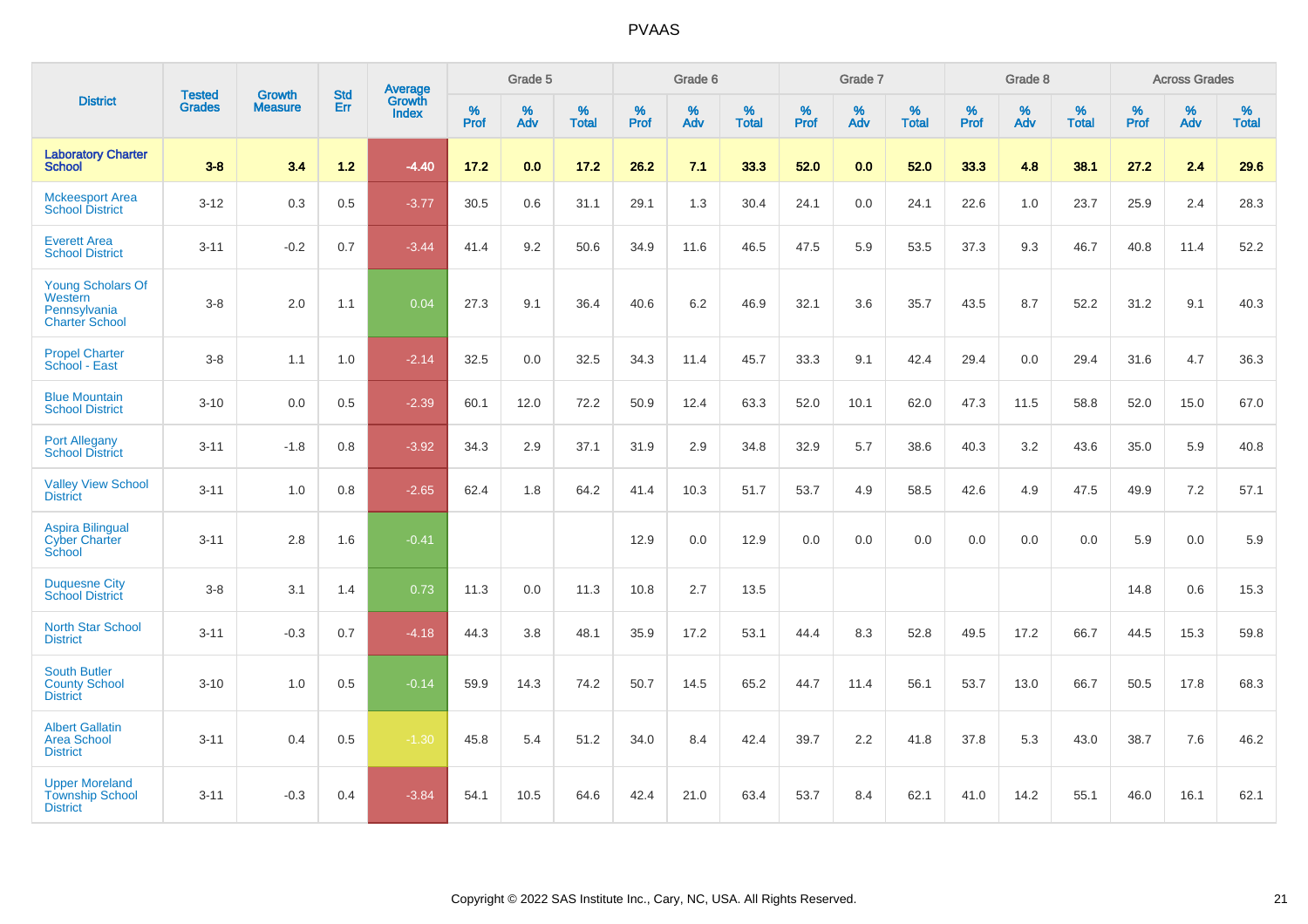| District | Tested Grades | Growth Measure | Std Err | Average Growth Index | Grade 5 | | | Grade 6 | | | Grade 7 | | | Grade 8 | | | Across Grades | | |
|---|---|---|---|---|---|---|---|---|---|---|---|---|---|---|---|---|---|---|---|
| | | | | | % Prof | % Adv | % Total | % Prof | % Adv | % Total | % Prof | % Adv | % Total | % Prof | % Adv | % Total | % Prof | % Adv | % Total |
| Laboratory Charter School | 3-8 | 3.4 | 1.2 | -4.40 | 17.2 | 0.0 | 17.2 | 26.2 | 7.1 | 33.3 | 52.0 | 0.0 | 52.0 | 33.3 | 4.8 | 38.1 | 27.2 | 2.4 | 29.6 |
| Mckeesport Area School District | 3-12 | 0.3 | 0.5 | -3.77 | 30.5 | 0.6 | 31.1 | 29.1 | 1.3 | 30.4 | 24.1 | 0.0 | 24.1 | 22.6 | 1.0 | 23.7 | 25.9 | 2.4 | 28.3 |
| Everett Area School District | 3-11 | -0.2 | 0.7 | -3.44 | 41.4 | 9.2 | 50.6 | 34.9 | 11.6 | 46.5 | 47.5 | 5.9 | 53.5 | 37.3 | 9.3 | 46.7 | 40.8 | 11.4 | 52.2 |
| Young Scholars Of Western Pennsylvania Charter School | 3-8 | 2.0 | 1.1 | 0.04 | 27.3 | 9.1 | 36.4 | 40.6 | 6.2 | 46.9 | 32.1 | 3.6 | 35.7 | 43.5 | 8.7 | 52.2 | 31.2 | 9.1 | 40.3 |
| Propel Charter School - East | 3-8 | 1.1 | 1.0 | -2.14 | 32.5 | 0.0 | 32.5 | 34.3 | 11.4 | 45.7 | 33.3 | 9.1 | 42.4 | 29.4 | 0.0 | 29.4 | 31.6 | 4.7 | 36.3 |
| Blue Mountain School District | 3-10 | 0.0 | 0.5 | -2.39 | 60.1 | 12.0 | 72.2 | 50.9 | 12.4 | 63.3 | 52.0 | 10.1 | 62.0 | 47.3 | 11.5 | 58.8 | 52.0 | 15.0 | 67.0 |
| Port Allegany School District | 3-11 | -1.8 | 0.8 | -3.92 | 34.3 | 2.9 | 37.1 | 31.9 | 2.9 | 34.8 | 32.9 | 5.7 | 38.6 | 40.3 | 3.2 | 43.6 | 35.0 | 5.9 | 40.8 |
| Valley View School District | 3-11 | 1.0 | 0.8 | -2.65 | 62.4 | 1.8 | 64.2 | 41.4 | 10.3 | 51.7 | 53.7 | 4.9 | 58.5 | 42.6 | 4.9 | 47.5 | 49.9 | 7.2 | 57.1 |
| Aspira Bilingual Cyber Charter School | 3-11 | 2.8 | 1.6 | -0.41 | | | | 12.9 | 0.0 | 12.9 | 0.0 | 0.0 | 0.0 | 0.0 | 0.0 | 0.0 | 5.9 | 0.0 | 5.9 |
| Duquesne City School District | 3-8 | 3.1 | 1.4 | 0.73 | 11.3 | 0.0 | 11.3 | 10.8 | 2.7 | 13.5 | | | | | | | 14.8 | 0.6 | 15.3 |
| North Star School District | 3-11 | -0.3 | 0.7 | -4.18 | 44.3 | 3.8 | 48.1 | 35.9 | 17.2 | 53.1 | 44.4 | 8.3 | 52.8 | 49.5 | 17.2 | 66.7 | 44.5 | 15.3 | 59.8 |
| South Butler County School District | 3-10 | 1.0 | 0.5 | -0.14 | 59.9 | 14.3 | 74.2 | 50.7 | 14.5 | 65.2 | 44.7 | 11.4 | 56.1 | 53.7 | 13.0 | 66.7 | 50.5 | 17.8 | 68.3 |
| Albert Gallatin Area School District | 3-11 | 0.4 | 0.5 | -1.30 | 45.8 | 5.4 | 51.2 | 34.0 | 8.4 | 42.4 | 39.7 | 2.2 | 41.8 | 37.8 | 5.3 | 43.0 | 38.7 | 7.6 | 46.2 |
| Upper Moreland Township School District | 3-11 | -0.3 | 0.4 | -3.84 | 54.1 | 10.5 | 64.6 | 42.4 | 21.0 | 63.4 | 53.7 | 8.4 | 62.1 | 41.0 | 14.2 | 55.1 | 46.0 | 16.1 | 62.1 |

Copyright © 2022 SAS Institute Inc., Cary, NC, USA. All Rights Reserved.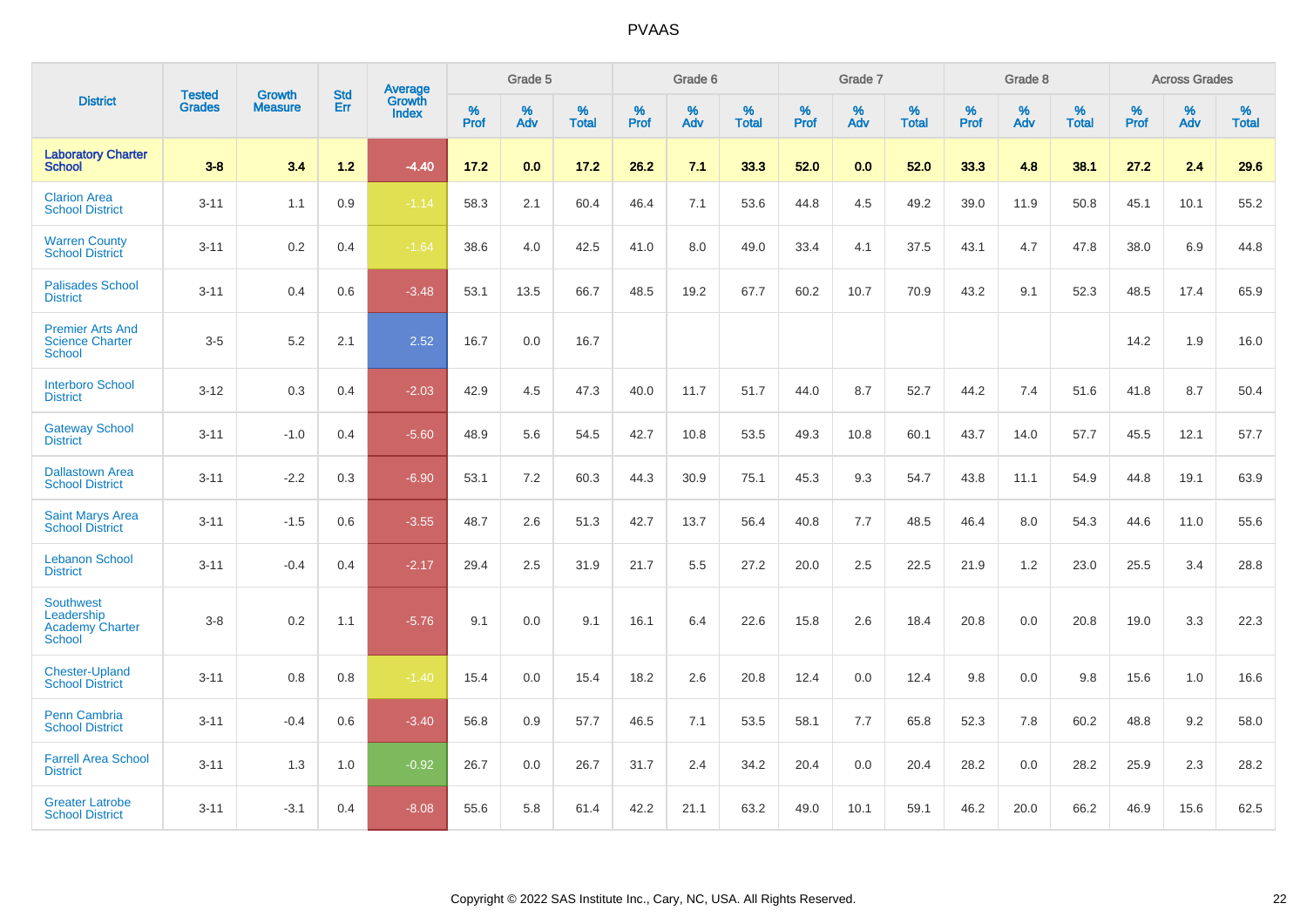PVAAS

| District | Tested Grades | Growth Measure | Std Err | Average Growth Index | Grade 5 | | | Grade 6 | | | Grade 7 | | | Grade 8 | | | Across Grades | | |
|---|---|---|---|---|---|---|---|---|---|---|---|---|---|---|---|---|---|---|---|
| | | | | | % Prof | % Adv | % Total | % Prof | % Adv | % Total | % Prof | % Adv | % Total | % Prof | % Adv | % Total | % Prof | % Adv | % Total |
| **Laboratory Charter School** | **3-8** | **3.4** | **1.2** | **-4.40** | **17.2** | **0.0** | **17.2** | **26.2** | **7.1** | **33.3** | **52.0** | **0.0** | **52.0** | **33.3** | **4.8** | **38.1** | **27.2** | **2.4** | **29.6** |
| Clarion Area School District | 3-11 | 1.1 | 0.9 | -1.14 | 58.3 | 2.1 | 60.4 | 46.4 | 7.1 | 53.6 | 44.8 | 4.5 | 49.2 | 39.0 | 11.9 | 50.8 | 45.1 | 10.1 | 55.2 |
| Warren County School District | 3-11 | 0.2 | 0.4 | -1.64 | 38.6 | 4.0 | 42.5 | 41.0 | 8.0 | 49.0 | 33.4 | 4.1 | 37.5 | 43.1 | 4.7 | 47.8 | 38.0 | 6.9 | 44.8 |
| Palisades School District | 3-11 | 0.4 | 0.6 | -3.48 | 53.1 | 13.5 | 66.7 | 48.5 | 19.2 | 67.7 | 60.2 | 10.7 | 70.9 | 43.2 | 9.1 | 52.3 | 48.5 | 17.4 | 65.9 |
| Premier Arts And Science Charter School | 3-5 | 5.2 | 2.1 | 2.52 | 16.7 | 0.0 | 16.7 | | | | | | | | | | 14.2 | 1.9 | 16.0 |
| Interboro School District | 3-12 | 0.3 | 0.4 | -2.03 | 42.9 | 4.5 | 47.3 | 40.0 | 11.7 | 51.7 | 44.0 | 8.7 | 52.7 | 44.2 | 7.4 | 51.6 | 41.8 | 8.7 | 50.4 |
| Gateway School District | 3-11 | -1.0 | 0.4 | -5.60 | 48.9 | 5.6 | 54.5 | 42.7 | 10.8 | 53.5 | 49.3 | 10.8 | 60.1 | 43.7 | 14.0 | 57.7 | 45.5 | 12.1 | 57.7 |
| Dallastown Area School District | 3-11 | -2.2 | 0.3 | -6.90 | 53.1 | 7.2 | 60.3 | 44.3 | 30.9 | 75.1 | 45.3 | 9.3 | 54.7 | 43.8 | 11.1 | 54.9 | 44.8 | 19.1 | 63.9 |
| Saint Marys Area School District | 3-11 | -1.5 | 0.6 | -3.55 | 48.7 | 2.6 | 51.3 | 42.7 | 13.7 | 56.4 | 40.8 | 7.7 | 48.5 | 46.4 | 8.0 | 54.3 | 44.6 | 11.0 | 55.6 |
| Lebanon School District | 3-11 | -0.4 | 0.4 | -2.17 | 29.4 | 2.5 | 31.9 | 21.7 | 5.5 | 27.2 | 20.0 | 2.5 | 22.5 | 21.9 | 1.2 | 23.0 | 25.5 | 3.4 | 28.8 |
| Southwest Leadership Academy Charter School | 3-8 | 0.2 | 1.1 | -5.76 | 9.1 | 0.0 | 9.1 | 16.1 | 6.4 | 22.6 | 15.8 | 2.6 | 18.4 | 20.8 | 0.0 | 20.8 | 19.0 | 3.3 | 22.3 |
| Chester-Upland School District | 3-11 | 0.8 | 0.8 | -1.40 | 15.4 | 0.0 | 15.4 | 18.2 | 2.6 | 20.8 | 12.4 | 0.0 | 12.4 | 9.8 | 0.0 | 9.8 | 15.6 | 1.0 | 16.6 |
| Penn Cambria School District | 3-11 | -0.4 | 0.6 | -3.40 | 56.8 | 0.9 | 57.7 | 46.5 | 7.1 | 53.5 | 58.1 | 7.7 | 65.8 | 52.3 | 7.8 | 60.2 | 48.8 | 9.2 | 58.0 |
| Farrell Area School District | 3-11 | 1.3 | 1.0 | -0.92 | 26.7 | 0.0 | 26.7 | 31.7 | 2.4 | 34.2 | 20.4 | 0.0 | 20.4 | 28.2 | 0.0 | 28.2 | 25.9 | 2.3 | 28.2 |
| Greater Latrobe School District | 3-11 | -3.1 | 0.4 | -8.08 | 55.6 | 5.8 | 61.4 | 42.2 | 21.1 | 63.2 | 49.0 | 10.1 | 59.1 | 46.2 | 20.0 | 66.2 | 46.9 | 15.6 | 62.5 |

Copyright © 2022 SAS Institute Inc., Cary, NC, USA. All Rights Reserved.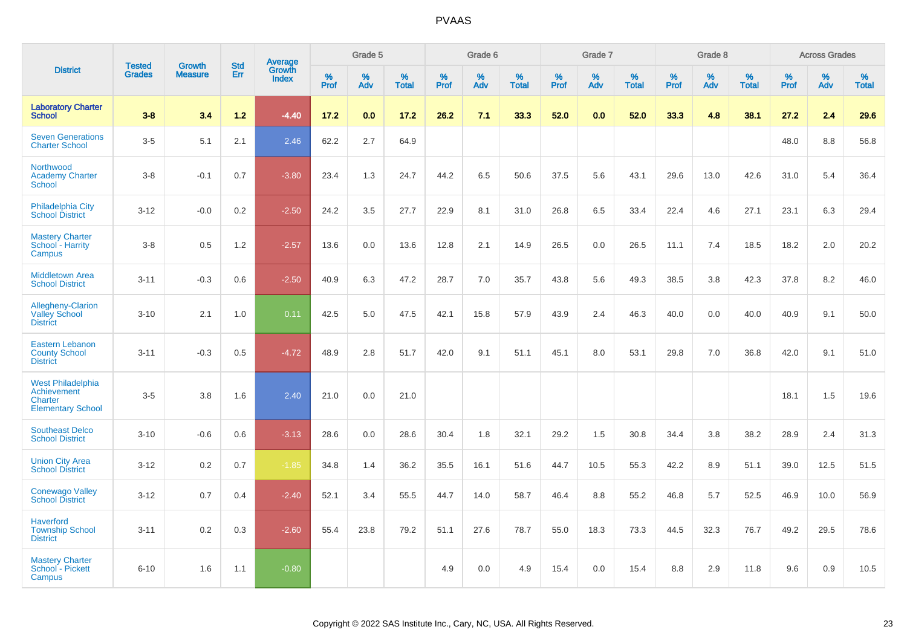# PVAAS

| District | Tested Grades | Growth Measure | Std Err | Average Growth Index | Grade 5 | | | Grade 6 | | | Grade 7 | | | Grade 8 | | | Across Grades | | |
|---|---|---|---|---|---|---|---|---|---|---|---|---|---|---|---|---|---|---|---|
| | | | | | % Prof | % Adv | % Total | % Prof | % Adv | % Total | % Prof | % Adv | % Total | % Prof | % Adv | % Total | % Prof | % Adv | % Total |
| **Laboratory Charter School** | **3-8** | **3.4** | **1.2** | **-4.40** | **17.2** | **0.0** | **17.2** | **26.2** | **7.1** | **33.3** | **52.0** | **0.0** | **52.0** | **33.3** | **4.8** | **38.1** | **27.2** | **2.4** | **29.6** |
| Seven Generations Charter School | 3-5 | 5.1 | 2.1 | 2.46 | 62.2 | 2.7 | 64.9 | | | | | | | | | | 48.0 | 8.8 | 56.8 |
| Northwood Academy Charter School | 3-8 | -0.1 | 0.7 | -3.80 | 23.4 | 1.3 | 24.7 | 44.2 | 6.5 | 50.6 | 37.5 | 5.6 | 43.1 | 29.6 | 13.0 | 42.6 | 31.0 | 5.4 | 36.4 |
| Philadelphia City School District | 3-12 | -0.0 | 0.2 | -2.50 | 24.2 | 3.5 | 27.7 | 22.9 | 8.1 | 31.0 | 26.8 | 6.5 | 33.4 | 22.4 | 4.6 | 27.1 | 23.1 | 6.3 | 29.4 |
| Mastery Charter School - Harrity Campus | 3-8 | 0.5 | 1.2 | -2.57 | 13.6 | 0.0 | 13.6 | 12.8 | 2.1 | 14.9 | 26.5 | 0.0 | 26.5 | 11.1 | 7.4 | 18.5 | 18.2 | 2.0 | 20.2 |
| Middletown Area School District | 3-11 | -0.3 | 0.6 | -2.50 | 40.9 | 6.3 | 47.2 | 28.7 | 7.0 | 35.7 | 43.8 | 5.6 | 49.3 | 38.5 | 3.8 | 42.3 | 37.8 | 8.2 | 46.0 |
| Allegheny-Clarion Valley School District | 3-10 | 2.1 | 1.0 | 0.11 | 42.5 | 5.0 | 47.5 | 42.1 | 15.8 | 57.9 | 43.9 | 2.4 | 46.3 | 40.0 | 0.0 | 40.0 | 40.9 | 9.1 | 50.0 |
| Eastern Lebanon County School District | 3-11 | -0.3 | 0.5 | -4.72 | 48.9 | 2.8 | 51.7 | 42.0 | 9.1 | 51.1 | 45.1 | 8.0 | 53.1 | 29.8 | 7.0 | 36.8 | 42.0 | 9.1 | 51.0 |
| West Philadelphia Achievement Charter Elementary School | 3-5 | 3.8 | 1.6 | 2.40 | 21.0 | 0.0 | 21.0 | | | | | | | | | | 18.1 | 1.5 | 19.6 |
| Southeast Delco School District | 3-10 | -0.6 | 0.6 | -3.13 | 28.6 | 0.0 | 28.6 | 30.4 | 1.8 | 32.1 | 29.2 | 1.5 | 30.8 | 34.4 | 3.8 | 38.2 | 28.9 | 2.4 | 31.3 |
| Union City Area School District | 3-12 | 0.2 | 0.7 | -1.85 | 34.8 | 1.4 | 36.2 | 35.5 | 16.1 | 51.6 | 44.7 | 10.5 | 55.3 | 42.2 | 8.9 | 51.1 | 39.0 | 12.5 | 51.5 |
| Conewago Valley School District | 3-12 | 0.7 | 0.4 | -2.40 | 52.1 | 3.4 | 55.5 | 44.7 | 14.0 | 58.7 | 46.4 | 8.8 | 55.2 | 46.8 | 5.7 | 52.5 | 46.9 | 10.0 | 56.9 |
| Haverford Township School District | 3-11 | 0.2 | 0.3 | -2.60 | 55.4 | 23.8 | 79.2 | 51.1 | 27.6 | 78.7 | 55.0 | 18.3 | 73.3 | 44.5 | 32.3 | 76.7 | 49.2 | 29.5 | 78.6 |
| Mastery Charter School - Pickett Campus | 6-10 | 1.6 | 1.1 | -0.80 | | | | 4.9 | 0.0 | 4.9 | 15.4 | 0.0 | 15.4 | 8.8 | 2.9 | 11.8 | 9.6 | 0.9 | 10.5 |

Copyright © 2022 SAS Institute Inc., Cary, NC, USA. All Rights Reserved.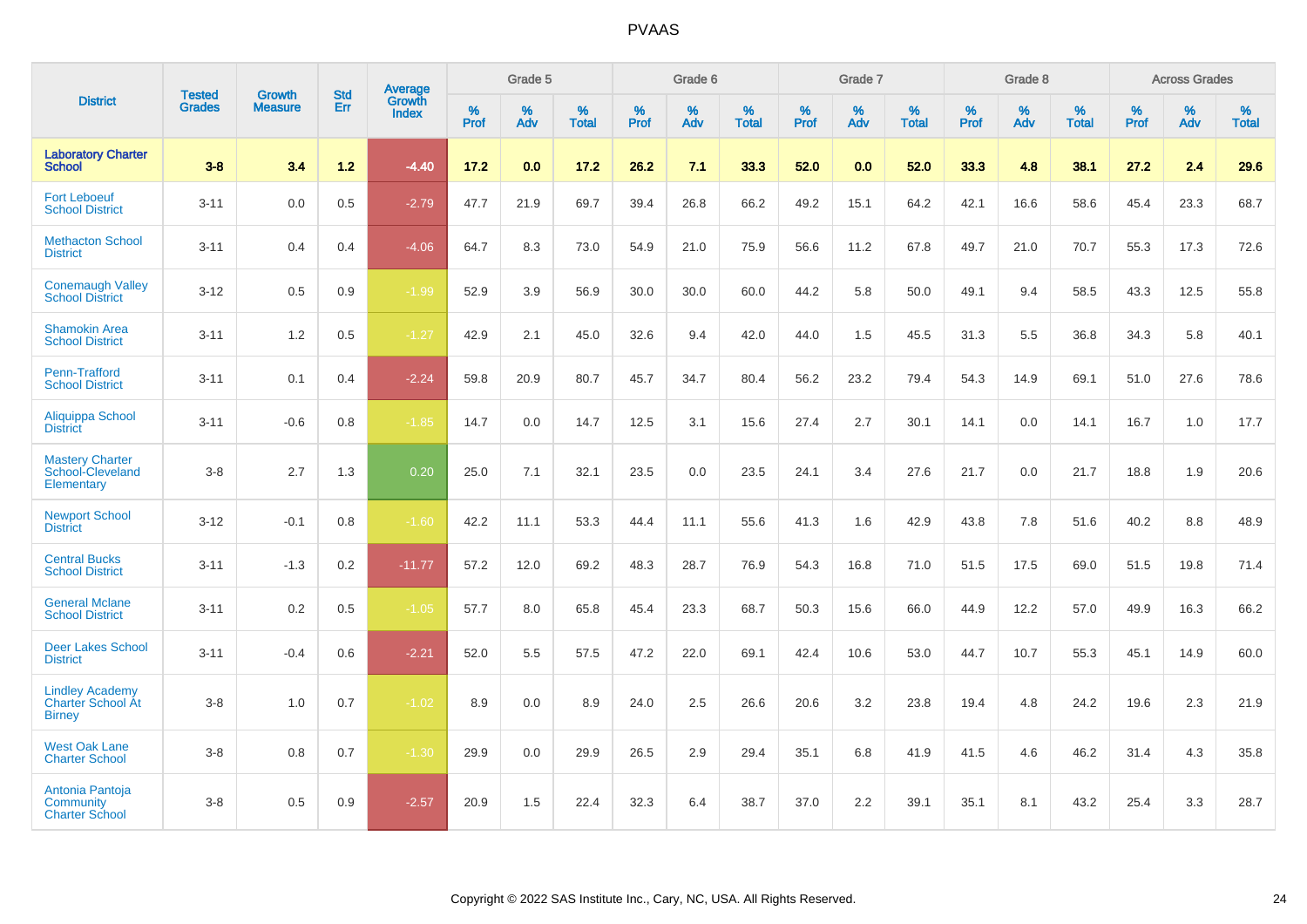# PVAAS

| District | Tested Grades | Growth Measure | Std Err | Average Growth Index | Grade 5 | | | Grade 6 | | | Grade 7 | | | Grade 8 | | | Across Grades | | |
|---|---|---|---|---|---|---|---|---|---|---|---|---|---|---|---|---|---|---|---|
| | | | | | % Prof | % Adv | % Total | % Prof | % Adv | % Total | % Prof | % Adv | % Total | % Prof | % Adv | % Total | % Prof | % Adv | % Total |
| **Laboratory Charter School** | **3-8** | **3.4** | **1.2** | **-4.40** | **17.2** | **0.0** | **17.2** | **26.2** | **7.1** | **33.3** | **52.0** | **0.0** | **52.0** | **33.3** | **4.8** | **38.1** | **27.2** | **2.4** | **29.6** |
| Fort Leboeuf School District | 3-11 | 0.0 | 0.5 | -2.79 | 47.7 | 21.9 | 69.7 | 39.4 | 26.8 | 66.2 | 49.2 | 15.1 | 64.2 | 42.1 | 16.6 | 58.6 | 45.4 | 23.3 | 68.7 |
| Methacton School District | 3-11 | 0.4 | 0.4 | -4.06 | 64.7 | 8.3 | 73.0 | 54.9 | 21.0 | 75.9 | 56.6 | 11.2 | 67.8 | 49.7 | 21.0 | 70.7 | 55.3 | 17.3 | 72.6 |
| Conemaugh Valley School District | 3-12 | 0.5 | 0.9 | -1.99 | 52.9 | 3.9 | 56.9 | 30.0 | 30.0 | 60.0 | 44.2 | 5.8 | 50.0 | 49.1 | 9.4 | 58.5 | 43.3 | 12.5 | 55.8 |
| Shamokin Area School District | 3-11 | 1.2 | 0.5 | -1.27 | 42.9 | 2.1 | 45.0 | 32.6 | 9.4 | 42.0 | 44.0 | 1.5 | 45.5 | 31.3 | 5.5 | 36.8 | 34.3 | 5.8 | 40.1 |
| Penn-Trafford School District | 3-11 | 0.1 | 0.4 | -2.24 | 59.8 | 20.9 | 80.7 | 45.7 | 34.7 | 80.4 | 56.2 | 23.2 | 79.4 | 54.3 | 14.9 | 69.1 | 51.0 | 27.6 | 78.6 |
| Aliquippa School District | 3-11 | -0.6 | 0.8 | -1.85 | 14.7 | 0.0 | 14.7 | 12.5 | 3.1 | 15.6 | 27.4 | 2.7 | 30.1 | 14.1 | 0.0 | 14.1 | 16.7 | 1.0 | 17.7 |
| Mastery Charter School-Cleveland Elementary | 3-8 | 2.7 | 1.3 | 0.20 | 25.0 | 7.1 | 32.1 | 23.5 | 0.0 | 23.5 | 24.1 | 3.4 | 27.6 | 21.7 | 0.0 | 21.7 | 18.8 | 1.9 | 20.6 |
| Newport School District | 3-12 | -0.1 | 0.8 | -1.60 | 42.2 | 11.1 | 53.3 | 44.4 | 11.1 | 55.6 | 41.3 | 1.6 | 42.9 | 43.8 | 7.8 | 51.6 | 40.2 | 8.8 | 48.9 |
| Central Bucks School District | 3-11 | -1.3 | 0.2 | -11.77 | 57.2 | 12.0 | 69.2 | 48.3 | 28.7 | 76.9 | 54.3 | 16.8 | 71.0 | 51.5 | 17.5 | 69.0 | 51.5 | 19.8 | 71.4 |
| General Mclane School District | 3-11 | 0.2 | 0.5 | -1.05 | 57.7 | 8.0 | 65.8 | 45.4 | 23.3 | 68.7 | 50.3 | 15.6 | 66.0 | 44.9 | 12.2 | 57.0 | 49.9 | 16.3 | 66.2 |
| Deer Lakes School District | 3-11 | -0.4 | 0.6 | -2.21 | 52.0 | 5.5 | 57.5 | 47.2 | 22.0 | 69.1 | 42.4 | 10.6 | 53.0 | 44.7 | 10.7 | 55.3 | 45.1 | 14.9 | 60.0 |
| Lindley Academy Charter School At Birney | 3-8 | 1.0 | 0.7 | -1.02 | 8.9 | 0.0 | 8.9 | 24.0 | 2.5 | 26.6 | 20.6 | 3.2 | 23.8 | 19.4 | 4.8 | 24.2 | 19.6 | 2.3 | 21.9 |
| West Oak Lane Charter School | 3-8 | 0.8 | 0.7 | -1.30 | 29.9 | 0.0 | 29.9 | 26.5 | 2.9 | 29.4 | 35.1 | 6.8 | 41.9 | 41.5 | 4.6 | 46.2 | 31.4 | 4.3 | 35.8 |
| Antonia Pantoja Community Charter School | 3-8 | 0.5 | 0.9 | -2.57 | 20.9 | 1.5 | 22.4 | 32.3 | 6.4 | 38.7 | 37.0 | 2.2 | 39.1 | 35.1 | 8.1 | 43.2 | 25.4 | 3.3 | 28.7 |

Copyright © 2022 SAS Institute Inc., Cary, NC, USA. All Rights Reserved.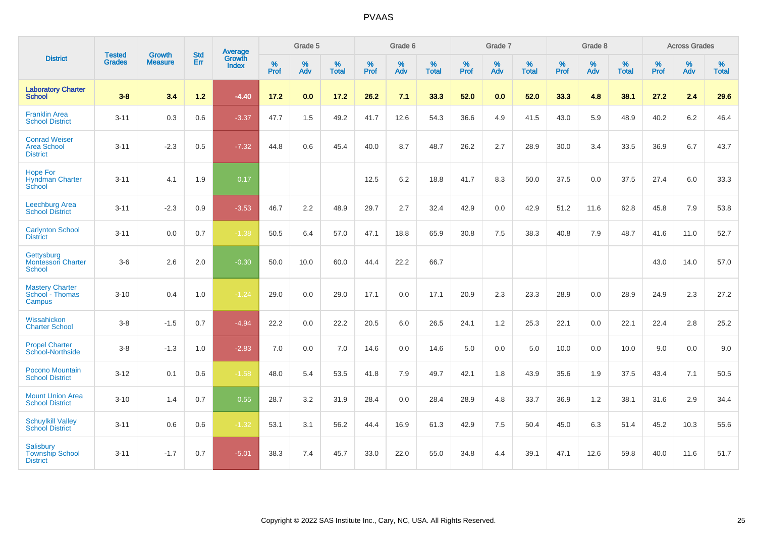# PVAAS

| District | Tested Grades | Growth Measure | Std Err | Average Growth Index | Grade 5 | | | Grade 6 | | | Grade 7 | | | Grade 8 | | | Across Grades | | |
|---|---|---|---|---|---|---|---|---|---|---|---|---|---|---|---|---|---|---|---|
| | | | | | % Prof | % Adv | % Total | % Prof | % Adv | % Total | % Prof | % Adv | % Total | % Prof | % Adv | % Total | % Prof | % Adv | % Total |
| **Laboratory Charter School** | **3-8** | **3.4** | **1.2** | **-4.40** | **17.2** | **0.0** | **17.2** | **26.2** | **7.1** | **33.3** | **52.0** | **0.0** | **52.0** | **33.3** | **4.8** | **38.1** | **27.2** | **2.4** | **29.6** |
| Franklin Area School District | 3-11 | 0.3 | 0.6 | -3.37 | 47.7 | 1.5 | 49.2 | 41.7 | 12.6 | 54.3 | 36.6 | 4.9 | 41.5 | 43.0 | 5.9 | 48.9 | 40.2 | 6.2 | 46.4 |
| Conrad Weiser Area School District | 3-11 | -2.3 | 0.5 | -7.32 | 44.8 | 0.6 | 45.4 | 40.0 | 8.7 | 48.7 | 26.2 | 2.7 | 28.9 | 30.0 | 3.4 | 33.5 | 36.9 | 6.7 | 43.7 |
| Hope For Hyndman Charter School | 3-11 | 4.1 | 1.9 | 0.17 | | | | 12.5 | 6.2 | 18.8 | 41.7 | 8.3 | 50.0 | 37.5 | 0.0 | 37.5 | 27.4 | 6.0 | 33.3 |
| Leechburg Area School District | 3-11 | -2.3 | 0.9 | -3.53 | 46.7 | 2.2 | 48.9 | 29.7 | 2.7 | 32.4 | 42.9 | 0.0 | 42.9 | 51.2 | 11.6 | 62.8 | 45.8 | 7.9 | 53.8 |
| Carlynton School District | 3-11 | 0.0 | 0.7 | -1.38 | 50.5 | 6.4 | 57.0 | 47.1 | 18.8 | 65.9 | 30.8 | 7.5 | 38.3 | 40.8 | 7.9 | 48.7 | 41.6 | 11.0 | 52.7 |
| Gettysburg Montessori Charter School | 3-6 | 2.6 | 2.0 | -0.30 | 50.0 | 10.0 | 60.0 | 44.4 | 22.2 | 66.7 | | | | | | | 43.0 | 14.0 | 57.0 |
| Mastery Charter School - Thomas Campus | 3-10 | 0.4 | 1.0 | -1.24 | 29.0 | 0.0 | 29.0 | 17.1 | 0.0 | 17.1 | 20.9 | 2.3 | 23.3 | 28.9 | 0.0 | 28.9 | 24.9 | 2.3 | 27.2 |
| Wissahickon Charter School | 3-8 | -1.5 | 0.7 | -4.94 | 22.2 | 0.0 | 22.2 | 20.5 | 6.0 | 26.5 | 24.1 | 1.2 | 25.3 | 22.1 | 0.0 | 22.1 | 22.4 | 2.8 | 25.2 |
| Propel Charter School-Northside | 3-8 | -1.3 | 1.0 | -2.83 | 7.0 | 0.0 | 7.0 | 14.6 | 0.0 | 14.6 | 5.0 | 0.0 | 5.0 | 10.0 | 0.0 | 10.0 | 9.0 | 0.0 | 9.0 |
| Pocono Mountain School District | 3-12 | 0.1 | 0.6 | -1.58 | 48.0 | 5.4 | 53.5 | 41.8 | 7.9 | 49.7 | 42.1 | 1.8 | 43.9 | 35.6 | 1.9 | 37.5 | 43.4 | 7.1 | 50.5 |
| Mount Union Area School District | 3-10 | 1.4 | 0.7 | 0.55 | 28.7 | 3.2 | 31.9 | 28.4 | 0.0 | 28.4 | 28.9 | 4.8 | 33.7 | 36.9 | 1.2 | 38.1 | 31.6 | 2.9 | 34.4 |
| Schuylkill Valley School District | 3-11 | 0.6 | 0.6 | -1.32 | 53.1 | 3.1 | 56.2 | 44.4 | 16.9 | 61.3 | 42.9 | 7.5 | 50.4 | 45.0 | 6.3 | 51.4 | 45.2 | 10.3 | 55.6 |
| Salisbury Township School District | 3-11 | -1.7 | 0.7 | -5.01 | 38.3 | 7.4 | 45.7 | 33.0 | 22.0 | 55.0 | 34.8 | 4.4 | 39.1 | 47.1 | 12.6 | 59.8 | 40.0 | 11.6 | 51.7 |

Copyright © 2022 SAS Institute Inc., Cary, NC, USA. All Rights Reserved.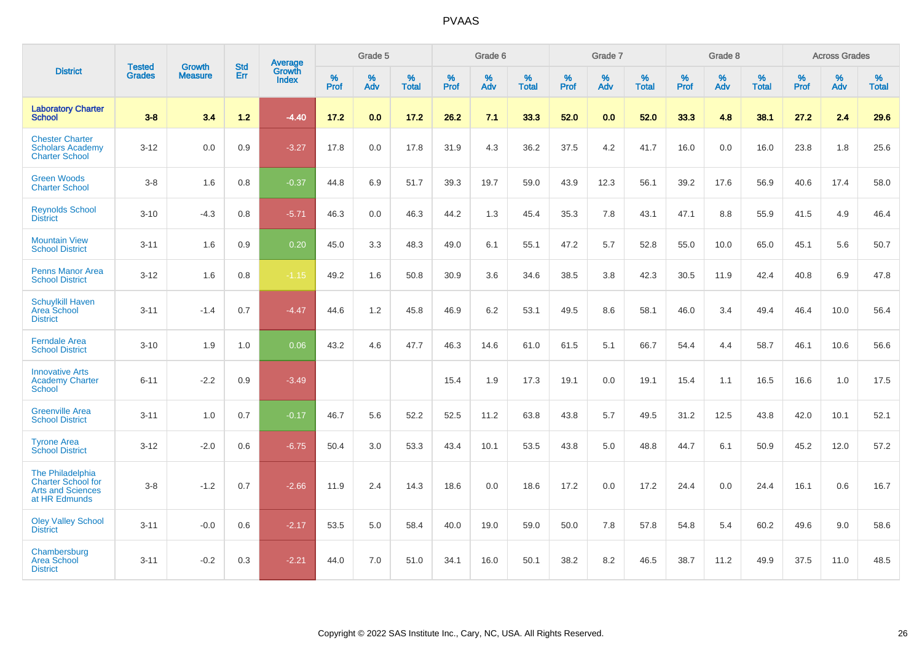# PVAAS

| District | Tested Grades | Growth Measure | Std Err | Average Growth Index | Grade 5 | | | Grade 6 | | | Grade 7 | | | Grade 8 | | | Across Grades | | |
|---|---|---|---|---|---|---|---|---|---|---|---|---|---|---|---|---|---|---|---|
| | | | | | % Prof | % Adv | % Total | % Prof | % Adv | % Total | % Prof | % Adv | % Total | % Prof | % Adv | % Total | % Prof | % Adv | % Total |
| **Laboratory Charter School** | **3-8** | **3.4** | **1.2** | **-4.40** | **17.2** | **0.0** | **17.2** | **26.2** | **7.1** | **33.3** | **52.0** | **0.0** | **52.0** | **33.3** | **4.8** | **38.1** | **27.2** | **2.4** | **29.6** |
| Chester Charter Scholars Academy Charter School | 3-12 | 0.0 | 0.9 | -3.27 | 17.8 | 0.0 | 17.8 | 31.9 | 4.3 | 36.2 | 37.5 | 4.2 | 41.7 | 16.0 | 0.0 | 16.0 | 23.8 | 1.8 | 25.6 |
| Green Woods Charter School | 3-8 | 1.6 | 0.8 | -0.37 | 44.8 | 6.9 | 51.7 | 39.3 | 19.7 | 59.0 | 43.9 | 12.3 | 56.1 | 39.2 | 17.6 | 56.9 | 40.6 | 17.4 | 58.0 |
| Reynolds School District | 3-10 | -4.3 | 0.8 | -5.71 | 46.3 | 0.0 | 46.3 | 44.2 | 1.3 | 45.4 | 35.3 | 7.8 | 43.1 | 47.1 | 8.8 | 55.9 | 41.5 | 4.9 | 46.4 |
| Mountain View School District | 3-11 | 1.6 | 0.9 | 0.20 | 45.0 | 3.3 | 48.3 | 49.0 | 6.1 | 55.1 | 47.2 | 5.7 | 52.8 | 55.0 | 10.0 | 65.0 | 45.1 | 5.6 | 50.7 |
| Penns Manor Area School District | 3-12 | 1.6 | 0.8 | -1.15 | 49.2 | 1.6 | 50.8 | 30.9 | 3.6 | 34.6 | 38.5 | 3.8 | 42.3 | 30.5 | 11.9 | 42.4 | 40.8 | 6.9 | 47.8 |
| Schuylkill Haven Area School District | 3-11 | -1.4 | 0.7 | -4.47 | 44.6 | 1.2 | 45.8 | 46.9 | 6.2 | 53.1 | 49.5 | 8.6 | 58.1 | 46.0 | 3.4 | 49.4 | 46.4 | 10.0 | 56.4 |
| Ferndale Area School District | 3-10 | 1.9 | 1.0 | 0.06 | 43.2 | 4.6 | 47.7 | 46.3 | 14.6 | 61.0 | 61.5 | 5.1 | 66.7 | 54.4 | 4.4 | 58.7 | 46.1 | 10.6 | 56.6 |
| Innovative Arts Academy Charter School | 6-11 | -2.2 | 0.9 | -3.49 | | | | 15.4 | 1.9 | 17.3 | 19.1 | 0.0 | 19.1 | 15.4 | 1.1 | 16.5 | 16.6 | 1.0 | 17.5 |
| Greenville Area School District | 3-11 | 1.0 | 0.7 | -0.17 | 46.7 | 5.6 | 52.2 | 52.5 | 11.2 | 63.8 | 43.8 | 5.7 | 49.5 | 31.2 | 12.5 | 43.8 | 42.0 | 10.1 | 52.1 |
| Tyrone Area School District | 3-12 | -2.0 | 0.6 | -6.75 | 50.4 | 3.0 | 53.3 | 43.4 | 10.1 | 53.5 | 43.8 | 5.0 | 48.8 | 44.7 | 6.1 | 50.9 | 45.2 | 12.0 | 57.2 |
| The Philadelphia Charter School for Arts and Sciences at HR Edmunds | 3-8 | -1.2 | 0.7 | -2.66 | 11.9 | 2.4 | 14.3 | 18.6 | 0.0 | 18.6 | 17.2 | 0.0 | 17.2 | 24.4 | 0.0 | 24.4 | 16.1 | 0.6 | 16.7 |
| Oley Valley School District | 3-11 | -0.0 | 0.6 | -2.17 | 53.5 | 5.0 | 58.4 | 40.0 | 19.0 | 59.0 | 50.0 | 7.8 | 57.8 | 54.8 | 5.4 | 60.2 | 49.6 | 9.0 | 58.6 |
| Chambersburg Area School District | 3-11 | -0.2 | 0.3 | -2.21 | 44.0 | 7.0 | 51.0 | 34.1 | 16.0 | 50.1 | 38.2 | 8.2 | 46.5 | 38.7 | 11.2 | 49.9 | 37.5 | 11.0 | 48.5 |

Copyright © 2022 SAS Institute Inc., Cary, NC, USA. All Rights Reserved.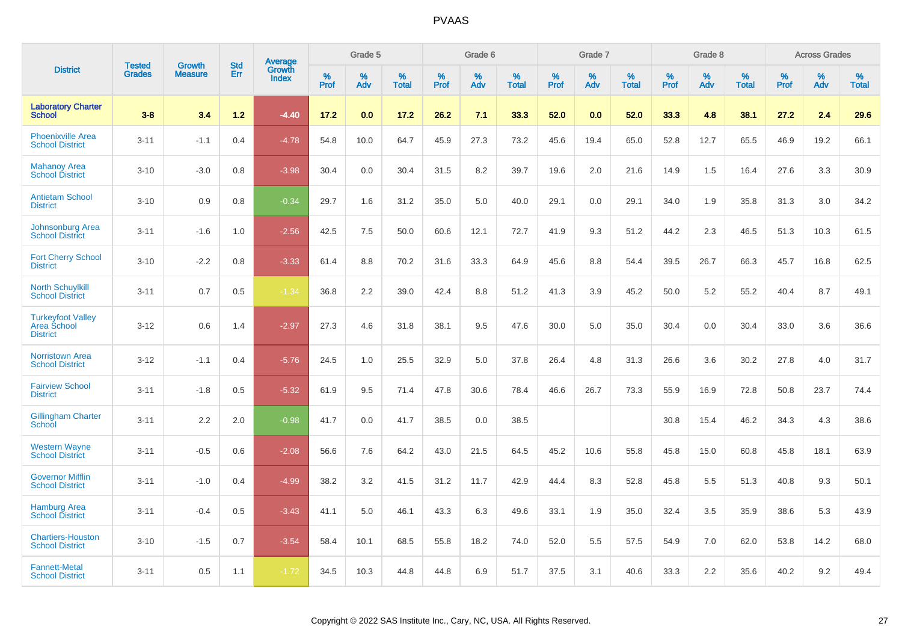# PVAAS

| District | Tested Grades | Growth Measure | Std Err | Average Growth Index | Grade 5 | | | Grade 6 | | | Grade 7 | | | Grade 8 | | | Across Grades | | |
|---|---|---|---|---|---|---|---|---|---|---|---|---|---|---|---|---|---|---|---|
| | | | | | % Prof | % Adv | % Total | % Prof | % Adv | % Total | % Prof | % Adv | % Total | % Prof | % Adv | % Total | % Prof | % Adv | % Total |
| **Laboratory Charter School** | **3-8** | **3.4** | **1.2** | **-4.40** | **17.2** | **0.0** | **17.2** | **26.2** | **7.1** | **33.3** | **52.0** | **0.0** | **52.0** | **33.3** | **4.8** | **38.1** | **27.2** | **2.4** | **29.6** |
| Phoenixville Area School District | 3-11 | -1.1 | 0.4 | -4.78 | 54.8 | 10.0 | 64.7 | 45.9 | 27.3 | 73.2 | 45.6 | 19.4 | 65.0 | 52.8 | 12.7 | 65.5 | 46.9 | 19.2 | 66.1 |
| Mahanoy Area School District | 3-10 | -3.0 | 0.8 | -3.98 | 30.4 | 0.0 | 30.4 | 31.5 | 8.2 | 39.7 | 19.6 | 2.0 | 21.6 | 14.9 | 1.5 | 16.4 | 27.6 | 3.3 | 30.9 |
| Antietam School District | 3-10 | 0.9 | 0.8 | -0.34 | 29.7 | 1.6 | 31.2 | 35.0 | 5.0 | 40.0 | 29.1 | 0.0 | 29.1 | 34.0 | 1.9 | 35.8 | 31.3 | 3.0 | 34.2 |
| Johnsonburg Area School District | 3-11 | -1.6 | 1.0 | -2.56 | 42.5 | 7.5 | 50.0 | 60.6 | 12.1 | 72.7 | 41.9 | 9.3 | 51.2 | 44.2 | 2.3 | 46.5 | 51.3 | 10.3 | 61.5 |
| Fort Cherry School District | 3-10 | -2.2 | 0.8 | -3.33 | 61.4 | 8.8 | 70.2 | 31.6 | 33.3 | 64.9 | 45.6 | 8.8 | 54.4 | 39.5 | 26.7 | 66.3 | 45.7 | 16.8 | 62.5 |
| North Schuylkill School District | 3-11 | 0.7 | 0.5 | -1.34 | 36.8 | 2.2 | 39.0 | 42.4 | 8.8 | 51.2 | 41.3 | 3.9 | 45.2 | 50.0 | 5.2 | 55.2 | 40.4 | 8.7 | 49.1 |
| Turkeyfoot Valley Area School District | 3-12 | 0.6 | 1.4 | -2.97 | 27.3 | 4.6 | 31.8 | 38.1 | 9.5 | 47.6 | 30.0 | 5.0 | 35.0 | 30.4 | 0.0 | 30.4 | 33.0 | 3.6 | 36.6 |
| Norristown Area School District | 3-12 | -1.1 | 0.4 | -5.76 | 24.5 | 1.0 | 25.5 | 32.9 | 5.0 | 37.8 | 26.4 | 4.8 | 31.3 | 26.6 | 3.6 | 30.2 | 27.8 | 4.0 | 31.7 |
| Fairview School District | 3-11 | -1.8 | 0.5 | -5.32 | 61.9 | 9.5 | 71.4 | 47.8 | 30.6 | 78.4 | 46.6 | 26.7 | 73.3 | 55.9 | 16.9 | 72.8 | 50.8 | 23.7 | 74.4 |
| Gillingham Charter School | 3-11 | 2.2 | 2.0 | -0.98 | 41.7 | 0.0 | 41.7 | 38.5 | 0.0 | 38.5 | | | | 30.8 | 15.4 | 46.2 | 34.3 | 4.3 | 38.6 |
| Western Wayne School District | 3-11 | -0.5 | 0.6 | -2.08 | 56.6 | 7.6 | 64.2 | 43.0 | 21.5 | 64.5 | 45.2 | 10.6 | 55.8 | 45.8 | 15.0 | 60.8 | 45.8 | 18.1 | 63.9 |
| Governor Mifflin School District | 3-11 | -1.0 | 0.4 | -4.99 | 38.2 | 3.2 | 41.5 | 31.2 | 11.7 | 42.9 | 44.4 | 8.3 | 52.8 | 45.8 | 5.5 | 51.3 | 40.8 | 9.3 | 50.1 |
| Hamburg Area School District | 3-11 | -0.4 | 0.5 | -3.43 | 41.1 | 5.0 | 46.1 | 43.3 | 6.3 | 49.6 | 33.1 | 1.9 | 35.0 | 32.4 | 3.5 | 35.9 | 38.6 | 5.3 | 43.9 |
| Chartiers-Houston School District | 3-10 | -1.5 | 0.7 | -3.54 | 58.4 | 10.1 | 68.5 | 55.8 | 18.2 | 74.0 | 52.0 | 5.5 | 57.5 | 54.9 | 7.0 | 62.0 | 53.8 | 14.2 | 68.0 |
| Fannett-Metal School District | 3-11 | 0.5 | 1.1 | -1.72 | 34.5 | 10.3 | 44.8 | 44.8 | 6.9 | 51.7 | 37.5 | 3.1 | 40.6 | 33.3 | 2.2 | 35.6 | 40.2 | 9.2 | 49.4 |

Copyright © 2022 SAS Institute Inc., Cary, NC, USA. All Rights Reserved.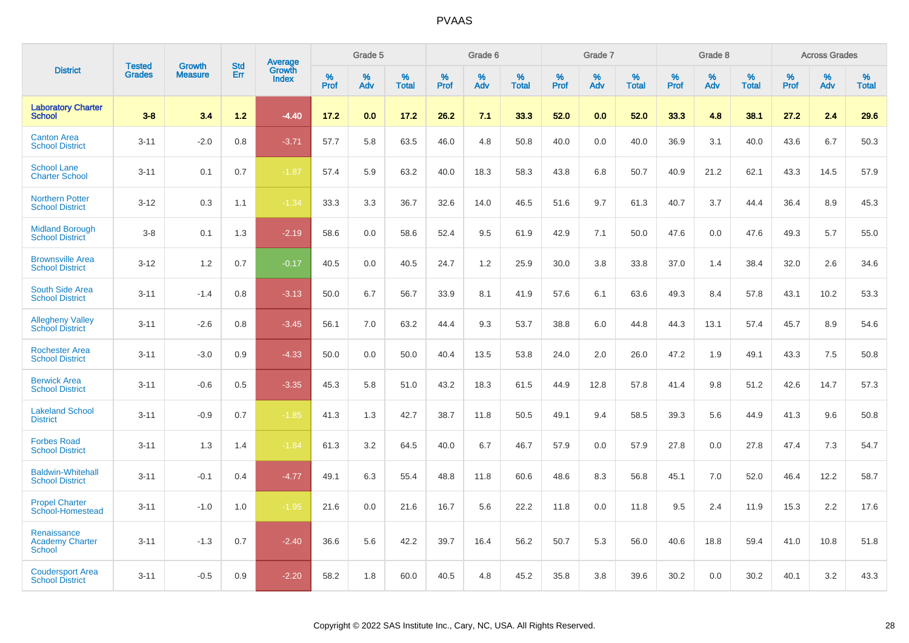# PVAAS

| District | Tested Grades | Growth Measure | Std Err | Average Growth Index | Grade 5 | | | Grade 6 | | | Grade 7 | | | Grade 8 | | | Across Grades | | |
|---|---|---|---|---|---|---|---|---|---|---|---|---|---|---|---|---|---|---|---|
| | | | | | % Prof | % Adv | % Total | % Prof | % Adv | % Total | % Prof | % Adv | % Total | % Prof | % Adv | % Total | % Prof | % Adv | % Total |
| **Laboratory Charter School** | **3-8** | **3.4** | **1.2** | **-4.40** | **17.2** | **0.0** | **17.2** | **26.2** | **7.1** | **33.3** | **52.0** | **0.0** | **52.0** | **33.3** | **4.8** | **38.1** | **27.2** | **2.4** | **29.6** |
| Canton Area School District | 3-11 | -2.0 | 0.8 | -3.71 | 57.7 | 5.8 | 63.5 | 46.0 | 4.8 | 50.8 | 40.0 | 0.0 | 40.0 | 36.9 | 3.1 | 40.0 | 43.6 | 6.7 | 50.3 |
| School Lane Charter School | 3-11 | 0.1 | 0.7 | -1.87 | 57.4 | 5.9 | 63.2 | 40.0 | 18.3 | 58.3 | 43.8 | 6.8 | 50.7 | 40.9 | 21.2 | 62.1 | 43.3 | 14.5 | 57.9 |
| Northern Potter School District | 3-12 | 0.3 | 1.1 | -1.34 | 33.3 | 3.3 | 36.7 | 32.6 | 14.0 | 46.5 | 51.6 | 9.7 | 61.3 | 40.7 | 3.7 | 44.4 | 36.4 | 8.9 | 45.3 |
| Midland Borough School District | 3-8 | 0.1 | 1.3 | -2.19 | 58.6 | 0.0 | 58.6 | 52.4 | 9.5 | 61.9 | 42.9 | 7.1 | 50.0 | 47.6 | 0.0 | 47.6 | 49.3 | 5.7 | 55.0 |
| Brownsville Area School District | 3-12 | 1.2 | 0.7 | -0.17 | 40.5 | 0.0 | 40.5 | 24.7 | 1.2 | 25.9 | 30.0 | 3.8 | 33.8 | 37.0 | 1.4 | 38.4 | 32.0 | 2.6 | 34.6 |
| South Side Area School District | 3-11 | -1.4 | 0.8 | -3.13 | 50.0 | 6.7 | 56.7 | 33.9 | 8.1 | 41.9 | 57.6 | 6.1 | 63.6 | 49.3 | 8.4 | 57.8 | 43.1 | 10.2 | 53.3 |
| Allegheny Valley School District | 3-11 | -2.6 | 0.8 | -3.45 | 56.1 | 7.0 | 63.2 | 44.4 | 9.3 | 53.7 | 38.8 | 6.0 | 44.8 | 44.3 | 13.1 | 57.4 | 45.7 | 8.9 | 54.6 |
| Rochester Area School District | 3-11 | -3.0 | 0.9 | -4.33 | 50.0 | 0.0 | 50.0 | 40.4 | 13.5 | 53.8 | 24.0 | 2.0 | 26.0 | 47.2 | 1.9 | 49.1 | 43.3 | 7.5 | 50.8 |
| Berwick Area School District | 3-11 | -0.6 | 0.5 | -3.35 | 45.3 | 5.8 | 51.0 | 43.2 | 18.3 | 61.5 | 44.9 | 12.8 | 57.8 | 41.4 | 9.8 | 51.2 | 42.6 | 14.7 | 57.3 |
| Lakeland School District | 3-11 | -0.9 | 0.7 | -1.85 | 41.3 | 1.3 | 42.7 | 38.7 | 11.8 | 50.5 | 49.1 | 9.4 | 58.5 | 39.3 | 5.6 | 44.9 | 41.3 | 9.6 | 50.8 |
| Forbes Road School District | 3-11 | 1.3 | 1.4 | -1.84 | 61.3 | 3.2 | 64.5 | 40.0 | 6.7 | 46.7 | 57.9 | 0.0 | 57.9 | 27.8 | 0.0 | 27.8 | 47.4 | 7.3 | 54.7 |
| Baldwin-Whitehall School District | 3-11 | -0.1 | 0.4 | -4.77 | 49.1 | 6.3 | 55.4 | 48.8 | 11.8 | 60.6 | 48.6 | 8.3 | 56.8 | 45.1 | 7.0 | 52.0 | 46.4 | 12.2 | 58.7 |
| Propel Charter School-Homestead | 3-11 | -1.0 | 1.0 | -1.95 | 21.6 | 0.0 | 21.6 | 16.7 | 5.6 | 22.2 | 11.8 | 0.0 | 11.8 | 9.5 | 2.4 | 11.9 | 15.3 | 2.2 | 17.6 |
| Renaissance Academy Charter School | 3-11 | -1.3 | 0.7 | -2.40 | 36.6 | 5.6 | 42.2 | 39.7 | 16.4 | 56.2 | 50.7 | 5.3 | 56.0 | 40.6 | 18.8 | 59.4 | 41.0 | 10.8 | 51.8 |
| Coudersport Area School District | 3-11 | -0.5 | 0.9 | -2.20 | 58.2 | 1.8 | 60.0 | 40.5 | 4.8 | 45.2 | 35.8 | 3.8 | 39.6 | 30.2 | 0.0 | 30.2 | 40.1 | 3.2 | 43.3 |

Copyright © 2022 SAS Institute Inc., Cary, NC, USA. All Rights Reserved.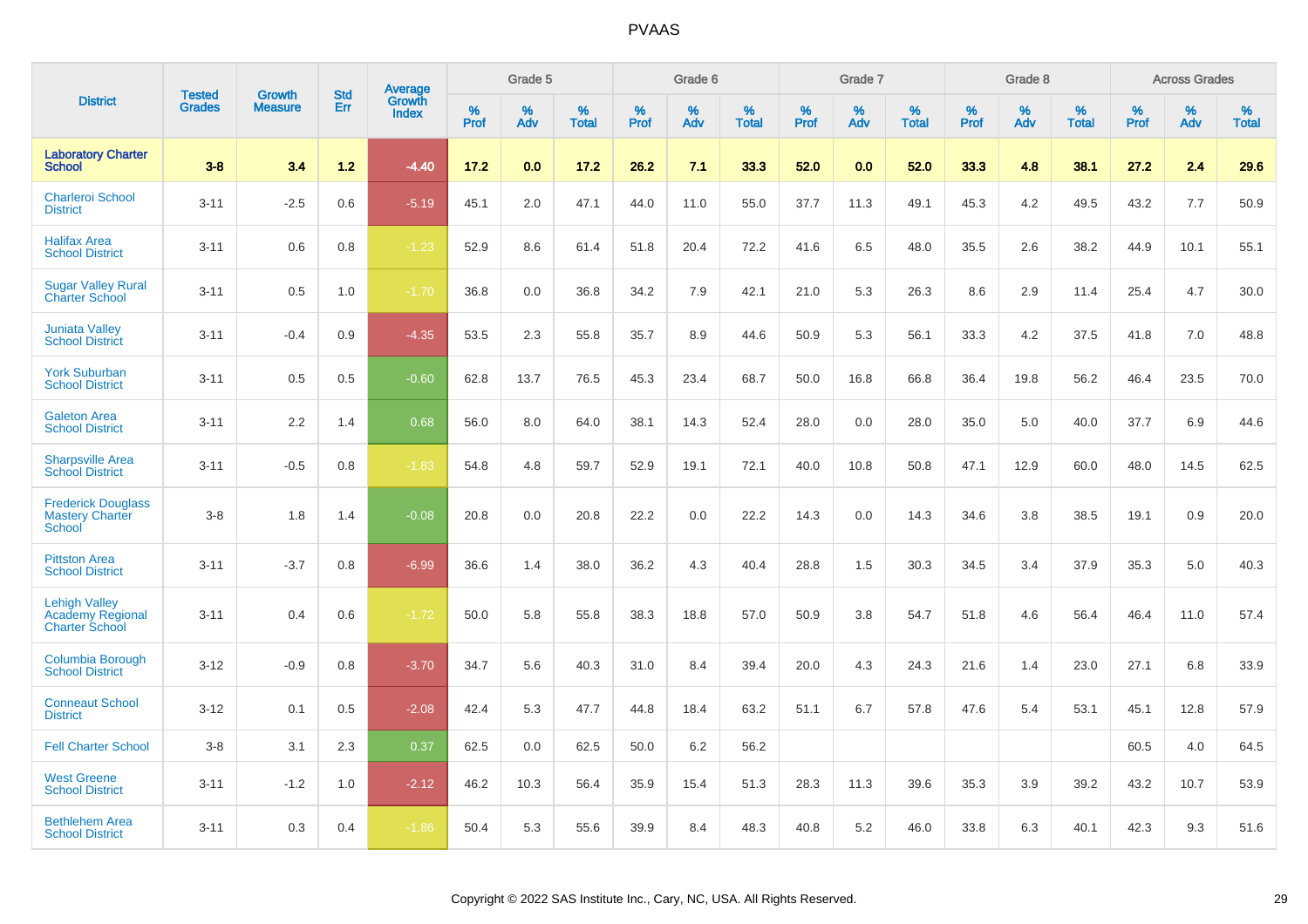# PVAAS

| District | Tested Grades | Growth Measure | Std Err | Average Growth Index | Grade 5 | | | Grade 6 | | | Grade 7 | | | Grade 8 | | | Across Grades | | |
|---|---|---|---|---|---|---|---|---|---|---|---|---|---|---|---|---|---|---|---|
| | | | | | % Prof | % Adv | % Total | % Prof | % Adv | % Total | % Prof | % Adv | % Total | % Prof | % Adv | % Total | % Prof | % Adv | % Total |
| **Laboratory Charter School** | **3-8** | **3.4** | **1.2** | **-4.40** | **17.2** | **0.0** | **17.2** | **26.2** | **7.1** | **33.3** | **52.0** | **0.0** | **52.0** | **33.3** | **4.8** | **38.1** | **27.2** | **2.4** | **29.6** |
| Charleroi School District | 3-11 | -2.5 | 0.6 | -5.19 | 45.1 | 2.0 | 47.1 | 44.0 | 11.0 | 55.0 | 37.7 | 11.3 | 49.1 | 45.3 | 4.2 | 49.5 | 43.2 | 7.7 | 50.9 |
| Halifax Area School District | 3-11 | 0.6 | 0.8 | -1.23 | 52.9 | 8.6 | 61.4 | 51.8 | 20.4 | 72.2 | 41.6 | 6.5 | 48.0 | 35.5 | 2.6 | 38.2 | 44.9 | 10.1 | 55.1 |
| Sugar Valley Rural Charter School | 3-11 | 0.5 | 1.0 | -1.70 | 36.8 | 0.0 | 36.8 | 34.2 | 7.9 | 42.1 | 21.0 | 5.3 | 26.3 | 8.6 | 2.9 | 11.4 | 25.4 | 4.7 | 30.0 |
| Juniata Valley School District | 3-11 | -0.4 | 0.9 | -4.35 | 53.5 | 2.3 | 55.8 | 35.7 | 8.9 | 44.6 | 50.9 | 5.3 | 56.1 | 33.3 | 4.2 | 37.5 | 41.8 | 7.0 | 48.8 |
| York Suburban School District | 3-11 | 0.5 | 0.5 | -0.60 | 62.8 | 13.7 | 76.5 | 45.3 | 23.4 | 68.7 | 50.0 | 16.8 | 66.8 | 36.4 | 19.8 | 56.2 | 46.4 | 23.5 | 70.0 |
| Galeton Area School District | 3-11 | 2.2 | 1.4 | 0.68 | 56.0 | 8.0 | 64.0 | 38.1 | 14.3 | 52.4 | 28.0 | 0.0 | 28.0 | 35.0 | 5.0 | 40.0 | 37.7 | 6.9 | 44.6 |
| Sharpsville Area School District | 3-11 | -0.5 | 0.8 | -1.83 | 54.8 | 4.8 | 59.7 | 52.9 | 19.1 | 72.1 | 40.0 | 10.8 | 50.8 | 47.1 | 12.9 | 60.0 | 48.0 | 14.5 | 62.5 |
| Frederick Douglass Mastery Charter School | 3-8 | 1.8 | 1.4 | -0.08 | 20.8 | 0.0 | 20.8 | 22.2 | 0.0 | 22.2 | 14.3 | 0.0 | 14.3 | 34.6 | 3.8 | 38.5 | 19.1 | 0.9 | 20.0 |
| Pittston Area School District | 3-11 | -3.7 | 0.8 | -6.99 | 36.6 | 1.4 | 38.0 | 36.2 | 4.3 | 40.4 | 28.8 | 1.5 | 30.3 | 34.5 | 3.4 | 37.9 | 35.3 | 5.0 | 40.3 |
| Lehigh Valley Academy Regional Charter School | 3-11 | 0.4 | 0.6 | -1.72 | 50.0 | 5.8 | 55.8 | 38.3 | 18.8 | 57.0 | 50.9 | 3.8 | 54.7 | 51.8 | 4.6 | 56.4 | 46.4 | 11.0 | 57.4 |
| Columbia Borough School District | 3-12 | -0.9 | 0.8 | -3.70 | 34.7 | 5.6 | 40.3 | 31.0 | 8.4 | 39.4 | 20.0 | 4.3 | 24.3 | 21.6 | 1.4 | 23.0 | 27.1 | 6.8 | 33.9 |
| Conneaut School District | 3-12 | 0.1 | 0.5 | -2.08 | 42.4 | 5.3 | 47.7 | 44.8 | 18.4 | 63.2 | 51.1 | 6.7 | 57.8 | 47.6 | 5.4 | 53.1 | 45.1 | 12.8 | 57.9 |
| Fell Charter School | 3-8 | 3.1 | 2.3 | 0.37 | 62.5 | 0.0 | 62.5 | 50.0 | 6.2 | 56.2 | | | | | | | 60.5 | 4.0 | 64.5 |
| West Greene School District | 3-11 | -1.2 | 1.0 | -2.12 | 46.2 | 10.3 | 56.4 | 35.9 | 15.4 | 51.3 | 28.3 | 11.3 | 39.6 | 35.3 | 3.9 | 39.2 | 43.2 | 10.7 | 53.9 |
| Bethlehem Area School District | 3-11 | 0.3 | 0.4 | -1.86 | 50.4 | 5.3 | 55.6 | 39.9 | 8.4 | 48.3 | 40.8 | 5.2 | 46.0 | 33.8 | 6.3 | 40.1 | 42.3 | 9.3 | 51.6 |

Copyright © 2022 SAS Institute Inc., Cary, NC, USA. All Rights Reserved.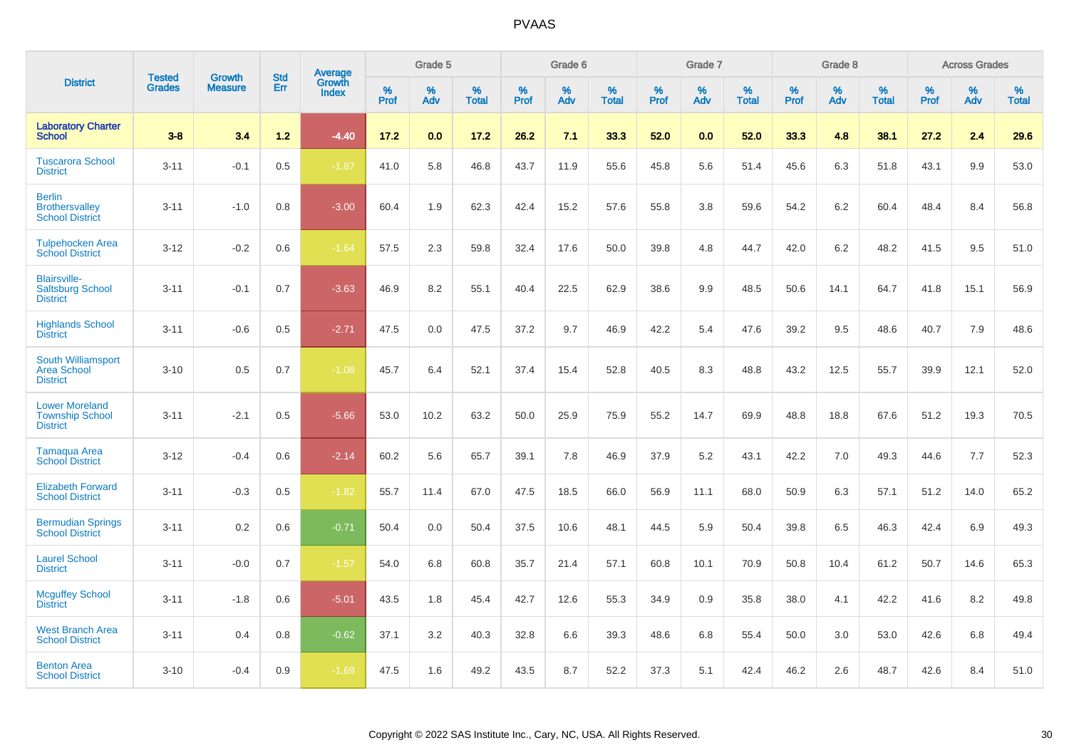| District | Tested Grades | Growth Measure | Std Err | Average Growth Index | Grade 5 | | | Grade 6 | | | Grade 7 | | | Grade 8 | | | Across Grades | | |
|---|---|---|---|---|---|---|---|---|---|---|---|---|---|---|---|---|---|---|---|
| | | | | | % Prof | % Adv | % Total | % Prof | % Adv | % Total | % Prof | % Adv | % Total | % Prof | % Adv | % Total | % Prof | % Adv | % Total |
| **Laboratory Charter School** | **3-8** | **3.4** | **1.2** | **-4.40** | **17.2** | **0.0** | **17.2** | **26.2** | **7.1** | **33.3** | **52.0** | **0.0** | **52.0** | **33.3** | **4.8** | **38.1** | **27.2** | **2.4** | **29.6** |
| Tuscarora School District | 3-11 | -0.1 | 0.5 | -1.87 | 41.0 | 5.8 | 46.8 | 43.7 | 11.9 | 55.6 | 45.8 | 5.6 | 51.4 | 45.6 | 6.3 | 51.8 | 43.1 | 9.9 | 53.0 |
| Berlin Brothersvalley School District | 3-11 | -1.0 | 0.8 | -3.00 | 60.4 | 1.9 | 62.3 | 42.4 | 15.2 | 57.6 | 55.8 | 3.8 | 59.6 | 54.2 | 6.2 | 60.4 | 48.4 | 8.4 | 56.8 |
| Tulpehocken Area School District | 3-12 | -0.2 | 0.6 | -1.64 | 57.5 | 2.3 | 59.8 | 32.4 | 17.6 | 50.0 | 39.8 | 4.8 | 44.7 | 42.0 | 6.2 | 48.2 | 41.5 | 9.5 | 51.0 |
| Blairsville-Saltsburg School District | 3-11 | -0.1 | 0.7 | -3.63 | 46.9 | 8.2 | 55.1 | 40.4 | 22.5 | 62.9 | 38.6 | 9.9 | 48.5 | 50.6 | 14.1 | 64.7 | 41.8 | 15.1 | 56.9 |
| Highlands School District | 3-11 | -0.6 | 0.5 | -2.71 | 47.5 | 0.0 | 47.5 | 37.2 | 9.7 | 46.9 | 42.2 | 5.4 | 47.6 | 39.2 | 9.5 | 48.6 | 40.7 | 7.9 | 48.6 |
| South Williamsport Area School District | 3-10 | 0.5 | 0.7 | -1.08 | 45.7 | 6.4 | 52.1 | 37.4 | 15.4 | 52.8 | 40.5 | 8.3 | 48.8 | 43.2 | 12.5 | 55.7 | 39.9 | 12.1 | 52.0 |
| Lower Moreland Township School District | 3-11 | -2.1 | 0.5 | -5.66 | 53.0 | 10.2 | 63.2 | 50.0 | 25.9 | 75.9 | 55.2 | 14.7 | 69.9 | 48.8 | 18.8 | 67.6 | 51.2 | 19.3 | 70.5 |
| Tamaqua Area School District | 3-12 | -0.4 | 0.6 | -2.14 | 60.2 | 5.6 | 65.7 | 39.1 | 7.8 | 46.9 | 37.9 | 5.2 | 43.1 | 42.2 | 7.0 | 49.3 | 44.6 | 7.7 | 52.3 |
| Elizabeth Forward School District | 3-11 | -0.3 | 0.5 | -1.82 | 55.7 | 11.4 | 67.0 | 47.5 | 18.5 | 66.0 | 56.9 | 11.1 | 68.0 | 50.9 | 6.3 | 57.1 | 51.2 | 14.0 | 65.2 |
| Bermudian Springs School District | 3-11 | 0.2 | 0.6 | -0.71 | 50.4 | 0.0 | 50.4 | 37.5 | 10.6 | 48.1 | 44.5 | 5.9 | 50.4 | 39.8 | 6.5 | 46.3 | 42.4 | 6.9 | 49.3 |
| Laurel School District | 3-11 | -0.0 | 0.7 | -1.57 | 54.0 | 6.8 | 60.8 | 35.7 | 21.4 | 57.1 | 60.8 | 10.1 | 70.9 | 50.8 | 10.4 | 61.2 | 50.7 | 14.6 | 65.3 |
| Mcguffey School District | 3-11 | -1.8 | 0.6 | -5.01 | 43.5 | 1.8 | 45.4 | 42.7 | 12.6 | 55.3 | 34.9 | 0.9 | 35.8 | 38.0 | 4.1 | 42.2 | 41.6 | 8.2 | 49.8 |
| West Branch Area School District | 3-11 | 0.4 | 0.8 | -0.62 | 37.1 | 3.2 | 40.3 | 32.8 | 6.6 | 39.3 | 48.6 | 6.8 | 55.4 | 50.0 | 3.0 | 53.0 | 42.6 | 6.8 | 49.4 |
| Benton Area School District | 3-10 | -0.4 | 0.9 | -1.69 | 47.5 | 1.6 | 49.2 | 43.5 | 8.7 | 52.2 | 37.3 | 5.1 | 42.4 | 46.2 | 2.6 | 48.7 | 42.6 | 8.4 | 51.0 |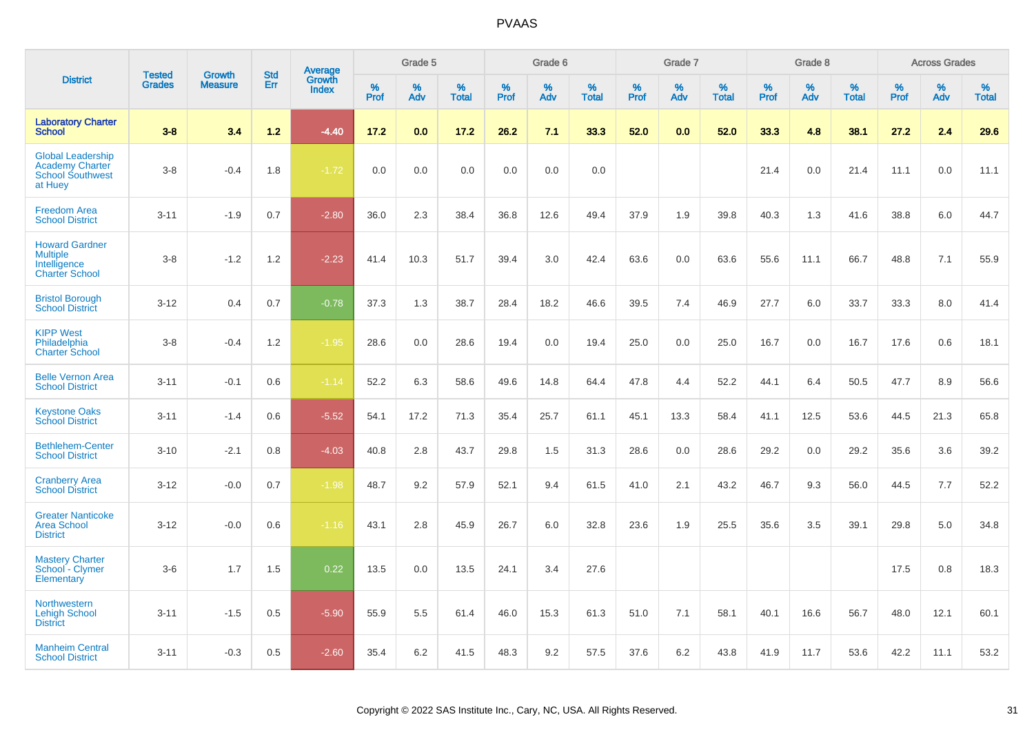# PVAAS

| District | Tested Grades | Growth Measure | Std Err | Average Growth Index | Grade 5 | | | Grade 6 | | | Grade 7 | | | Grade 8 | | | Across Grades | | |
|---|---|---|---|---|---|---|---|---|---|---|---|---|---|---|---|---|---|---|---|
| | | | | | % Prof | % Adv | % Total | % Prof | % Adv | % Total | % Prof | % Adv | % Total | % Prof | % Adv | % Total | % Prof | % Adv | % Total |
| **Laboratory Charter School** | **3-8** | **3.4** | **1.2** | **-4.40** | **17.2** | **0.0** | **17.2** | **26.2** | **7.1** | **33.3** | **52.0** | **0.0** | **52.0** | **33.3** | **4.8** | **38.1** | **27.2** | **2.4** | **29.6** |
| Global Leadership Academy Charter School Southwest at Huey | 3-8 | -0.4 | 1.8 | -1.72 | 0.0 | 0.0 | 0.0 | 0.0 | 0.0 | 0.0 | | | | 21.4 | 0.0 | 21.4 | 11.1 | 0.0 | 11.1 |
| Freedom Area School District | 3-11 | -1.9 | 0.7 | -2.80 | 36.0 | 2.3 | 38.4 | 36.8 | 12.6 | 49.4 | 37.9 | 1.9 | 39.8 | 40.3 | 1.3 | 41.6 | 38.8 | 6.0 | 44.7 |
| Howard Gardner Multiple Intelligence Charter School | 3-8 | -1.2 | 1.2 | -2.23 | 41.4 | 10.3 | 51.7 | 39.4 | 3.0 | 42.4 | 63.6 | 0.0 | 63.6 | 55.6 | 11.1 | 66.7 | 48.8 | 7.1 | 55.9 |
| Bristol Borough School District | 3-12 | 0.4 | 0.7 | -0.78 | 37.3 | 1.3 | 38.7 | 28.4 | 18.2 | 46.6 | 39.5 | 7.4 | 46.9 | 27.7 | 6.0 | 33.7 | 33.3 | 8.0 | 41.4 |
| KIPP West Philadelphia Charter School | 3-8 | -0.4 | 1.2 | -1.95 | 28.6 | 0.0 | 28.6 | 19.4 | 0.0 | 19.4 | 25.0 | 0.0 | 25.0 | 16.7 | 0.0 | 16.7 | 17.6 | 0.6 | 18.1 |
| Belle Vernon Area School District | 3-11 | -0.1 | 0.6 | -1.14 | 52.2 | 6.3 | 58.6 | 49.6 | 14.8 | 64.4 | 47.8 | 4.4 | 52.2 | 44.1 | 6.4 | 50.5 | 47.7 | 8.9 | 56.6 |
| Keystone Oaks School District | 3-11 | -1.4 | 0.6 | -5.52 | 54.1 | 17.2 | 71.3 | 35.4 | 25.7 | 61.1 | 45.1 | 13.3 | 58.4 | 41.1 | 12.5 | 53.6 | 44.5 | 21.3 | 65.8 |
| Bethlehem-Center School District | 3-10 | -2.1 | 0.8 | -4.03 | 40.8 | 2.8 | 43.7 | 29.8 | 1.5 | 31.3 | 28.6 | 0.0 | 28.6 | 29.2 | 0.0 | 29.2 | 35.6 | 3.6 | 39.2 |
| Cranberry Area School District | 3-12 | -0.0 | 0.7 | -1.98 | 48.7 | 9.2 | 57.9 | 52.1 | 9.4 | 61.5 | 41.0 | 2.1 | 43.2 | 46.7 | 9.3 | 56.0 | 44.5 | 7.7 | 52.2 |
| Greater Nanticoke Area School District | 3-12 | -0.0 | 0.6 | -1.16 | 43.1 | 2.8 | 45.9 | 26.7 | 6.0 | 32.8 | 23.6 | 1.9 | 25.5 | 35.6 | 3.5 | 39.1 | 29.8 | 5.0 | 34.8 |
| Mastery Charter School - Clymer Elementary | 3-6 | 1.7 | 1.5 | 0.22 | 13.5 | 0.0 | 13.5 | 24.1 | 3.4 | 27.6 | | | | | | | 17.5 | 0.8 | 18.3 |
| Northwestern Lehigh School District | 3-11 | -1.5 | 0.5 | -5.90 | 55.9 | 5.5 | 61.4 | 46.0 | 15.3 | 61.3 | 51.0 | 7.1 | 58.1 | 40.1 | 16.6 | 56.7 | 48.0 | 12.1 | 60.1 |
| Manheim Central School District | 3-11 | -0.3 | 0.5 | -2.60 | 35.4 | 6.2 | 41.5 | 48.3 | 9.2 | 57.5 | 37.6 | 6.2 | 43.8 | 41.9 | 11.7 | 53.6 | 42.2 | 11.1 | 53.2 |

Copyright © 2022 SAS Institute Inc., Cary, NC, USA. All Rights Reserved.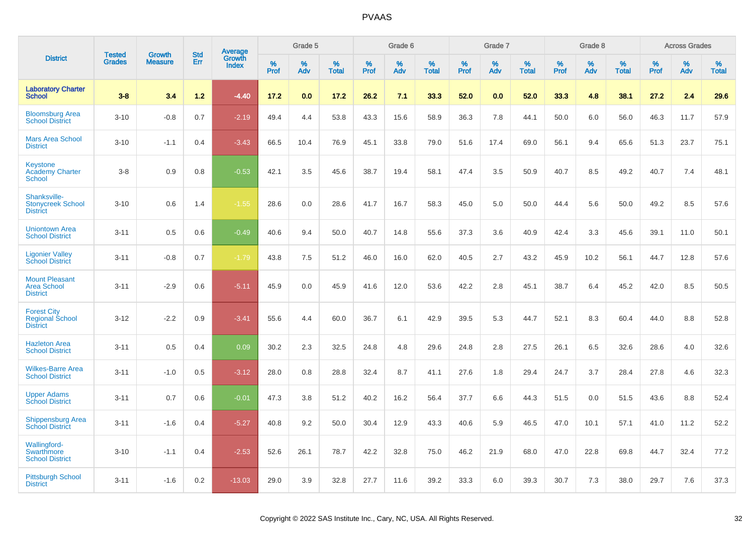# PVAAS

| District | Tested Grades | Growth Measure | Std Err | Average Growth Index | Grade 5 | | | Grade 6 | | | Grade 7 | | | Grade 8 | | | Across Grades | | |
|---|---|---|---|---|---|---|---|---|---|---|---|---|---|---|---|---|---|---|---|
| | | | | | % Prof | % Adv | % Total | % Prof | % Adv | % Total | % Prof | % Adv | % Total | % Prof | % Adv | % Total | % Prof | % Adv | % Total |
| **Laboratory Charter School** | **3-8** | **3.4** | **1.2** | **-4.40** | **17.2** | **0.0** | **17.2** | **26.2** | **7.1** | **33.3** | **52.0** | **0.0** | **52.0** | **33.3** | **4.8** | **38.1** | **27.2** | **2.4** | **29.6** |
| Bloomsburg Area School District | 3-10 | -0.8 | 0.7 | -2.19 | 49.4 | 4.4 | 53.8 | 43.3 | 15.6 | 58.9 | 36.3 | 7.8 | 44.1 | 50.0 | 6.0 | 56.0 | 46.3 | 11.7 | 57.9 |
| Mars Area School District | 3-10 | -1.1 | 0.4 | -3.43 | 66.5 | 10.4 | 76.9 | 45.1 | 33.8 | 79.0 | 51.6 | 17.4 | 69.0 | 56.1 | 9.4 | 65.6 | 51.3 | 23.7 | 75.1 |
| Keystone Academy Charter School | 3-8 | 0.9 | 0.8 | -0.53 | 42.1 | 3.5 | 45.6 | 38.7 | 19.4 | 58.1 | 47.4 | 3.5 | 50.9 | 40.7 | 8.5 | 49.2 | 40.7 | 7.4 | 48.1 |
| Shanksville-Stonycreek School District | 3-10 | 0.6 | 1.4 | -1.55 | 28.6 | 0.0 | 28.6 | 41.7 | 16.7 | 58.3 | 45.0 | 5.0 | 50.0 | 44.4 | 5.6 | 50.0 | 49.2 | 8.5 | 57.6 |
| Uniontown Area School District | 3-11 | 0.5 | 0.6 | -0.49 | 40.6 | 9.4 | 50.0 | 40.7 | 14.8 | 55.6 | 37.3 | 3.6 | 40.9 | 42.4 | 3.3 | 45.6 | 39.1 | 11.0 | 50.1 |
| Ligonier Valley School District | 3-11 | -0.8 | 0.7 | -1.79 | 43.8 | 7.5 | 51.2 | 46.0 | 16.0 | 62.0 | 40.5 | 2.7 | 43.2 | 45.9 | 10.2 | 56.1 | 44.7 | 12.8 | 57.6 |
| Mount Pleasant Area School District | 3-11 | -2.9 | 0.6 | -5.11 | 45.9 | 0.0 | 45.9 | 41.6 | 12.0 | 53.6 | 42.2 | 2.8 | 45.1 | 38.7 | 6.4 | 45.2 | 42.0 | 8.5 | 50.5 |
| Forest City Regional School District | 3-12 | -2.2 | 0.9 | -3.41 | 55.6 | 4.4 | 60.0 | 36.7 | 6.1 | 42.9 | 39.5 | 5.3 | 44.7 | 52.1 | 8.3 | 60.4 | 44.0 | 8.8 | 52.8 |
| Hazleton Area School District | 3-11 | 0.5 | 0.4 | 0.09 | 30.2 | 2.3 | 32.5 | 24.8 | 4.8 | 29.6 | 24.8 | 2.8 | 27.5 | 26.1 | 6.5 | 32.6 | 28.6 | 4.0 | 32.6 |
| Wilkes-Barre Area School District | 3-11 | -1.0 | 0.5 | -3.12 | 28.0 | 0.8 | 28.8 | 32.4 | 8.7 | 41.1 | 27.6 | 1.8 | 29.4 | 24.7 | 3.7 | 28.4 | 27.8 | 4.6 | 32.3 |
| Upper Adams School District | 3-11 | 0.7 | 0.6 | -0.01 | 47.3 | 3.8 | 51.2 | 40.2 | 16.2 | 56.4 | 37.7 | 6.6 | 44.3 | 51.5 | 0.0 | 51.5 | 43.6 | 8.8 | 52.4 |
| Shippensburg Area School District | 3-11 | -1.6 | 0.4 | -5.27 | 40.8 | 9.2 | 50.0 | 30.4 | 12.9 | 43.3 | 40.6 | 5.9 | 46.5 | 47.0 | 10.1 | 57.1 | 41.0 | 11.2 | 52.2 |
| Wallingford-Swarthmore School District | 3-10 | -1.1 | 0.4 | -2.53 | 52.6 | 26.1 | 78.7 | 42.2 | 32.8 | 75.0 | 46.2 | 21.9 | 68.0 | 47.0 | 22.8 | 69.8 | 44.7 | 32.4 | 77.2 |
| Pittsburgh School District | 3-11 | -1.6 | 0.2 | -13.03 | 29.0 | 3.9 | 32.8 | 27.7 | 11.6 | 39.2 | 33.3 | 6.0 | 39.3 | 30.7 | 7.3 | 38.0 | 29.7 | 7.6 | 37.3 |

Copyright © 2022 SAS Institute Inc., Cary, NC, USA. All Rights Reserved.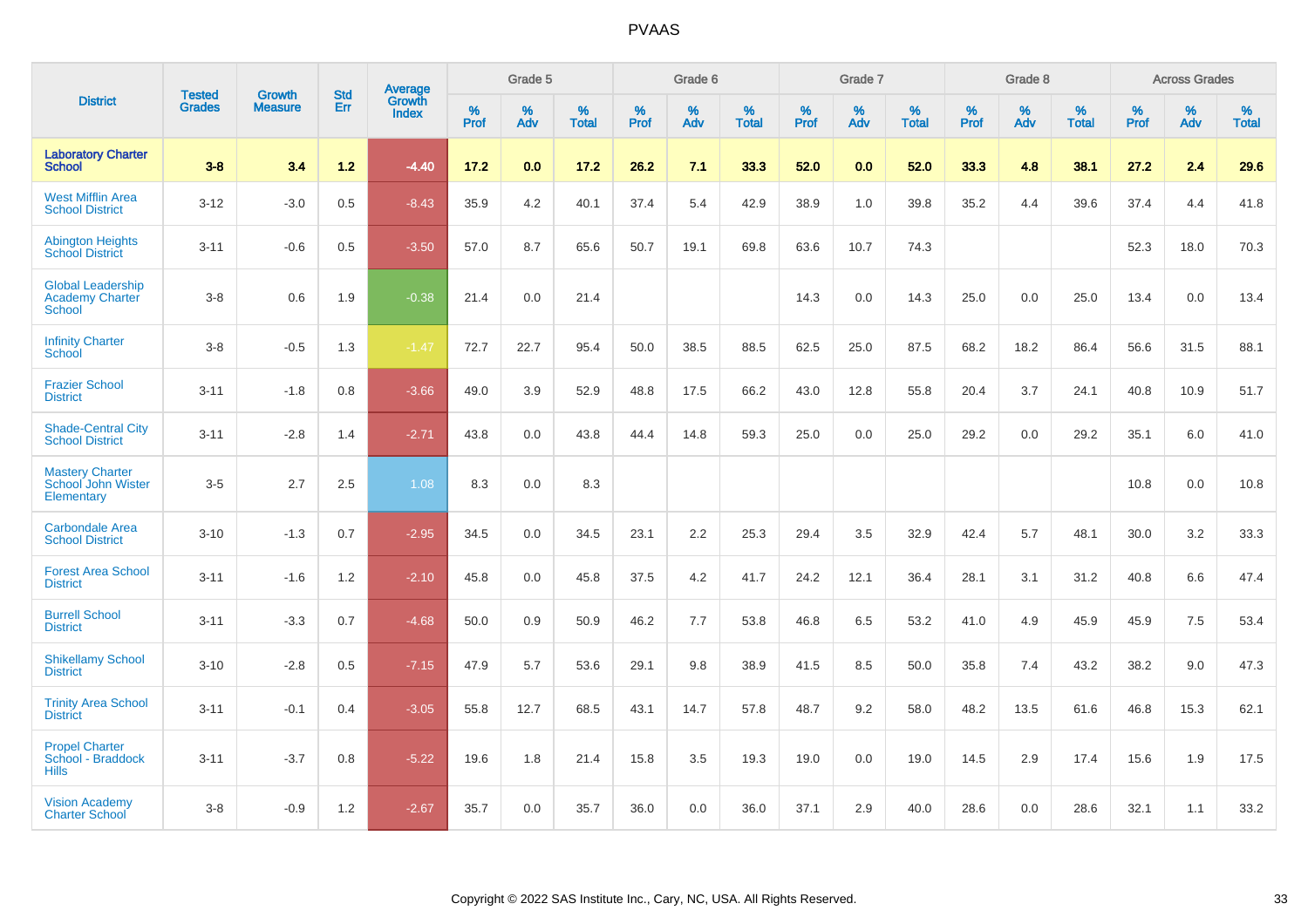# PVAAS

| District | Tested Grades | Growth Measure | Std Err | Average Growth Index | Grade 5 | | | Grade 6 | | | Grade 7 | | | Grade 8 | | | Across Grades | | |
|---|---|---|---|---|---|---|---|---|---|---|---|---|---|---|---|---|---|---|---|
| | | | | | % Prof | % Adv | % Total | % Prof | % Adv | % Total | % Prof | % Adv | % Total | % Prof | % Adv | % Total | % Prof | % Adv | % Total |
| **Laboratory Charter School** | **3-8** | **3.4** | **1.2** | **-4.40** | **17.2** | **0.0** | **17.2** | **26.2** | **7.1** | **33.3** | **52.0** | **0.0** | **52.0** | **33.3** | **4.8** | **38.1** | **27.2** | **2.4** | **29.6** |
| West Mifflin Area School District | 3-12 | -3.0 | 0.5 | -8.43 | 35.9 | 4.2 | 40.1 | 37.4 | 5.4 | 42.9 | 38.9 | 1.0 | 39.8 | 35.2 | 4.4 | 39.6 | 37.4 | 4.4 | 41.8 |
| Abington Heights School District | 3-11 | -0.6 | 0.5 | -3.50 | 57.0 | 8.7 | 65.6 | 50.7 | 19.1 | 69.8 | 63.6 | 10.7 | 74.3 | | | | 52.3 | 18.0 | 70.3 |
| Global Leadership Academy Charter School | 3-8 | 0.6 | 1.9 | -0.38 | 21.4 | 0.0 | 21.4 | | | | 14.3 | 0.0 | 14.3 | 25.0 | 0.0 | 25.0 | 13.4 | 0.0 | 13.4 |
| Infinity Charter School | 3-8 | -0.5 | 1.3 | -1.47 | 72.7 | 22.7 | 95.4 | 50.0 | 38.5 | 88.5 | 62.5 | 25.0 | 87.5 | 68.2 | 18.2 | 86.4 | 56.6 | 31.5 | 88.1 |
| Frazier School District | 3-11 | -1.8 | 0.8 | -3.66 | 49.0 | 3.9 | 52.9 | 48.8 | 17.5 | 66.2 | 43.0 | 12.8 | 55.8 | 20.4 | 3.7 | 24.1 | 40.8 | 10.9 | 51.7 |
| Shade-Central City School District | 3-11 | -2.8 | 1.4 | -2.71 | 43.8 | 0.0 | 43.8 | 44.4 | 14.8 | 59.3 | 25.0 | 0.0 | 25.0 | 29.2 | 0.0 | 29.2 | 35.1 | 6.0 | 41.0 |
| Mastery Charter School John Wister Elementary | 3-5 | 2.7 | 2.5 | 1.08 | 8.3 | 0.0 | 8.3 | | | | | | | | | | 10.8 | 0.0 | 10.8 |
| Carbondale Area School District | 3-10 | -1.3 | 0.7 | -2.95 | 34.5 | 0.0 | 34.5 | 23.1 | 2.2 | 25.3 | 29.4 | 3.5 | 32.9 | 42.4 | 5.7 | 48.1 | 30.0 | 3.2 | 33.3 |
| Forest Area School District | 3-11 | -1.6 | 1.2 | -2.10 | 45.8 | 0.0 | 45.8 | 37.5 | 4.2 | 41.7 | 24.2 | 12.1 | 36.4 | 28.1 | 3.1 | 31.2 | 40.8 | 6.6 | 47.4 |
| Burrell School District | 3-11 | -3.3 | 0.7 | -4.68 | 50.0 | 0.9 | 50.9 | 46.2 | 7.7 | 53.8 | 46.8 | 6.5 | 53.2 | 41.0 | 4.9 | 45.9 | 45.9 | 7.5 | 53.4 |
| Shikellamy School District | 3-10 | -2.8 | 0.5 | -7.15 | 47.9 | 5.7 | 53.6 | 29.1 | 9.8 | 38.9 | 41.5 | 8.5 | 50.0 | 35.8 | 7.4 | 43.2 | 38.2 | 9.0 | 47.3 |
| Trinity Area School District | 3-11 | -0.1 | 0.4 | -3.05 | 55.8 | 12.7 | 68.5 | 43.1 | 14.7 | 57.8 | 48.7 | 9.2 | 58.0 | 48.2 | 13.5 | 61.6 | 46.8 | 15.3 | 62.1 |
| Propel Charter School - Braddock Hills | 3-11 | -3.7 | 0.8 | -5.22 | 19.6 | 1.8 | 21.4 | 15.8 | 3.5 | 19.3 | 19.0 | 0.0 | 19.0 | 14.5 | 2.9 | 17.4 | 15.6 | 1.9 | 17.5 |
| Vision Academy Charter School | 3-8 | -0.9 | 1.2 | -2.67 | 35.7 | 0.0 | 35.7 | 36.0 | 0.0 | 36.0 | 37.1 | 2.9 | 40.0 | 28.6 | 0.0 | 28.6 | 32.1 | 1.1 | 33.2 |

Copyright © 2022 SAS Institute Inc., Cary, NC, USA. All Rights Reserved.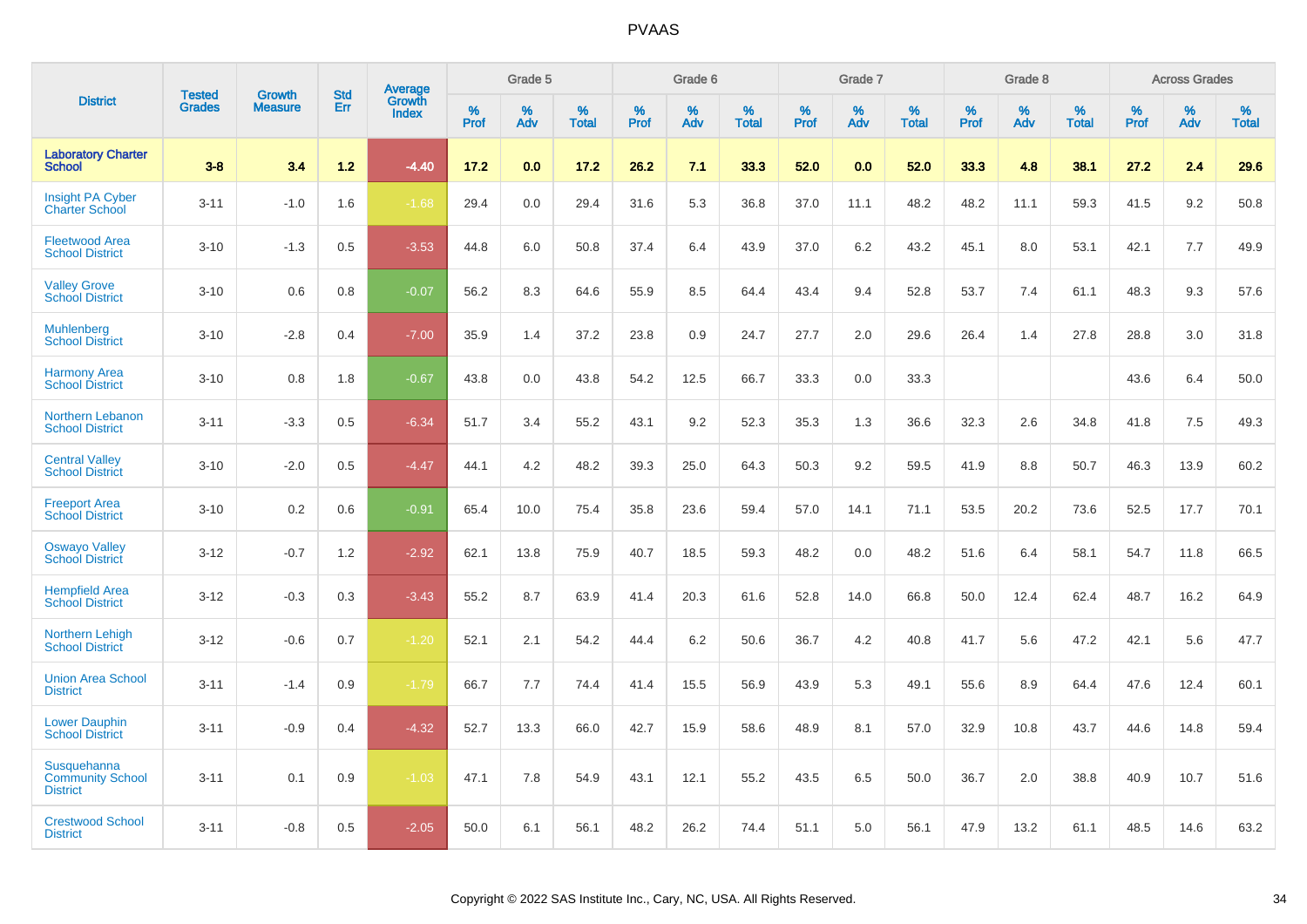# PVAAS

| District | Tested Grades | Growth Measure | Std Err | Average Growth Index | Grade 5 | | | Grade 6 | | | Grade 7 | | | Grade 8 | | | Across Grades | | |
|---|---|---|---|---|---|---|---|---|---|---|---|---|---|---|---|---|---|---|---|
| | | | | | % Prof | % Adv | % Total | % Prof | % Adv | % Total | % Prof | % Adv | % Total | % Prof | % Adv | % Total | % Prof | % Adv | % Total |
| **Laboratory Charter School** | **3-8** | **3.4** | **1.2** | **-4.40** | **17.2** | **0.0** | **17.2** | **26.2** | **7.1** | **33.3** | **52.0** | **0.0** | **52.0** | **33.3** | **4.8** | **38.1** | **27.2** | **2.4** | **29.6** |
| Insight PA Cyber Charter School | 3-11 | -1.0 | 1.6 | -1.68 | 29.4 | 0.0 | 29.4 | 31.6 | 5.3 | 36.8 | 37.0 | 11.1 | 48.2 | 48.2 | 11.1 | 59.3 | 41.5 | 9.2 | 50.8 |
| Fleetwood Area School District | 3-10 | -1.3 | 0.5 | -3.53 | 44.8 | 6.0 | 50.8 | 37.4 | 6.4 | 43.9 | 37.0 | 6.2 | 43.2 | 45.1 | 8.0 | 53.1 | 42.1 | 7.7 | 49.9 |
| Valley Grove School District | 3-10 | 0.6 | 0.8 | -0.07 | 56.2 | 8.3 | 64.6 | 55.9 | 8.5 | 64.4 | 43.4 | 9.4 | 52.8 | 53.7 | 7.4 | 61.1 | 48.3 | 9.3 | 57.6 |
| Muhlenberg School District | 3-10 | -2.8 | 0.4 | -7.00 | 35.9 | 1.4 | 37.2 | 23.8 | 0.9 | 24.7 | 27.7 | 2.0 | 29.6 | 26.4 | 1.4 | 27.8 | 28.8 | 3.0 | 31.8 |
| Harmony Area School District | 3-10 | 0.8 | 1.8 | -0.67 | 43.8 | 0.0 | 43.8 | 54.2 | 12.5 | 66.7 | 33.3 | 0.0 | 33.3 | | | | 43.6 | 6.4 | 50.0 |
| Northern Lebanon School District | 3-11 | -3.3 | 0.5 | -6.34 | 51.7 | 3.4 | 55.2 | 43.1 | 9.2 | 52.3 | 35.3 | 1.3 | 36.6 | 32.3 | 2.6 | 34.8 | 41.8 | 7.5 | 49.3 |
| Central Valley School District | 3-10 | -2.0 | 0.5 | -4.47 | 44.1 | 4.2 | 48.2 | 39.3 | 25.0 | 64.3 | 50.3 | 9.2 | 59.5 | 41.9 | 8.8 | 50.7 | 46.3 | 13.9 | 60.2 |
| Freeport Area School District | 3-10 | 0.2 | 0.6 | -0.91 | 65.4 | 10.0 | 75.4 | 35.8 | 23.6 | 59.4 | 57.0 | 14.1 | 71.1 | 53.5 | 20.2 | 73.6 | 52.5 | 17.7 | 70.1 |
| Oswayo Valley School District | 3-12 | -0.7 | 1.2 | -2.92 | 62.1 | 13.8 | 75.9 | 40.7 | 18.5 | 59.3 | 48.2 | 0.0 | 48.2 | 51.6 | 6.4 | 58.1 | 54.7 | 11.8 | 66.5 |
| Hempfield Area School District | 3-12 | -0.3 | 0.3 | -3.43 | 55.2 | 8.7 | 63.9 | 41.4 | 20.3 | 61.6 | 52.8 | 14.0 | 66.8 | 50.0 | 12.4 | 62.4 | 48.7 | 16.2 | 64.9 |
| Northern Lehigh School District | 3-12 | -0.6 | 0.7 | -1.20 | 52.1 | 2.1 | 54.2 | 44.4 | 6.2 | 50.6 | 36.7 | 4.2 | 40.8 | 41.7 | 5.6 | 47.2 | 42.1 | 5.6 | 47.7 |
| Union Area School District | 3-11 | -1.4 | 0.9 | -1.79 | 66.7 | 7.7 | 74.4 | 41.4 | 15.5 | 56.9 | 43.9 | 5.3 | 49.1 | 55.6 | 8.9 | 64.4 | 47.6 | 12.4 | 60.1 |
| Lower Dauphin School District | 3-11 | -0.9 | 0.4 | -4.32 | 52.7 | 13.3 | 66.0 | 42.7 | 15.9 | 58.6 | 48.9 | 8.1 | 57.0 | 32.9 | 10.8 | 43.7 | 44.6 | 14.8 | 59.4 |
| Susquehanna Community School District | 3-11 | 0.1 | 0.9 | -1.03 | 47.1 | 7.8 | 54.9 | 43.1 | 12.1 | 55.2 | 43.5 | 6.5 | 50.0 | 36.7 | 2.0 | 38.8 | 40.9 | 10.7 | 51.6 |
| Crestwood School District | 3-11 | -0.8 | 0.5 | -2.05 | 50.0 | 6.1 | 56.1 | 48.2 | 26.2 | 74.4 | 51.1 | 5.0 | 56.1 | 47.9 | 13.2 | 61.1 | 48.5 | 14.6 | 63.2 |

Copyright © 2022 SAS Institute Inc., Cary, NC, USA. All Rights Reserved.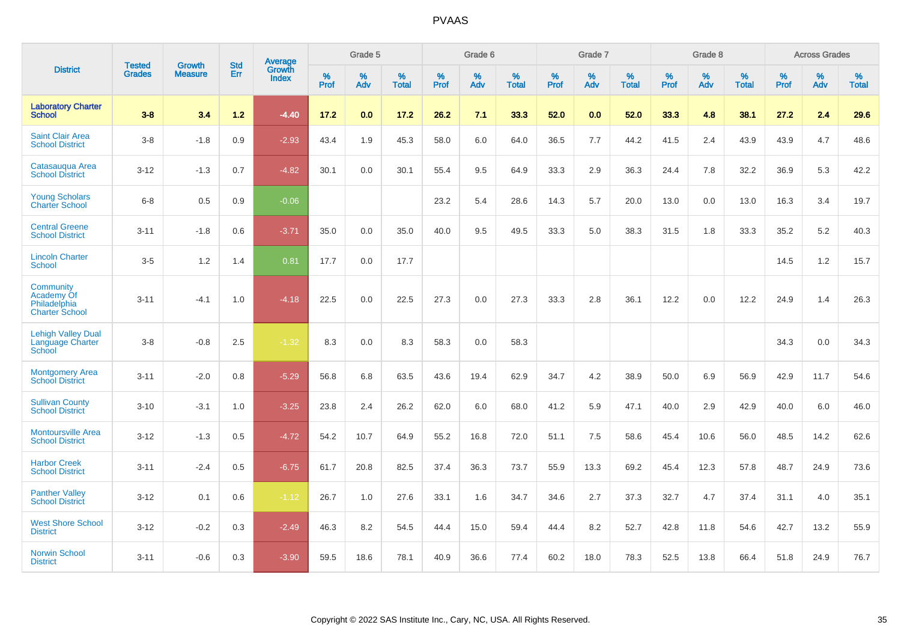| District | Tested Grades | Growth Measure | Std Err | Average Growth Index | Grade 5 | | | Grade 6 | | | Grade 7 | | | Grade 8 | | | Across Grades | | |
|---|---|---|---|---|---|---|---|---|---|---|---|---|---|---|---|---|---|---|---|
| | | | | | % Prof | % Adv | % Total | % Prof | % Adv | % Total | % Prof | % Adv | % Total | % Prof | % Adv | % Total | % Prof | % Adv | % Total |
| **Laboratory Charter School** | **3-8** | **3.4** | **1.2** | **-4.40** | **17.2** | **0.0** | **17.2** | **26.2** | **7.1** | **33.3** | **52.0** | **0.0** | **52.0** | **33.3** | **4.8** | **38.1** | **27.2** | **2.4** | **29.6** |
| Saint Clair Area School District | 3-8 | -1.8 | 0.9 | -2.93 | 43.4 | 1.9 | 45.3 | 58.0 | 6.0 | 64.0 | 36.5 | 7.7 | 44.2 | 41.5 | 2.4 | 43.9 | 43.9 | 4.7 | 48.6 |
| Catasauqua Area School District | 3-12 | -1.3 | 0.7 | -4.82 | 30.1 | 0.0 | 30.1 | 55.4 | 9.5 | 64.9 | 33.3 | 2.9 | 36.3 | 24.4 | 7.8 | 32.2 | 36.9 | 5.3 | 42.2 |
| Young Scholars Charter School | 6-8 | 0.5 | 0.9 | -0.06 | | | | 23.2 | 5.4 | 28.6 | 14.3 | 5.7 | 20.0 | 13.0 | 0.0 | 13.0 | 16.3 | 3.4 | 19.7 |
| Central Greene School District | 3-11 | -1.8 | 0.6 | -3.71 | 35.0 | 0.0 | 35.0 | 40.0 | 9.5 | 49.5 | 33.3 | 5.0 | 38.3 | 31.5 | 1.8 | 33.3 | 35.2 | 5.2 | 40.3 |
| Lincoln Charter School | 3-5 | 1.2 | 1.4 | 0.81 | 17.7 | 0.0 | 17.7 | | | | | | | | | | 14.5 | 1.2 | 15.7 |
| Community Academy Of Philadelphia Charter School | 3-11 | -4.1 | 1.0 | -4.18 | 22.5 | 0.0 | 22.5 | 27.3 | 0.0 | 27.3 | 33.3 | 2.8 | 36.1 | 12.2 | 0.0 | 12.2 | 24.9 | 1.4 | 26.3 |
| Lehigh Valley Dual Language Charter School | 3-8 | -0.8 | 2.5 | -1.32 | 8.3 | 0.0 | 8.3 | 58.3 | 0.0 | 58.3 | | | | | | | 34.3 | 0.0 | 34.3 |
| Montgomery Area School District | 3-11 | -2.0 | 0.8 | -5.29 | 56.8 | 6.8 | 63.5 | 43.6 | 19.4 | 62.9 | 34.7 | 4.2 | 38.9 | 50.0 | 6.9 | 56.9 | 42.9 | 11.7 | 54.6 |
| Sullivan County School District | 3-10 | -3.1 | 1.0 | -3.25 | 23.8 | 2.4 | 26.2 | 62.0 | 6.0 | 68.0 | 41.2 | 5.9 | 47.1 | 40.0 | 2.9 | 42.9 | 40.0 | 6.0 | 46.0 |
| Montoursville Area School District | 3-12 | -1.3 | 0.5 | -4.72 | 54.2 | 10.7 | 64.9 | 55.2 | 16.8 | 72.0 | 51.1 | 7.5 | 58.6 | 45.4 | 10.6 | 56.0 | 48.5 | 14.2 | 62.6 |
| Harbor Creek School District | 3-11 | -2.4 | 0.5 | -6.75 | 61.7 | 20.8 | 82.5 | 37.4 | 36.3 | 73.7 | 55.9 | 13.3 | 69.2 | 45.4 | 12.3 | 57.8 | 48.7 | 24.9 | 73.6 |
| Panther Valley School District | 3-12 | 0.1 | 0.6 | -1.12 | 26.7 | 1.0 | 27.6 | 33.1 | 1.6 | 34.7 | 34.6 | 2.7 | 37.3 | 32.7 | 4.7 | 37.4 | 31.1 | 4.0 | 35.1 |
| West Shore School District | 3-12 | -0.2 | 0.3 | -2.49 | 46.3 | 8.2 | 54.5 | 44.4 | 15.0 | 59.4 | 44.4 | 8.2 | 52.7 | 42.8 | 11.8 | 54.6 | 42.7 | 13.2 | 55.9 |
| Norwin School District | 3-11 | -0.6 | 0.3 | -3.90 | 59.5 | 18.6 | 78.1 | 40.9 | 36.6 | 77.4 | 60.2 | 18.0 | 78.3 | 52.5 | 13.8 | 66.4 | 51.8 | 24.9 | 76.7 |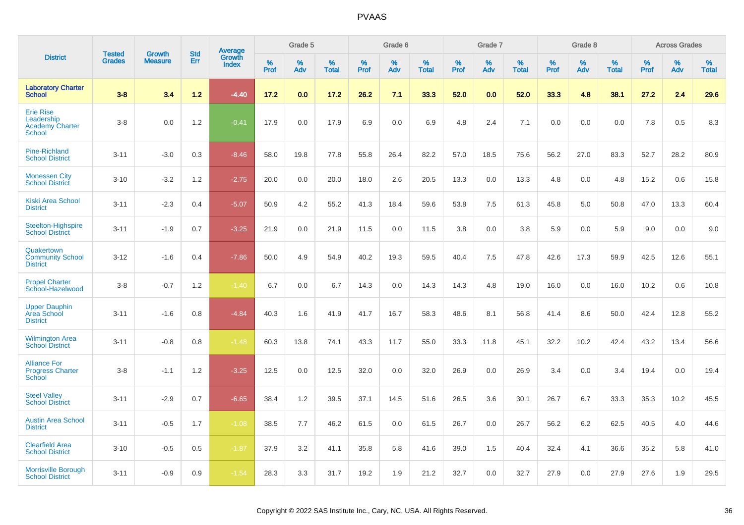# PVAAS

| District | Tested Grades | Growth Measure | Std Err | Average Growth Index | Grade 5 | | | Grade 6 | | | Grade 7 | | | Grade 8 | | | Across Grades | | |
|---|---|---|---|---|---|---|---|---|---|---|---|---|---|---|---|---|---|---|---|
| | | | | | % Prof | % Adv | % Total | % Prof | % Adv | % Total | % Prof | % Adv | % Total | % Prof | % Adv | % Total | % Prof | % Adv | % Total |
| **Laboratory Charter School** | **3-8** | **3.4** | **1.2** | **-4.40** | **17.2** | **0.0** | **17.2** | **26.2** | **7.1** | **33.3** | **52.0** | **0.0** | **52.0** | **33.3** | **4.8** | **38.1** | **27.2** | **2.4** | **29.6** |
| Erie Rise Leadership Academy Charter School | 3-8 | 0.0 | 1.2 | -0.41 | 17.9 | 0.0 | 17.9 | 6.9 | 0.0 | 6.9 | 4.8 | 2.4 | 7.1 | 0.0 | 0.0 | 0.0 | 7.8 | 0.5 | 8.3 |
| Pine-Richland School District | 3-11 | -3.0 | 0.3 | -8.46 | 58.0 | 19.8 | 77.8 | 55.8 | 26.4 | 82.2 | 57.0 | 18.5 | 75.6 | 56.2 | 27.0 | 83.3 | 52.7 | 28.2 | 80.9 |
| Monessen City School District | 3-10 | -3.2 | 1.2 | -2.75 | 20.0 | 0.0 | 20.0 | 18.0 | 2.6 | 20.5 | 13.3 | 0.0 | 13.3 | 4.8 | 0.0 | 4.8 | 15.2 | 0.6 | 15.8 |
| Kiski Area School District | 3-11 | -2.3 | 0.4 | -5.07 | 50.9 | 4.2 | 55.2 | 41.3 | 18.4 | 59.6 | 53.8 | 7.5 | 61.3 | 45.8 | 5.0 | 50.8 | 47.0 | 13.3 | 60.4 |
| Steelton-Highspire School District | 3-11 | -1.9 | 0.7 | -3.25 | 21.9 | 0.0 | 21.9 | 11.5 | 0.0 | 11.5 | 3.8 | 0.0 | 3.8 | 5.9 | 0.0 | 5.9 | 9.0 | 0.0 | 9.0 |
| Quakertown Community School District | 3-12 | -1.6 | 0.4 | -7.86 | 50.0 | 4.9 | 54.9 | 40.2 | 19.3 | 59.5 | 40.4 | 7.5 | 47.8 | 42.6 | 17.3 | 59.9 | 42.5 | 12.6 | 55.1 |
| Propel Charter School-Hazelwood | 3-8 | -0.7 | 1.2 | -1.40 | 6.7 | 0.0 | 6.7 | 14.3 | 0.0 | 14.3 | 14.3 | 4.8 | 19.0 | 16.0 | 0.0 | 16.0 | 10.2 | 0.6 | 10.8 |
| Upper Dauphin Area School District | 3-11 | -1.6 | 0.8 | -4.84 | 40.3 | 1.6 | 41.9 | 41.7 | 16.7 | 58.3 | 48.6 | 8.1 | 56.8 | 41.4 | 8.6 | 50.0 | 42.4 | 12.8 | 55.2 |
| Wilmington Area School District | 3-11 | -0.8 | 0.8 | -1.48 | 60.3 | 13.8 | 74.1 | 43.3 | 11.7 | 55.0 | 33.3 | 11.8 | 45.1 | 32.2 | 10.2 | 42.4 | 43.2 | 13.4 | 56.6 |
| Alliance For Progress Charter School | 3-8 | -1.1 | 1.2 | -3.25 | 12.5 | 0.0 | 12.5 | 32.0 | 0.0 | 32.0 | 26.9 | 0.0 | 26.9 | 3.4 | 0.0 | 3.4 | 19.4 | 0.0 | 19.4 |
| Steel Valley School District | 3-11 | -2.9 | 0.7 | -6.65 | 38.4 | 1.2 | 39.5 | 37.1 | 14.5 | 51.6 | 26.5 | 3.6 | 30.1 | 26.7 | 6.7 | 33.3 | 35.3 | 10.2 | 45.5 |
| Austin Area School District | 3-11 | -0.5 | 1.7 | -1.08 | 38.5 | 7.7 | 46.2 | 61.5 | 0.0 | 61.5 | 26.7 | 0.0 | 26.7 | 56.2 | 6.2 | 62.5 | 40.5 | 4.0 | 44.6 |
| Clearfield Area School District | 3-10 | -0.5 | 0.5 | -1.87 | 37.9 | 3.2 | 41.1 | 35.8 | 5.8 | 41.6 | 39.0 | 1.5 | 40.4 | 32.4 | 4.1 | 36.6 | 35.2 | 5.8 | 41.0 |
| Morrisville Borough School District | 3-11 | -0.9 | 0.9 | -1.54 | 28.3 | 3.3 | 31.7 | 19.2 | 1.9 | 21.2 | 32.7 | 0.0 | 32.7 | 27.9 | 0.0 | 27.9 | 27.6 | 1.9 | 29.5 |

Copyright © 2022 SAS Institute Inc., Cary, NC, USA. All Rights Reserved.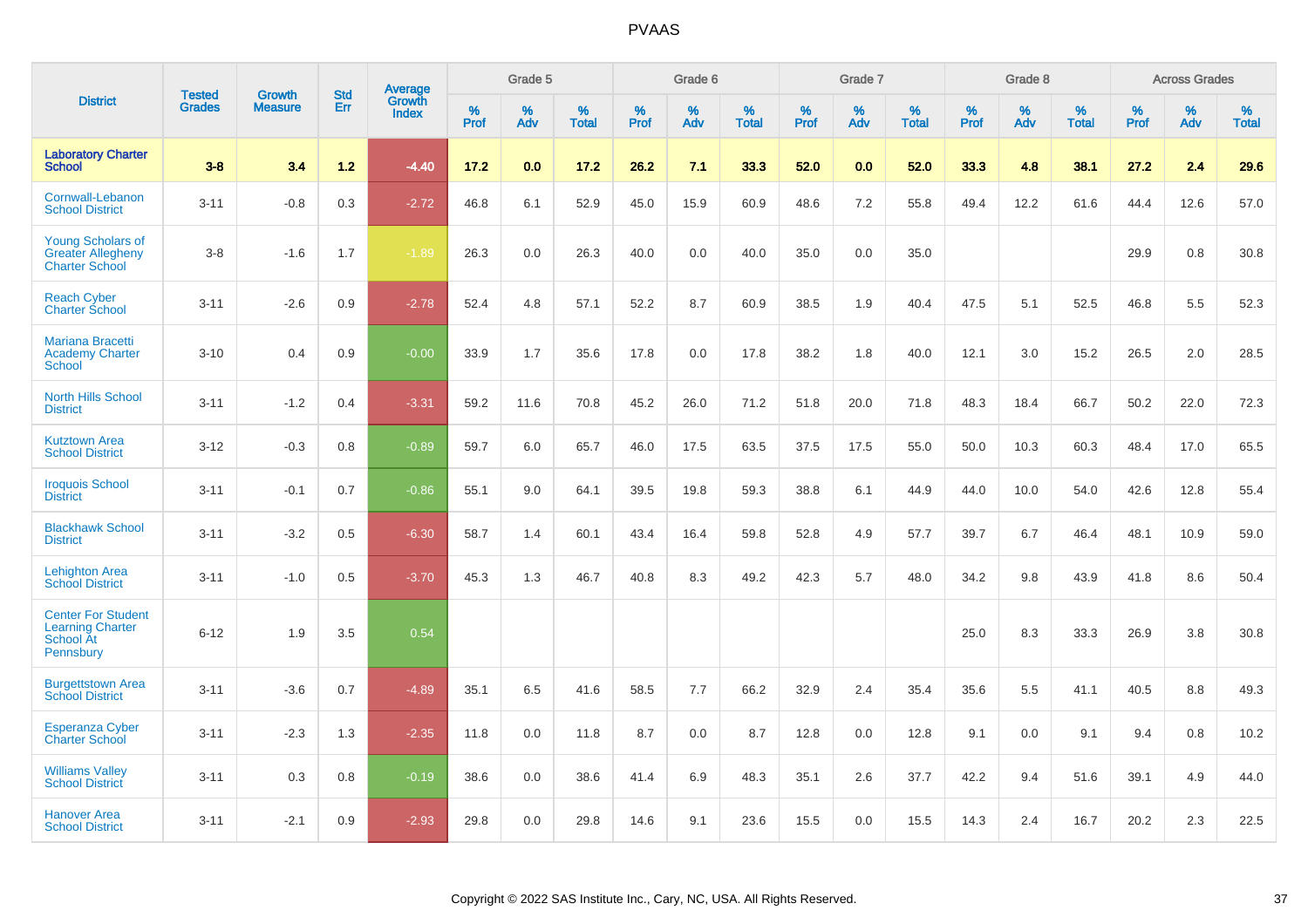# PVAAS

| District | Tested Grades | Growth Measure | Std Err | Average Growth Index | Grade 5 | | | Grade 6 | | | Grade 7 | | | Grade 8 | | | Across Grades | | |
|---|---|---|---|---|---|---|---|---|---|---|---|---|---|---|---|---|---|---|---|
| | | | | | % Prof | % Adv | % Total | % Prof | % Adv | % Total | % Prof | % Adv | % Total | % Prof | % Adv | % Total | % Prof | % Adv | % Total |
| **Laboratory Charter School** | **3-8** | **3.4** | **1.2** | **-4.40** | **17.2** | **0.0** | **17.2** | **26.2** | **7.1** | **33.3** | **52.0** | **0.0** | **52.0** | **33.3** | **4.8** | **38.1** | **27.2** | **2.4** | **29.6** |
| Cornwall-Lebanon School District | 3-11 | -0.8 | 0.3 | -2.72 | 46.8 | 6.1 | 52.9 | 45.0 | 15.9 | 60.9 | 48.6 | 7.2 | 55.8 | 49.4 | 12.2 | 61.6 | 44.4 | 12.6 | 57.0 |
| Young Scholars of Greater Allegheny Charter School | 3-8 | -1.6 | 1.7 | -1.89 | 26.3 | 0.0 | 26.3 | 40.0 | 0.0 | 40.0 | 35.0 | 0.0 | 35.0 | | | | 29.9 | 0.8 | 30.8 |
| Reach Cyber Charter School | 3-11 | -2.6 | 0.9 | -2.78 | 52.4 | 4.8 | 57.1 | 52.2 | 8.7 | 60.9 | 38.5 | 1.9 | 40.4 | 47.5 | 5.1 | 52.5 | 46.8 | 5.5 | 52.3 |
| Mariana Bracetti Academy Charter School | 3-10 | 0.4 | 0.9 | -0.00 | 33.9 | 1.7 | 35.6 | 17.8 | 0.0 | 17.8 | 38.2 | 1.8 | 40.0 | 12.1 | 3.0 | 15.2 | 26.5 | 2.0 | 28.5 |
| North Hills School District | 3-11 | -1.2 | 0.4 | -3.31 | 59.2 | 11.6 | 70.8 | 45.2 | 26.0 | 71.2 | 51.8 | 20.0 | 71.8 | 48.3 | 18.4 | 66.7 | 50.2 | 22.0 | 72.3 |
| Kutztown Area School District | 3-12 | -0.3 | 0.8 | -0.89 | 59.7 | 6.0 | 65.7 | 46.0 | 17.5 | 63.5 | 37.5 | 17.5 | 55.0 | 50.0 | 10.3 | 60.3 | 48.4 | 17.0 | 65.5 |
| Iroquois School District | 3-11 | -0.1 | 0.7 | -0.86 | 55.1 | 9.0 | 64.1 | 39.5 | 19.8 | 59.3 | 38.8 | 6.1 | 44.9 | 44.0 | 10.0 | 54.0 | 42.6 | 12.8 | 55.4 |
| Blackhawk School District | 3-11 | -3.2 | 0.5 | -6.30 | 58.7 | 1.4 | 60.1 | 43.4 | 16.4 | 59.8 | 52.8 | 4.9 | 57.7 | 39.7 | 6.7 | 46.4 | 48.1 | 10.9 | 59.0 |
| Lehighton Area School District | 3-11 | -1.0 | 0.5 | -3.70 | 45.3 | 1.3 | 46.7 | 40.8 | 8.3 | 49.2 | 42.3 | 5.7 | 48.0 | 34.2 | 9.8 | 43.9 | 41.8 | 8.6 | 50.4 |
| Center For Student Learning Charter School At Pennsbury | 6-12 | 1.9 | 3.5 | 0.54 | | | | | | | | | | 25.0 | 8.3 | 33.3 | 26.9 | 3.8 | 30.8 |
| Burgettstown Area School District | 3-11 | -3.6 | 0.7 | -4.89 | 35.1 | 6.5 | 41.6 | 58.5 | 7.7 | 66.2 | 32.9 | 2.4 | 35.4 | 35.6 | 5.5 | 41.1 | 40.5 | 8.8 | 49.3 |
| Esperanza Cyber Charter School | 3-11 | -2.3 | 1.3 | -2.35 | 11.8 | 0.0 | 11.8 | 8.7 | 0.0 | 8.7 | 12.8 | 0.0 | 12.8 | 9.1 | 0.0 | 9.1 | 9.4 | 0.8 | 10.2 |
| Williams Valley School District | 3-11 | 0.3 | 0.8 | -0.19 | 38.6 | 0.0 | 38.6 | 41.4 | 6.9 | 48.3 | 35.1 | 2.6 | 37.7 | 42.2 | 9.4 | 51.6 | 39.1 | 4.9 | 44.0 |
| Hanover Area School District | 3-11 | -2.1 | 0.9 | -2.93 | 29.8 | 0.0 | 29.8 | 14.6 | 9.1 | 23.6 | 15.5 | 0.0 | 15.5 | 14.3 | 2.4 | 16.7 | 20.2 | 2.3 | 22.5 |

Copyright © 2022 SAS Institute Inc., Cary, NC, USA. All Rights Reserved.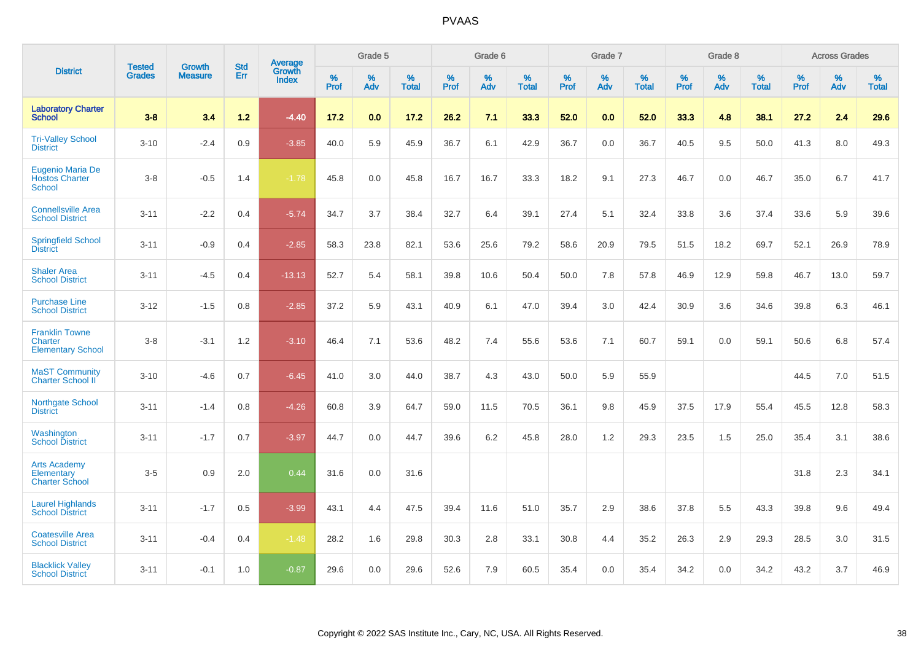# PVAAS

| District | Tested Grades | Growth Measure | Std Err | Average Growth Index | Grade 5 | | | Grade 6 | | | Grade 7 | | | Grade 8 | | | Across Grades | | |
|---|---|---|---|---|---|---|---|---|---|---|---|---|---|---|---|---|---|---|---|
| | | | | | % Prof | % Adv | % Total | % Prof | % Adv | % Total | % Prof | % Adv | % Total | % Prof | % Adv | % Total | % Prof | % Adv | % Total |
| **Laboratory Charter School** | **3-8** | **3.4** | **1.2** | **-4.40** | **17.2** | **0.0** | **17.2** | **26.2** | **7.1** | **33.3** | **52.0** | **0.0** | **52.0** | **33.3** | **4.8** | **38.1** | **27.2** | **2.4** | **29.6** |
| Tri-Valley School District | 3-10 | -2.4 | 0.9 | -3.85 | 40.0 | 5.9 | 45.9 | 36.7 | 6.1 | 42.9 | 36.7 | 0.0 | 36.7 | 40.5 | 9.5 | 50.0 | 41.3 | 8.0 | 49.3 |
| Eugenio Maria De Hostos Charter School | 3-8 | -0.5 | 1.4 | -1.78 | 45.8 | 0.0 | 45.8 | 16.7 | 16.7 | 33.3 | 18.2 | 9.1 | 27.3 | 46.7 | 0.0 | 46.7 | 35.0 | 6.7 | 41.7 |
| Connellsville Area School District | 3-11 | -2.2 | 0.4 | -5.74 | 34.7 | 3.7 | 38.4 | 32.7 | 6.4 | 39.1 | 27.4 | 5.1 | 32.4 | 33.8 | 3.6 | 37.4 | 33.6 | 5.9 | 39.6 |
| Springfield School District | 3-11 | -0.9 | 0.4 | -2.85 | 58.3 | 23.8 | 82.1 | 53.6 | 25.6 | 79.2 | 58.6 | 20.9 | 79.5 | 51.5 | 18.2 | 69.7 | 52.1 | 26.9 | 78.9 |
| Shaler Area School District | 3-11 | -4.5 | 0.4 | -13.13 | 52.7 | 5.4 | 58.1 | 39.8 | 10.6 | 50.4 | 50.0 | 7.8 | 57.8 | 46.9 | 12.9 | 59.8 | 46.7 | 13.0 | 59.7 |
| Purchase Line School District | 3-12 | -1.5 | 0.8 | -2.85 | 37.2 | 5.9 | 43.1 | 40.9 | 6.1 | 47.0 | 39.4 | 3.0 | 42.4 | 30.9 | 3.6 | 34.6 | 39.8 | 6.3 | 46.1 |
| Franklin Towne Charter Elementary School | 3-8 | -3.1 | 1.2 | -3.10 | 46.4 | 7.1 | 53.6 | 48.2 | 7.4 | 55.6 | 53.6 | 7.1 | 60.7 | 59.1 | 0.0 | 59.1 | 50.6 | 6.8 | 57.4 |
| MaST Community Charter School II | 3-10 | -4.6 | 0.7 | -6.45 | 41.0 | 3.0 | 44.0 | 38.7 | 4.3 | 43.0 | 50.0 | 5.9 | 55.9 | | | | 44.5 | 7.0 | 51.5 |
| Northgate School District | 3-11 | -1.4 | 0.8 | -4.26 | 60.8 | 3.9 | 64.7 | 59.0 | 11.5 | 70.5 | 36.1 | 9.8 | 45.9 | 37.5 | 17.9 | 55.4 | 45.5 | 12.8 | 58.3 |
| Washington School District | 3-11 | -1.7 | 0.7 | -3.97 | 44.7 | 0.0 | 44.7 | 39.6 | 6.2 | 45.8 | 28.0 | 1.2 | 29.3 | 23.5 | 1.5 | 25.0 | 35.4 | 3.1 | 38.6 |
| Arts Academy Elementary Charter School | 3-5 | 0.9 | 2.0 | 0.44 | 31.6 | 0.0 | 31.6 | | | | | | | | | | 31.8 | 2.3 | 34.1 |
| Laurel Highlands School District | 3-11 | -1.7 | 0.5 | -3.99 | 43.1 | 4.4 | 47.5 | 39.4 | 11.6 | 51.0 | 35.7 | 2.9 | 38.6 | 37.8 | 5.5 | 43.3 | 39.8 | 9.6 | 49.4 |
| Coatesville Area School District | 3-11 | -0.4 | 0.4 | -1.48 | 28.2 | 1.6 | 29.8 | 30.3 | 2.8 | 33.1 | 30.8 | 4.4 | 35.2 | 26.3 | 2.9 | 29.3 | 28.5 | 3.0 | 31.5 |
| Blacklick Valley School District | 3-11 | -0.1 | 1.0 | -0.87 | 29.6 | 0.0 | 29.6 | 52.6 | 7.9 | 60.5 | 35.4 | 0.0 | 35.4 | 34.2 | 0.0 | 34.2 | 43.2 | 3.7 | 46.9 |

Copyright © 2022 SAS Institute Inc., Cary, NC, USA. All Rights Reserved.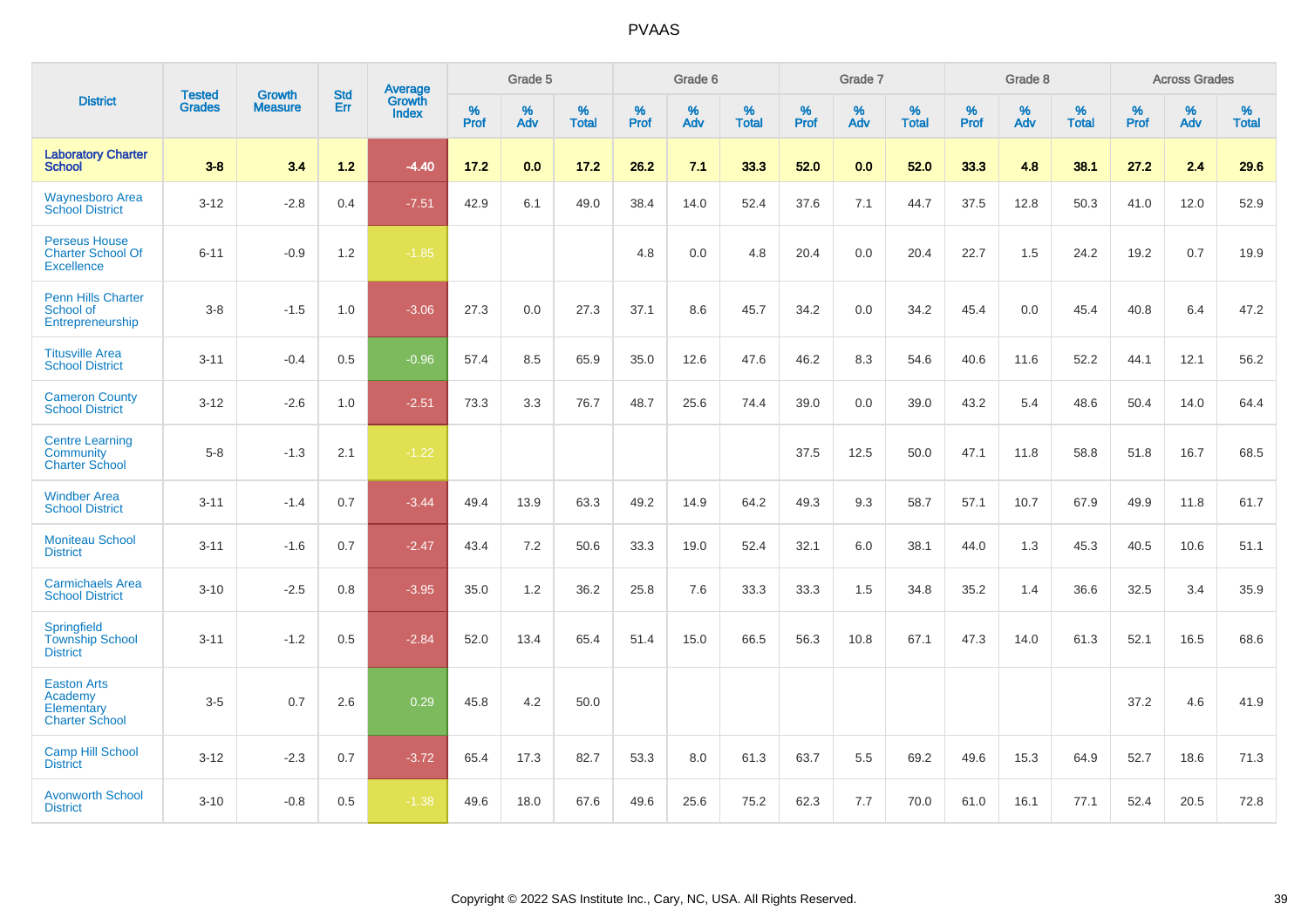# PVAAS

| District | Tested Grades | Growth Measure | Std Err | Average Growth Index | Grade 5 | | | Grade 6 | | | Grade 7 | | | Grade 8 | | | Across Grades | | |
|---|---|---|---|---|---|---|---|---|---|---|---|---|---|---|---|---|---|---|---|
| | | | | | % Prof | % Adv | % Total | % Prof | % Adv | % Total | % Prof | % Adv | % Total | % Prof | % Adv | % Total | % Prof | % Adv | % Total |
| **Laboratory Charter School** | **3-8** | **3.4** | **1.2** | **-4.40** | **17.2** | **0.0** | **17.2** | **26.2** | **7.1** | **33.3** | **52.0** | **0.0** | **52.0** | **33.3** | **4.8** | **38.1** | **27.2** | **2.4** | **29.6** |
| Waynesboro Area School District | 3-12 | -2.8 | 0.4 | -7.51 | 42.9 | 6.1 | 49.0 | 38.4 | 14.0 | 52.4 | 37.6 | 7.1 | 44.7 | 37.5 | 12.8 | 50.3 | 41.0 | 12.0 | 52.9 |
| Perseus House Charter School Of Excellence | 6-11 | -0.9 | 1.2 | -1.85 | | | | 4.8 | 0.0 | 4.8 | 20.4 | 0.0 | 20.4 | 22.7 | 1.5 | 24.2 | 19.2 | 0.7 | 19.9 |
| Penn Hills Charter School of Entrepreneurship | 3-8 | -1.5 | 1.0 | -3.06 | 27.3 | 0.0 | 27.3 | 37.1 | 8.6 | 45.7 | 34.2 | 0.0 | 34.2 | 45.4 | 0.0 | 45.4 | 40.8 | 6.4 | 47.2 |
| Titusville Area School District | 3-11 | -0.4 | 0.5 | -0.96 | 57.4 | 8.5 | 65.9 | 35.0 | 12.6 | 47.6 | 46.2 | 8.3 | 54.6 | 40.6 | 11.6 | 52.2 | 44.1 | 12.1 | 56.2 |
| Cameron County School District | 3-12 | -2.6 | 1.0 | -2.51 | 73.3 | 3.3 | 76.7 | 48.7 | 25.6 | 74.4 | 39.0 | 0.0 | 39.0 | 43.2 | 5.4 | 48.6 | 50.4 | 14.0 | 64.4 |
| Centre Learning Community Charter School | 5-8 | -1.3 | 2.1 | -1.22 | | | | | | | 37.5 | 12.5 | 50.0 | 47.1 | 11.8 | 58.8 | 51.8 | 16.7 | 68.5 |
| Windber Area School District | 3-11 | -1.4 | 0.7 | -3.44 | 49.4 | 13.9 | 63.3 | 49.2 | 14.9 | 64.2 | 49.3 | 9.3 | 58.7 | 57.1 | 10.7 | 67.9 | 49.9 | 11.8 | 61.7 |
| Moniteau School District | 3-11 | -1.6 | 0.7 | -2.47 | 43.4 | 7.2 | 50.6 | 33.3 | 19.0 | 52.4 | 32.1 | 6.0 | 38.1 | 44.0 | 1.3 | 45.3 | 40.5 | 10.6 | 51.1 |
| Carmichaels Area School District | 3-10 | -2.5 | 0.8 | -3.95 | 35.0 | 1.2 | 36.2 | 25.8 | 7.6 | 33.3 | 33.3 | 1.5 | 34.8 | 35.2 | 1.4 | 36.6 | 32.5 | 3.4 | 35.9 |
| Springfield Township School District | 3-11 | -1.2 | 0.5 | -2.84 | 52.0 | 13.4 | 65.4 | 51.4 | 15.0 | 66.5 | 56.3 | 10.8 | 67.1 | 47.3 | 14.0 | 61.3 | 52.1 | 16.5 | 68.6 |
| Easton Arts Academy Elementary Charter School | 3-5 | 0.7 | 2.6 | 0.29 | 45.8 | 4.2 | 50.0 | | | | | | | | | | 37.2 | 4.6 | 41.9 |
| Camp Hill School District | 3-12 | -2.3 | 0.7 | -3.72 | 65.4 | 17.3 | 82.7 | 53.3 | 8.0 | 61.3 | 63.7 | 5.5 | 69.2 | 49.6 | 15.3 | 64.9 | 52.7 | 18.6 | 71.3 |
| Avonworth School District | 3-10 | -0.8 | 0.5 | -1.38 | 49.6 | 18.0 | 67.6 | 49.6 | 25.6 | 75.2 | 62.3 | 7.7 | 70.0 | 61.0 | 16.1 | 77.1 | 52.4 | 20.5 | 72.8 |

Copyright © 2022 SAS Institute Inc., Cary, NC, USA. All Rights Reserved.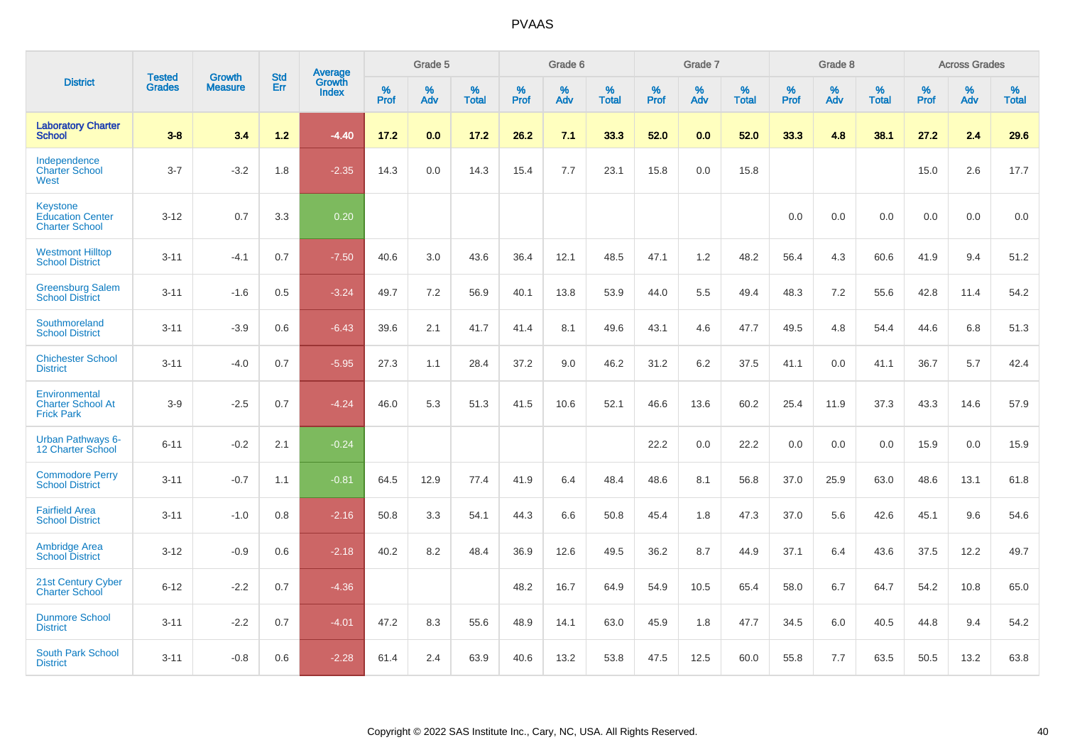# PVAAS

| District | Tested Grades | Growth Measure | Std Err | Average Growth Index | Grade 5 | | | Grade 6 | | | Grade 7 | | | Grade 8 | | | Across Grades | | |
|---|---|---|---|---|---|---|---|---|---|---|---|---|---|---|---|---|---|---|---|
| | | | | | % Prof | % Adv | % Total | % Prof | % Adv | % Total | % Prof | % Adv | % Total | % Prof | % Adv | % Total | % Prof | % Adv | % Total |
| **Laboratory Charter School** | **3-8** | **3.4** | **1.2** | **-4.40** | **17.2** | **0.0** | **17.2** | **26.2** | **7.1** | **33.3** | **52.0** | **0.0** | **52.0** | **33.3** | **4.8** | **38.1** | **27.2** | **2.4** | **29.6** |
| Independence Charter School West | 3-7 | -3.2 | 1.8 | -2.35 | 14.3 | 0.0 | 14.3 | 15.4 | 7.7 | 23.1 | 15.8 | 0.0 | 15.8 | | | | 15.0 | 2.6 | 17.7 |
| Keystone Education Center Charter School | 3-12 | 0.7 | 3.3 | 0.20 | | | | | | | | | | 0.0 | 0.0 | 0.0 | 0.0 | 0.0 | 0.0 |
| Westmont Hilltop School District | 3-11 | -4.1 | 0.7 | -7.50 | 40.6 | 3.0 | 43.6 | 36.4 | 12.1 | 48.5 | 47.1 | 1.2 | 48.2 | 56.4 | 4.3 | 60.6 | 41.9 | 9.4 | 51.2 |
| Greensburg Salem School District | 3-11 | -1.6 | 0.5 | -3.24 | 49.7 | 7.2 | 56.9 | 40.1 | 13.8 | 53.9 | 44.0 | 5.5 | 49.4 | 48.3 | 7.2 | 55.6 | 42.8 | 11.4 | 54.2 |
| Southmoreland School District | 3-11 | -3.9 | 0.6 | -6.43 | 39.6 | 2.1 | 41.7 | 41.4 | 8.1 | 49.6 | 43.1 | 4.6 | 47.7 | 49.5 | 4.8 | 54.4 | 44.6 | 6.8 | 51.3 |
| Chichester School District | 3-11 | -4.0 | 0.7 | -5.95 | 27.3 | 1.1 | 28.4 | 37.2 | 9.0 | 46.2 | 31.2 | 6.2 | 37.5 | 41.1 | 0.0 | 41.1 | 36.7 | 5.7 | 42.4 |
| Environmental Charter School At Frick Park | 3-9 | -2.5 | 0.7 | -4.24 | 46.0 | 5.3 | 51.3 | 41.5 | 10.6 | 52.1 | 46.6 | 13.6 | 60.2 | 25.4 | 11.9 | 37.3 | 43.3 | 14.6 | 57.9 |
| Urban Pathways 6-12 Charter School | 6-11 | -0.2 | 2.1 | -0.24 | | | | | | | 22.2 | 0.0 | 22.2 | 0.0 | 0.0 | 0.0 | 15.9 | 0.0 | 15.9 |
| Commodore Perry School District | 3-11 | -0.7 | 1.1 | -0.81 | 64.5 | 12.9 | 77.4 | 41.9 | 6.4 | 48.4 | 48.6 | 8.1 | 56.8 | 37.0 | 25.9 | 63.0 | 48.6 | 13.1 | 61.8 |
| Fairfield Area School District | 3-11 | -1.0 | 0.8 | -2.16 | 50.8 | 3.3 | 54.1 | 44.3 | 6.6 | 50.8 | 45.4 | 1.8 | 47.3 | 37.0 | 5.6 | 42.6 | 45.1 | 9.6 | 54.6 |
| Ambridge Area School District | 3-12 | -0.9 | 0.6 | -2.18 | 40.2 | 8.2 | 48.4 | 36.9 | 12.6 | 49.5 | 36.2 | 8.7 | 44.9 | 37.1 | 6.4 | 43.6 | 37.5 | 12.2 | 49.7 |
| 21st Century Cyber Charter School | 6-12 | -2.2 | 0.7 | -4.36 | | | | 48.2 | 16.7 | 64.9 | 54.9 | 10.5 | 65.4 | 58.0 | 6.7 | 64.7 | 54.2 | 10.8 | 65.0 |
| Dunmore School District | 3-11 | -2.2 | 0.7 | -4.01 | 47.2 | 8.3 | 55.6 | 48.9 | 14.1 | 63.0 | 45.9 | 1.8 | 47.7 | 34.5 | 6.0 | 40.5 | 44.8 | 9.4 | 54.2 |
| South Park School District | 3-11 | -0.8 | 0.6 | -2.28 | 61.4 | 2.4 | 63.9 | 40.6 | 13.2 | 53.8 | 47.5 | 12.5 | 60.0 | 55.8 | 7.7 | 63.5 | 50.5 | 13.2 | 63.8 |

Copyright © 2022 SAS Institute Inc., Cary, NC, USA. All Rights Reserved.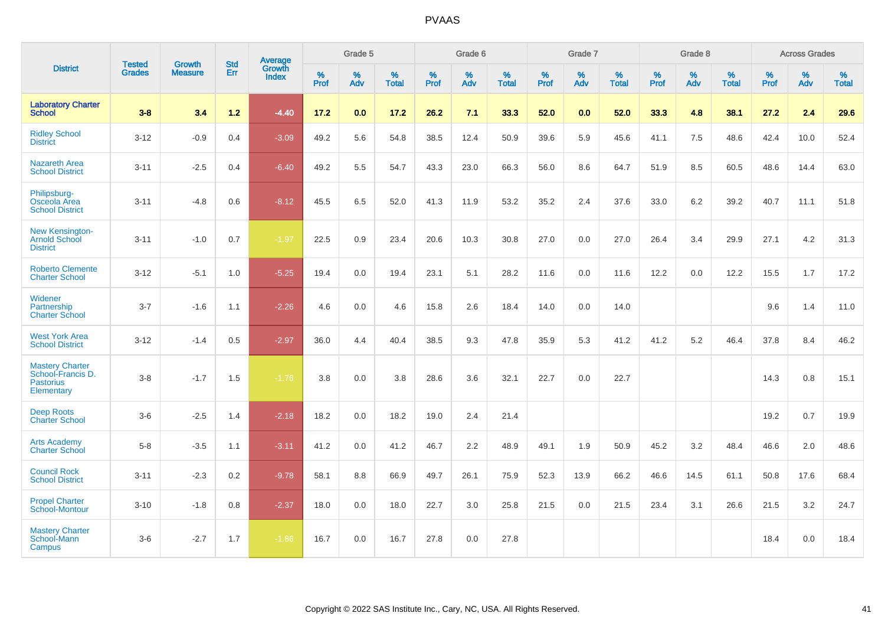PVAAS

| District | Tested Grades | Growth Measure | Std Err | Average Growth Index | Grade 5 | | | Grade 6 | | | Grade 7 | | | Grade 8 | | | Across Grades | | |
|---|---|---|---|---|---|---|---|---|---|---|---|---|---|---|---|---|---|---|---|
| | | | | | % Prof | % Adv | % Total | % Prof | % Adv | % Total | % Prof | % Adv | % Total | % Prof | % Adv | % Total | % Prof | % Adv | % Total |
| **Laboratory Charter School** | **3-8** | **3.4** | **1.2** | **-4.40** | **17.2** | **0.0** | **17.2** | **26.2** | **7.1** | **33.3** | **52.0** | **0.0** | **52.0** | **33.3** | **4.8** | **38.1** | **27.2** | **2.4** | **29.6** |
| Ridley School District | 3-12 | -0.9 | 0.4 | -3.09 | 49.2 | 5.6 | 54.8 | 38.5 | 12.4 | 50.9 | 39.6 | 5.9 | 45.6 | 41.1 | 7.5 | 48.6 | 42.4 | 10.0 | 52.4 |
| Nazareth Area School District | 3-11 | -2.5 | 0.4 | -6.40 | 49.2 | 5.5 | 54.7 | 43.3 | 23.0 | 66.3 | 56.0 | 8.6 | 64.7 | 51.9 | 8.5 | 60.5 | 48.6 | 14.4 | 63.0 |
| Philipsburg-Osceola Area School District | 3-11 | -4.8 | 0.6 | -8.12 | 45.5 | 6.5 | 52.0 | 41.3 | 11.9 | 53.2 | 35.2 | 2.4 | 37.6 | 33.0 | 6.2 | 39.2 | 40.7 | 11.1 | 51.8 |
| New Kensington-Arnold School District | 3-11 | -1.0 | 0.7 | -1.97 | 22.5 | 0.9 | 23.4 | 20.6 | 10.3 | 30.8 | 27.0 | 0.0 | 27.0 | 26.4 | 3.4 | 29.9 | 27.1 | 4.2 | 31.3 |
| Roberto Clemente Charter School | 3-12 | -5.1 | 1.0 | -5.25 | 19.4 | 0.0 | 19.4 | 23.1 | 5.1 | 28.2 | 11.6 | 0.0 | 11.6 | 12.2 | 0.0 | 12.2 | 15.5 | 1.7 | 17.2 |
| Widener Partnership Charter School | 3-7 | -1.6 | 1.1 | -2.26 | 4.6 | 0.0 | 4.6 | 15.8 | 2.6 | 18.4 | 14.0 | 0.0 | 14.0 | | | | 9.6 | 1.4 | 11.0 |
| West York Area School District | 3-12 | -1.4 | 0.5 | -2.97 | 36.0 | 4.4 | 40.4 | 38.5 | 9.3 | 47.8 | 35.9 | 5.3 | 41.2 | 41.2 | 5.2 | 46.4 | 37.8 | 8.4 | 46.2 |
| Mastery Charter School-Francis D. Pastorius Elementary | 3-8 | -1.7 | 1.5 | -1.76 | 3.8 | 0.0 | 3.8 | 28.6 | 3.6 | 32.1 | 22.7 | 0.0 | 22.7 | | | | 14.3 | 0.8 | 15.1 |
| Deep Roots Charter School | 3-6 | -2.5 | 1.4 | -2.18 | 18.2 | 0.0 | 18.2 | 19.0 | 2.4 | 21.4 | | | | | | | 19.2 | 0.7 | 19.9 |
| Arts Academy Charter School | 5-8 | -3.5 | 1.1 | -3.11 | 41.2 | 0.0 | 41.2 | 46.7 | 2.2 | 48.9 | 49.1 | 1.9 | 50.9 | 45.2 | 3.2 | 48.4 | 46.6 | 2.0 | 48.6 |
| Council Rock School District | 3-11 | -2.3 | 0.2 | -9.78 | 58.1 | 8.8 | 66.9 | 49.7 | 26.1 | 75.9 | 52.3 | 13.9 | 66.2 | 46.6 | 14.5 | 61.1 | 50.8 | 17.6 | 68.4 |
| Propel Charter School-Montour | 3-10 | -1.8 | 0.8 | -2.37 | 18.0 | 0.0 | 18.0 | 22.7 | 3.0 | 25.8 | 21.5 | 0.0 | 21.5 | 23.4 | 3.1 | 26.6 | 21.5 | 3.2 | 24.7 |
| Mastery Charter School-Mann Campus | 3-6 | -2.7 | 1.7 | -1.86 | 16.7 | 0.0 | 16.7 | 27.8 | 0.0 | 27.8 | | | | | | | 18.4 | 0.0 | 18.4 |

Copyright © 2022 SAS Institute Inc., Cary, NC, USA. All Rights Reserved.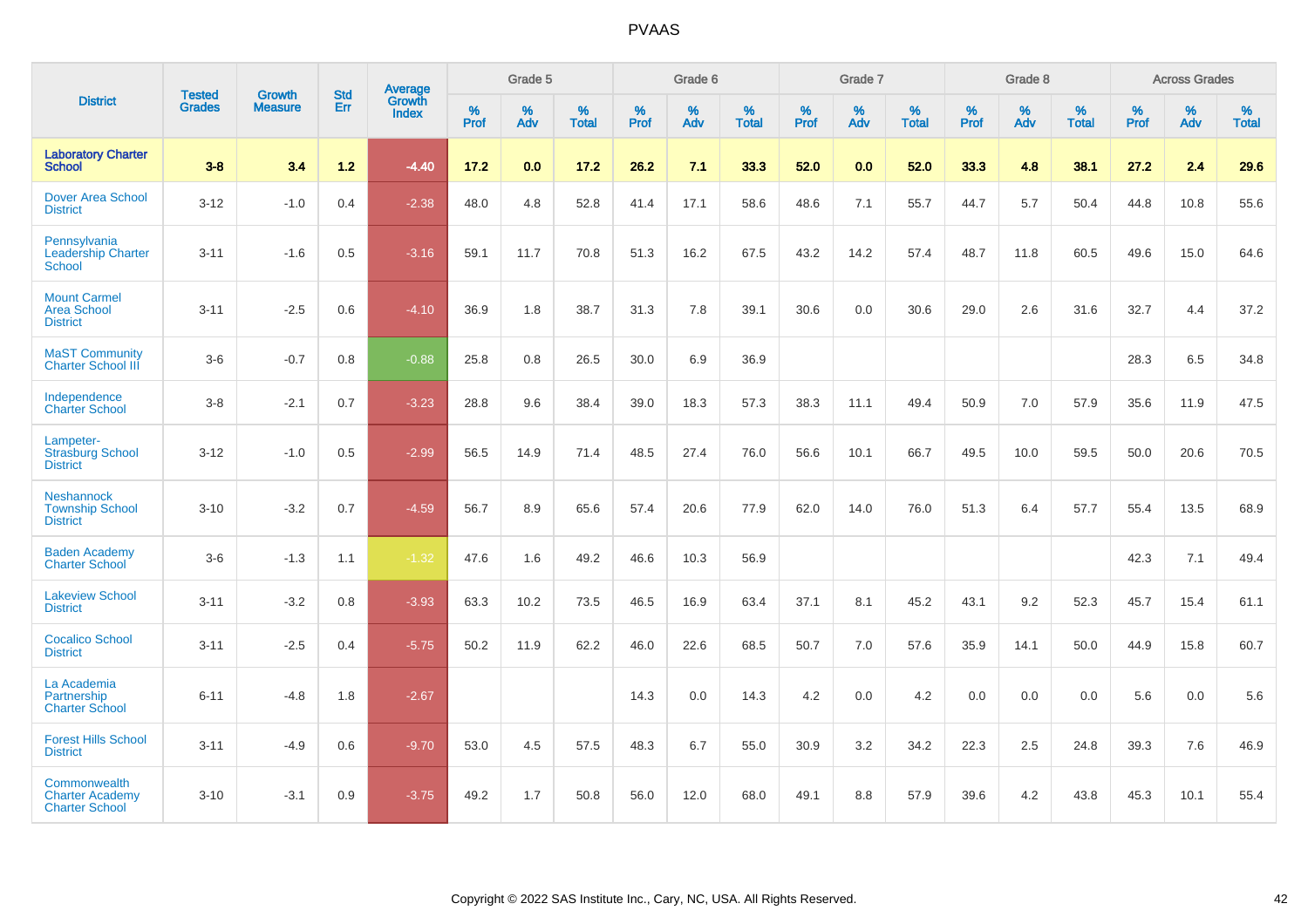# PVAAS

| District | Tested Grades | Growth Measure | Std Err | Average Growth Index | Grade 5 | | | Grade 6 | | | Grade 7 | | | Grade 8 | | | Across Grades | | |
|---|---|---|---|---|---|---|---|---|---|---|---|---|---|---|---|---|---|---|---|
| | | | | | % Prof | % Adv | % Total | % Prof | % Adv | % Total | % Prof | % Adv | % Total | % Prof | % Adv | % Total | % Prof | % Adv | % Total |
| **Laboratory Charter School** | **3-8** | **3.4** | **1.2** | **-4.40** | **17.2** | **0.0** | **17.2** | **26.2** | **7.1** | **33.3** | **52.0** | **0.0** | **52.0** | **33.3** | **4.8** | **38.1** | **27.2** | **2.4** | **29.6** |
| Dover Area School District | 3-12 | -1.0 | 0.4 | -2.38 | 48.0 | 4.8 | 52.8 | 41.4 | 17.1 | 58.6 | 48.6 | 7.1 | 55.7 | 44.7 | 5.7 | 50.4 | 44.8 | 10.8 | 55.6 |
| Pennsylvania Leadership Charter School | 3-11 | -1.6 | 0.5 | -3.16 | 59.1 | 11.7 | 70.8 | 51.3 | 16.2 | 67.5 | 43.2 | 14.2 | 57.4 | 48.7 | 11.8 | 60.5 | 49.6 | 15.0 | 64.6 |
| Mount Carmel Area School District | 3-11 | -2.5 | 0.6 | -4.10 | 36.9 | 1.8 | 38.7 | 31.3 | 7.8 | 39.1 | 30.6 | 0.0 | 30.6 | 29.0 | 2.6 | 31.6 | 32.7 | 4.4 | 37.2 |
| MaST Community Charter School III | 3-6 | -0.7 | 0.8 | -0.88 | 25.8 | 0.8 | 26.5 | 30.0 | 6.9 | 36.9 | | | | | | | 28.3 | 6.5 | 34.8 |
| Independence Charter School | 3-8 | -2.1 | 0.7 | -3.23 | 28.8 | 9.6 | 38.4 | 39.0 | 18.3 | 57.3 | 38.3 | 11.1 | 49.4 | 50.9 | 7.0 | 57.9 | 35.6 | 11.9 | 47.5 |
| Lampeter-Strasburg School District | 3-12 | -1.0 | 0.5 | -2.99 | 56.5 | 14.9 | 71.4 | 48.5 | 27.4 | 76.0 | 56.6 | 10.1 | 66.7 | 49.5 | 10.0 | 59.5 | 50.0 | 20.6 | 70.5 |
| Neshannock Township School District | 3-10 | -3.2 | 0.7 | -4.59 | 56.7 | 8.9 | 65.6 | 57.4 | 20.6 | 77.9 | 62.0 | 14.0 | 76.0 | 51.3 | 6.4 | 57.7 | 55.4 | 13.5 | 68.9 |
| Baden Academy Charter School | 3-6 | -1.3 | 1.1 | -1.32 | 47.6 | 1.6 | 49.2 | 46.6 | 10.3 | 56.9 | | | | | | | 42.3 | 7.1 | 49.4 |
| Lakeview School District | 3-11 | -3.2 | 0.8 | -3.93 | 63.3 | 10.2 | 73.5 | 46.5 | 16.9 | 63.4 | 37.1 | 8.1 | 45.2 | 43.1 | 9.2 | 52.3 | 45.7 | 15.4 | 61.1 |
| Cocalico School District | 3-11 | -2.5 | 0.4 | -5.75 | 50.2 | 11.9 | 62.2 | 46.0 | 22.6 | 68.5 | 50.7 | 7.0 | 57.6 | 35.9 | 14.1 | 50.0 | 44.9 | 15.8 | 60.7 |
| La Academia Partnership Charter School | 6-11 | -4.8 | 1.8 | -2.67 | | | | 14.3 | 0.0 | 14.3 | 4.2 | 0.0 | 4.2 | 0.0 | 0.0 | 0.0 | 5.6 | 0.0 | 5.6 |
| Forest Hills School District | 3-11 | -4.9 | 0.6 | -9.70 | 53.0 | 4.5 | 57.5 | 48.3 | 6.7 | 55.0 | 30.9 | 3.2 | 34.2 | 22.3 | 2.5 | 24.8 | 39.3 | 7.6 | 46.9 |
| Commonwealth Charter Academy Charter School | 3-10 | -3.1 | 0.9 | -3.75 | 49.2 | 1.7 | 50.8 | 56.0 | 12.0 | 68.0 | 49.1 | 8.8 | 57.9 | 39.6 | 4.2 | 43.8 | 45.3 | 10.1 | 55.4 |

Copyright © 2022 SAS Institute Inc., Cary, NC, USA. All Rights Reserved.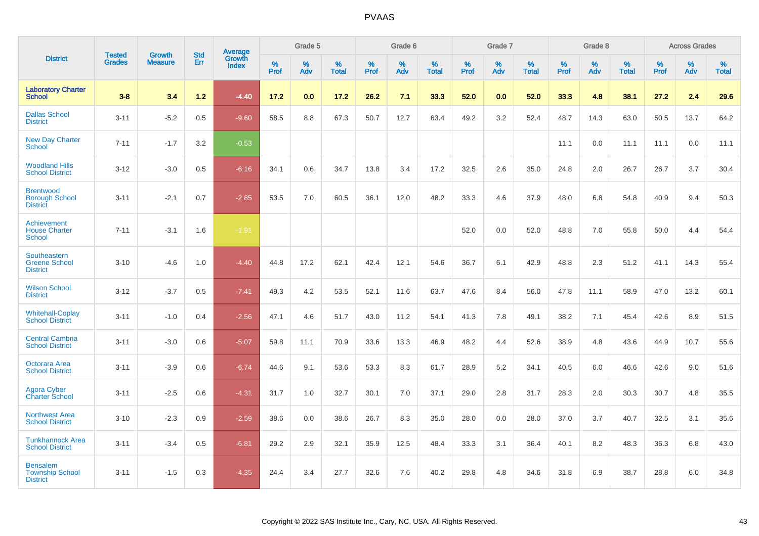PVAAS

| District | Tested Grades | Growth Measure | Std Err | Average Growth Index | Grade 5 | | | Grade 6 | | | Grade 7 | | | Grade 8 | | | Across Grades | | |
|---|---|---|---|---|---|---|---|---|---|---|---|---|---|---|---|---|---|---|---|
| | | | | | % Prof | % Adv | % Total | % Prof | % Adv | % Total | % Prof | % Adv | % Total | % Prof | % Adv | % Total | % Prof | % Adv | % Total |
| **Laboratory Charter School** | **3-8** | **3.4** | **1.2** | **-4.40** | **17.2** | **0.0** | **17.2** | **26.2** | **7.1** | **33.3** | **52.0** | **0.0** | **52.0** | **33.3** | **4.8** | **38.1** | **27.2** | **2.4** | **29.6** |
| Dallas School District | 3-11 | -5.2 | 0.5 | -9.60 | 58.5 | 8.8 | 67.3 | 50.7 | 12.7 | 63.4 | 49.2 | 3.2 | 52.4 | 48.7 | 14.3 | 63.0 | 50.5 | 13.7 | 64.2 |
| New Day Charter School | 7-11 | -1.7 | 3.2 | -0.53 | | | | | | | | | | 11.1 | 0.0 | 11.1 | 11.1 | 0.0 | 11.1 |
| Woodland Hills School District | 3-12 | -3.0 | 0.5 | -6.16 | 34.1 | 0.6 | 34.7 | 13.8 | 3.4 | 17.2 | 32.5 | 2.6 | 35.0 | 24.8 | 2.0 | 26.7 | 26.7 | 3.7 | 30.4 |
| Brentwood Borough School District | 3-11 | -2.1 | 0.7 | -2.85 | 53.5 | 7.0 | 60.5 | 36.1 | 12.0 | 48.2 | 33.3 | 4.6 | 37.9 | 48.0 | 6.8 | 54.8 | 40.9 | 9.4 | 50.3 |
| Achievement House Charter School | 7-11 | -3.1 | 1.6 | -1.91 | | | | | | | 52.0 | 0.0 | 52.0 | 48.8 | 7.0 | 55.8 | 50.0 | 4.4 | 54.4 |
| Southeastern Greene School District | 3-10 | -4.6 | 1.0 | -4.40 | 44.8 | 17.2 | 62.1 | 42.4 | 12.1 | 54.6 | 36.7 | 6.1 | 42.9 | 48.8 | 2.3 | 51.2 | 41.1 | 14.3 | 55.4 |
| Wilson School District | 3-12 | -3.7 | 0.5 | -7.41 | 49.3 | 4.2 | 53.5 | 52.1 | 11.6 | 63.7 | 47.6 | 8.4 | 56.0 | 47.8 | 11.1 | 58.9 | 47.0 | 13.2 | 60.1 |
| Whitehall-Coplay School District | 3-11 | -1.0 | 0.4 | -2.56 | 47.1 | 4.6 | 51.7 | 43.0 | 11.2 | 54.1 | 41.3 | 7.8 | 49.1 | 38.2 | 7.1 | 45.4 | 42.6 | 8.9 | 51.5 |
| Central Cambria School District | 3-11 | -3.0 | 0.6 | -5.07 | 59.8 | 11.1 | 70.9 | 33.6 | 13.3 | 46.9 | 48.2 | 4.4 | 52.6 | 38.9 | 4.8 | 43.6 | 44.9 | 10.7 | 55.6 |
| Octorara Area School District | 3-11 | -3.9 | 0.6 | -6.74 | 44.6 | 9.1 | 53.6 | 53.3 | 8.3 | 61.7 | 28.9 | 5.2 | 34.1 | 40.5 | 6.0 | 46.6 | 42.6 | 9.0 | 51.6 |
| Agora Cyber Charter School | 3-11 | -2.5 | 0.6 | -4.31 | 31.7 | 1.0 | 32.7 | 30.1 | 7.0 | 37.1 | 29.0 | 2.8 | 31.7 | 28.3 | 2.0 | 30.3 | 30.7 | 4.8 | 35.5 |
| Northwest Area School District | 3-10 | -2.3 | 0.9 | -2.59 | 38.6 | 0.0 | 38.6 | 26.7 | 8.3 | 35.0 | 28.0 | 0.0 | 28.0 | 37.0 | 3.7 | 40.7 | 32.5 | 3.1 | 35.6 |
| Tunkhannock Area School District | 3-11 | -3.4 | 0.5 | -6.81 | 29.2 | 2.9 | 32.1 | 35.9 | 12.5 | 48.4 | 33.3 | 3.1 | 36.4 | 40.1 | 8.2 | 48.3 | 36.3 | 6.8 | 43.0 |
| Bensalem Township School District | 3-11 | -1.5 | 0.3 | -4.35 | 24.4 | 3.4 | 27.7 | 32.6 | 7.6 | 40.2 | 29.8 | 4.8 | 34.6 | 31.8 | 6.9 | 38.7 | 28.8 | 6.0 | 34.8 |

Copyright © 2022 SAS Institute Inc., Cary, NC, USA. All Rights Reserved.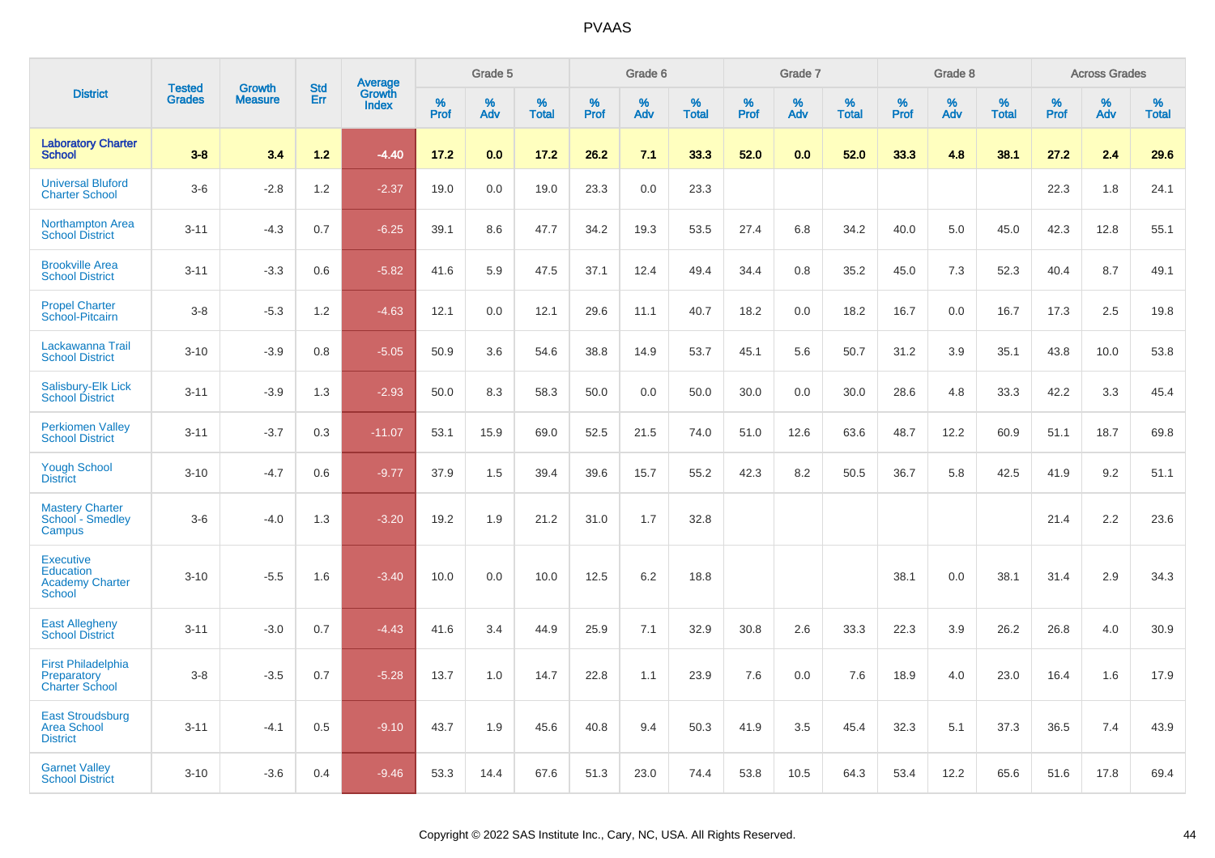# PVAAS

| District | Tested Grades | Growth Measure | Std Err | Average Growth Index | Grade 5 | | | Grade 6 | | | Grade 7 | | | Grade 8 | | | Across Grades | | |
|---|---|---|---|---|---|---|---|---|---|---|---|---|---|---|---|---|---|---|---|
| | | | | | % Prof | % Adv | % Total | % Prof | % Adv | % Total | % Prof | % Adv | % Total | % Prof | % Adv | % Total | % Prof | % Adv | % Total |
| **Laboratory Charter School** | **3-8** | **3.4** | **1.2** | **-4.40** | **17.2** | **0.0** | **17.2** | **26.2** | **7.1** | **33.3** | **52.0** | **0.0** | **52.0** | **33.3** | **4.8** | **38.1** | **27.2** | **2.4** | **29.6** |
| Universal Bluford Charter School | 3-6 | -2.8 | 1.2 | -2.37 | 19.0 | 0.0 | 19.0 | 23.3 | 0.0 | 23.3 | | | | | | | 22.3 | 1.8 | 24.1 |
| Northampton Area School District | 3-11 | -4.3 | 0.7 | -6.25 | 39.1 | 8.6 | 47.7 | 34.2 | 19.3 | 53.5 | 27.4 | 6.8 | 34.2 | 40.0 | 5.0 | 45.0 | 42.3 | 12.8 | 55.1 |
| Brookville Area School District | 3-11 | -3.3 | 0.6 | -5.82 | 41.6 | 5.9 | 47.5 | 37.1 | 12.4 | 49.4 | 34.4 | 0.8 | 35.2 | 45.0 | 7.3 | 52.3 | 40.4 | 8.7 | 49.1 |
| Propel Charter School-Pitcairn | 3-8 | -5.3 | 1.2 | -4.63 | 12.1 | 0.0 | 12.1 | 29.6 | 11.1 | 40.7 | 18.2 | 0.0 | 18.2 | 16.7 | 0.0 | 16.7 | 17.3 | 2.5 | 19.8 |
| Lackawanna Trail School District | 3-10 | -3.9 | 0.8 | -5.05 | 50.9 | 3.6 | 54.6 | 38.8 | 14.9 | 53.7 | 45.1 | 5.6 | 50.7 | 31.2 | 3.9 | 35.1 | 43.8 | 10.0 | 53.8 |
| Salisbury-Elk Lick School District | 3-11 | -3.9 | 1.3 | -2.93 | 50.0 | 8.3 | 58.3 | 50.0 | 0.0 | 50.0 | 30.0 | 0.0 | 30.0 | 28.6 | 4.8 | 33.3 | 42.2 | 3.3 | 45.4 |
| Perkiomen Valley School District | 3-11 | -3.7 | 0.3 | -11.07 | 53.1 | 15.9 | 69.0 | 52.5 | 21.5 | 74.0 | 51.0 | 12.6 | 63.6 | 48.7 | 12.2 | 60.9 | 51.1 | 18.7 | 69.8 |
| Yough School District | 3-10 | -4.7 | 0.6 | -9.77 | 37.9 | 1.5 | 39.4 | 39.6 | 15.7 | 55.2 | 42.3 | 8.2 | 50.5 | 36.7 | 5.8 | 42.5 | 41.9 | 9.2 | 51.1 |
| Mastery Charter School - Smedley Campus | 3-6 | -4.0 | 1.3 | -3.20 | 19.2 | 1.9 | 21.2 | 31.0 | 1.7 | 32.8 | | | | | | | 21.4 | 2.2 | 23.6 |
| Executive Education Academy Charter School | 3-10 | -5.5 | 1.6 | -3.40 | 10.0 | 0.0 | 10.0 | 12.5 | 6.2 | 18.8 | | | | 38.1 | 0.0 | 38.1 | 31.4 | 2.9 | 34.3 |
| East Allegheny School District | 3-11 | -3.0 | 0.7 | -4.43 | 41.6 | 3.4 | 44.9 | 25.9 | 7.1 | 32.9 | 30.8 | 2.6 | 33.3 | 22.3 | 3.9 | 26.2 | 26.8 | 4.0 | 30.9 |
| First Philadelphia Preparatory Charter School | 3-8 | -3.5 | 0.7 | -5.28 | 13.7 | 1.0 | 14.7 | 22.8 | 1.1 | 23.9 | 7.6 | 0.0 | 7.6 | 18.9 | 4.0 | 23.0 | 16.4 | 1.6 | 17.9 |
| East Stroudsburg Area School District | 3-11 | -4.1 | 0.5 | -9.10 | 43.7 | 1.9 | 45.6 | 40.8 | 9.4 | 50.3 | 41.9 | 3.5 | 45.4 | 32.3 | 5.1 | 37.3 | 36.5 | 7.4 | 43.9 |
| Garnet Valley School District | 3-10 | -3.6 | 0.4 | -9.46 | 53.3 | 14.4 | 67.6 | 51.3 | 23.0 | 74.4 | 53.8 | 10.5 | 64.3 | 53.4 | 12.2 | 65.6 | 51.6 | 17.8 | 69.4 |

Copyright © 2022 SAS Institute Inc., Cary, NC, USA. All Rights Reserved.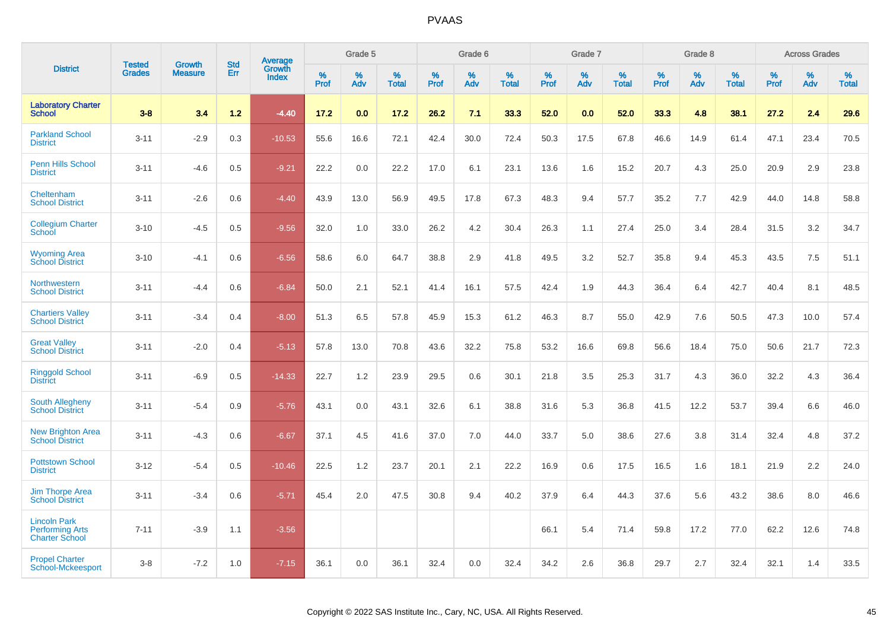| District | Tested Grades | Growth Measure | Std Err | Average Growth Index | Grade 5 | | | Grade 6 | | | Grade 7 | | | Grade 8 | | | Across Grades | | |
|---|---|---|---|---|---|---|---|---|---|---|---|---|---|---|---|---|---|---|---|
| | | | | | % Prof | % Adv | % Total | % Prof | % Adv | % Total | % Prof | % Adv | % Total | % Prof | % Adv | % Total | % Prof | % Adv | % Total |
| **Laboratory Charter School** | **3-8** | **3.4** | **1.2** | **-4.40** | **17.2** | **0.0** | **17.2** | **26.2** | **7.1** | **33.3** | **52.0** | **0.0** | **52.0** | **33.3** | **4.8** | **38.1** | **27.2** | **2.4** | **29.6** |
| Parkland School District | 3-11 | -2.9 | 0.3 | -10.53 | 55.6 | 16.6 | 72.1 | 42.4 | 30.0 | 72.4 | 50.3 | 17.5 | 67.8 | 46.6 | 14.9 | 61.4 | 47.1 | 23.4 | 70.5 |
| Penn Hills School District | 3-11 | -4.6 | 0.5 | -9.21 | 22.2 | 0.0 | 22.2 | 17.0 | 6.1 | 23.1 | 13.6 | 1.6 | 15.2 | 20.7 | 4.3 | 25.0 | 20.9 | 2.9 | 23.8 |
| Cheltenham School District | 3-11 | -2.6 | 0.6 | -4.40 | 43.9 | 13.0 | 56.9 | 49.5 | 17.8 | 67.3 | 48.3 | 9.4 | 57.7 | 35.2 | 7.7 | 42.9 | 44.0 | 14.8 | 58.8 |
| Collegium Charter School | 3-10 | -4.5 | 0.5 | -9.56 | 32.0 | 1.0 | 33.0 | 26.2 | 4.2 | 30.4 | 26.3 | 1.1 | 27.4 | 25.0 | 3.4 | 28.4 | 31.5 | 3.2 | 34.7 |
| Wyoming Area School District | 3-10 | -4.1 | 0.6 | -6.56 | 58.6 | 6.0 | 64.7 | 38.8 | 2.9 | 41.8 | 49.5 | 3.2 | 52.7 | 35.8 | 9.4 | 45.3 | 43.5 | 7.5 | 51.1 |
| Northwestern School District | 3-11 | -4.4 | 0.6 | -6.84 | 50.0 | 2.1 | 52.1 | 41.4 | 16.1 | 57.5 | 42.4 | 1.9 | 44.3 | 36.4 | 6.4 | 42.7 | 40.4 | 8.1 | 48.5 |
| Chartiers Valley School District | 3-11 | -3.4 | 0.4 | -8.00 | 51.3 | 6.5 | 57.8 | 45.9 | 15.3 | 61.2 | 46.3 | 8.7 | 55.0 | 42.9 | 7.6 | 50.5 | 47.3 | 10.0 | 57.4 |
| Great Valley School District | 3-11 | -2.0 | 0.4 | -5.13 | 57.8 | 13.0 | 70.8 | 43.6 | 32.2 | 75.8 | 53.2 | 16.6 | 69.8 | 56.6 | 18.4 | 75.0 | 50.6 | 21.7 | 72.3 |
| Ringgold School District | 3-11 | -6.9 | 0.5 | -14.33 | 22.7 | 1.2 | 23.9 | 29.5 | 0.6 | 30.1 | 21.8 | 3.5 | 25.3 | 31.7 | 4.3 | 36.0 | 32.2 | 4.3 | 36.4 |
| South Allegheny School District | 3-11 | -5.4 | 0.9 | -5.76 | 43.1 | 0.0 | 43.1 | 32.6 | 6.1 | 38.8 | 31.6 | 5.3 | 36.8 | 41.5 | 12.2 | 53.7 | 39.4 | 6.6 | 46.0 |
| New Brighton Area School District | 3-11 | -4.3 | 0.6 | -6.67 | 37.1 | 4.5 | 41.6 | 37.0 | 7.0 | 44.0 | 33.7 | 5.0 | 38.6 | 27.6 | 3.8 | 31.4 | 32.4 | 4.8 | 37.2 |
| Pottstown School District | 3-12 | -5.4 | 0.5 | -10.46 | 22.5 | 1.2 | 23.7 | 20.1 | 2.1 | 22.2 | 16.9 | 0.6 | 17.5 | 16.5 | 1.6 | 18.1 | 21.9 | 2.2 | 24.0 |
| Jim Thorpe Area School District | 3-11 | -3.4 | 0.6 | -5.71 | 45.4 | 2.0 | 47.5 | 30.8 | 9.4 | 40.2 | 37.9 | 6.4 | 44.3 | 37.6 | 5.6 | 43.2 | 38.6 | 8.0 | 46.6 |
| Lincoln Park Performing Arts Charter School | 7-11 | -3.9 | 1.1 | -3.56 | | | | | | | 66.1 | 5.4 | 71.4 | 59.8 | 17.2 | 77.0 | 62.2 | 12.6 | 74.8 |
| Propel Charter School-Mckeesport | 3-8 | -7.2 | 1.0 | -7.15 | 36.1 | 0.0 | 36.1 | 32.4 | 0.0 | 32.4 | 34.2 | 2.6 | 36.8 | 29.7 | 2.7 | 32.4 | 32.1 | 1.4 | 33.5 |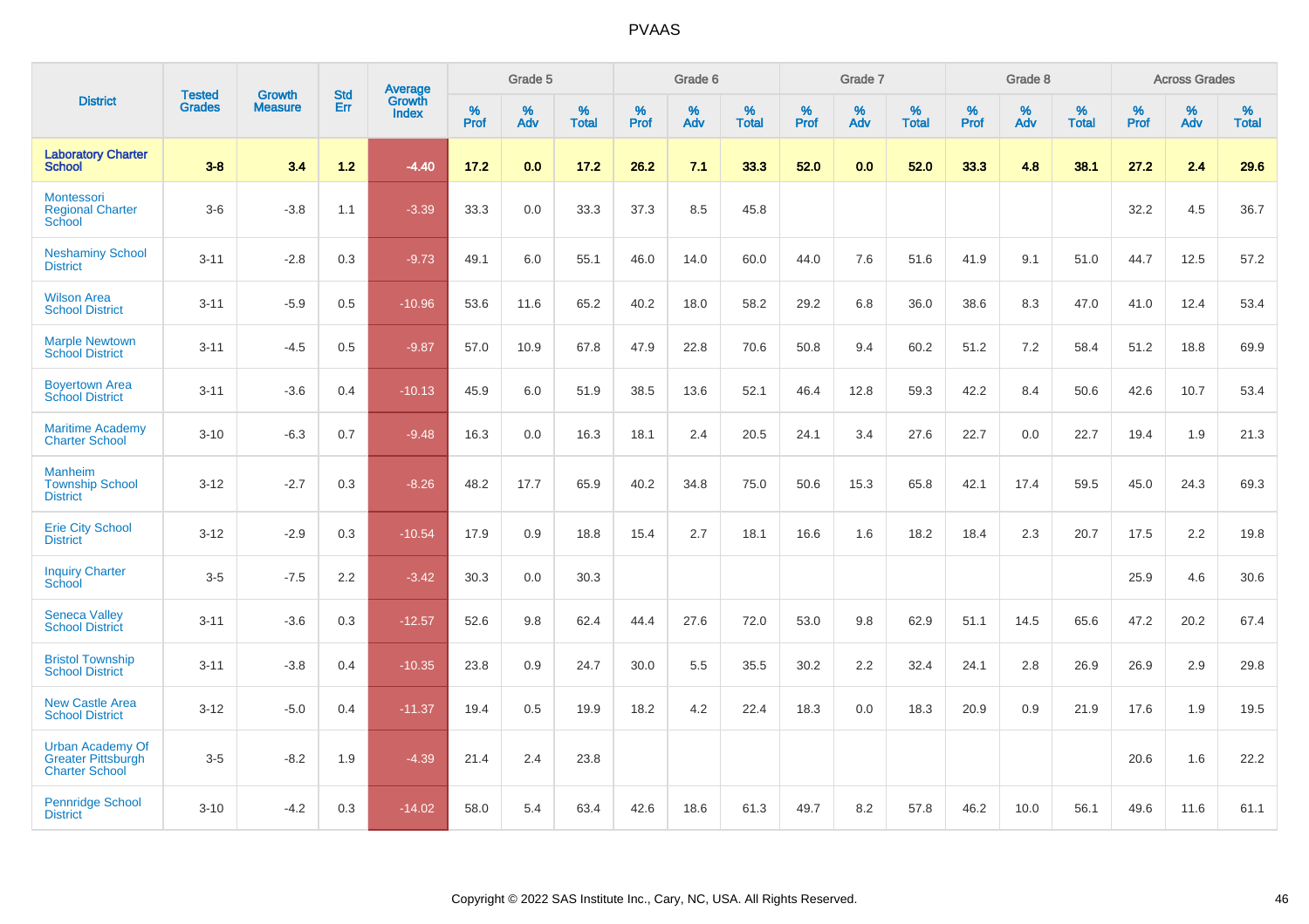| District | Tested Grades | Growth Measure | Std Err | Average Growth Index | Grade 5 | | | Grade 6 | | | Grade 7 | | | Grade 8 | | | Across Grades | | |
|---|---|---|---|---|---|---|---|---|---|---|---|---|---|---|---|---|---|---|---|
| | | | | | % Prof | % Adv | % Total | % Prof | % Adv | % Total | % Prof | % Adv | % Total | % Prof | % Adv | % Total | % Prof | % Adv | % Total |
| **Laboratory Charter School** | **3-8** | **3.4** | **1.2** | **-4.40** | **17.2** | **0.0** | **17.2** | **26.2** | **7.1** | **33.3** | **52.0** | **0.0** | **52.0** | **33.3** | **4.8** | **38.1** | **27.2** | **2.4** | **29.6** |
| Montessori Regional Charter School | 3-6 | -3.8 | 1.1 | -3.39 | 33.3 | 0.0 | 33.3 | 37.3 | 8.5 | 45.8 | | | | | | | 32.2 | 4.5 | 36.7 |
| Neshaminy School District | 3-11 | -2.8 | 0.3 | -9.73 | 49.1 | 6.0 | 55.1 | 46.0 | 14.0 | 60.0 | 44.0 | 7.6 | 51.6 | 41.9 | 9.1 | 51.0 | 44.7 | 12.5 | 57.2 |
| Wilson Area School District | 3-11 | -5.9 | 0.5 | -10.96 | 53.6 | 11.6 | 65.2 | 40.2 | 18.0 | 58.2 | 29.2 | 6.8 | 36.0 | 38.6 | 8.3 | 47.0 | 41.0 | 12.4 | 53.4 |
| Marple Newtown School District | 3-11 | -4.5 | 0.5 | -9.87 | 57.0 | 10.9 | 67.8 | 47.9 | 22.8 | 70.6 | 50.8 | 9.4 | 60.2 | 51.2 | 7.2 | 58.4 | 51.2 | 18.8 | 69.9 |
| Boyertown Area School District | 3-11 | -3.6 | 0.4 | -10.13 | 45.9 | 6.0 | 51.9 | 38.5 | 13.6 | 52.1 | 46.4 | 12.8 | 59.3 | 42.2 | 8.4 | 50.6 | 42.6 | 10.7 | 53.4 |
| Maritime Academy Charter School | 3-10 | -6.3 | 0.7 | -9.48 | 16.3 | 0.0 | 16.3 | 18.1 | 2.4 | 20.5 | 24.1 | 3.4 | 27.6 | 22.7 | 0.0 | 22.7 | 19.4 | 1.9 | 21.3 |
| Manheim Township School District | 3-12 | -2.7 | 0.3 | -8.26 | 48.2 | 17.7 | 65.9 | 40.2 | 34.8 | 75.0 | 50.6 | 15.3 | 65.8 | 42.1 | 17.4 | 59.5 | 45.0 | 24.3 | 69.3 |
| Erie City School District | 3-12 | -2.9 | 0.3 | -10.54 | 17.9 | 0.9 | 18.8 | 15.4 | 2.7 | 18.1 | 16.6 | 1.6 | 18.2 | 18.4 | 2.3 | 20.7 | 17.5 | 2.2 | 19.8 |
| Inquiry Charter School | 3-5 | -7.5 | 2.2 | -3.42 | 30.3 | 0.0 | 30.3 | | | | | | | | | | 25.9 | 4.6 | 30.6 |
| Seneca Valley School District | 3-11 | -3.6 | 0.3 | -12.57 | 52.6 | 9.8 | 62.4 | 44.4 | 27.6 | 72.0 | 53.0 | 9.8 | 62.9 | 51.1 | 14.5 | 65.6 | 47.2 | 20.2 | 67.4 |
| Bristol Township School District | 3-11 | -3.8 | 0.4 | -10.35 | 23.8 | 0.9 | 24.7 | 30.0 | 5.5 | 35.5 | 30.2 | 2.2 | 32.4 | 24.1 | 2.8 | 26.9 | 26.9 | 2.9 | 29.8 |
| New Castle Area School District | 3-12 | -5.0 | 0.4 | -11.37 | 19.4 | 0.5 | 19.9 | 18.2 | 4.2 | 22.4 | 18.3 | 0.0 | 18.3 | 20.9 | 0.9 | 21.9 | 17.6 | 1.9 | 19.5 |
| Urban Academy Of Greater Pittsburgh Charter School | 3-5 | -8.2 | 1.9 | -4.39 | 21.4 | 2.4 | 23.8 | | | | | | | | | | 20.6 | 1.6 | 22.2 |
| Pennridge School District | 3-10 | -4.2 | 0.3 | -14.02 | 58.0 | 5.4 | 63.4 | 42.6 | 18.6 | 61.3 | 49.7 | 8.2 | 57.8 | 46.2 | 10.0 | 56.1 | 49.6 | 11.6 | 61.1 |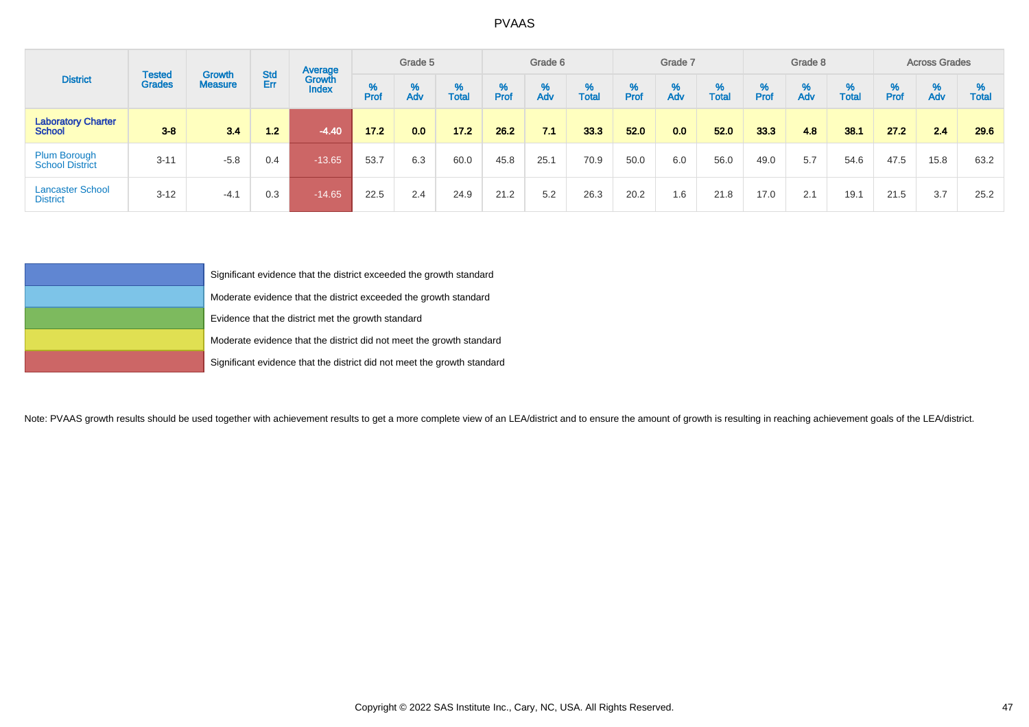# PVAAS

| District | Tested Grades | Growth Measure | Std Err | Average Growth Index | Grade 5 | | | Grade 6 | | | Grade 7 | | | Grade 8 | | | Across Grades | | |
|---|---|---|---|---|---|---|---|---|---|---|---|---|---|---|---|---|---|---|---|
| | | | | | % Prof | % Adv | % Total | % Prof | % Adv | % Total | % Prof | % Adv | % Total | % Prof | % Adv | % Total | % Prof | % Adv | % Total |
| **Laboratory Charter School** | **3-8** | **3.4** | **1.2** | **-4.40** | **17.2** | **0.0** | **17.2** | **26.2** | **7.1** | **33.3** | **52.0** | **0.0** | **52.0** | **33.3** | **4.8** | **38.1** | **27.2** | **2.4** | **29.6** |
| Plum Borough School District | 3-11 | -5.8 | 0.4 | -13.65 | 53.7 | 6.3 | 60.0 | 45.8 | 25.1 | 70.9 | 50.0 | 6.0 | 56.0 | 49.0 | 5.7 | 54.6 | 47.5 | 15.8 | 63.2 |
| Lancaster School District | 3-12 | -4.1 | 0.3 | -14.65 | 22.5 | 2.4 | 24.9 | 21.2 | 5.2 | 26.3 | 20.2 | 1.6 | 21.8 | 17.0 | 2.1 | 19.1 | 21.5 | 3.7 | 25.2 |

| | |
|---|---|
| (Dark blue) | Significant evidence that the district exceeded the growth standard |
| (Light blue) | Moderate evidence that the district exceeded the growth standard |
| (Green) | Evidence that the district met the growth standard |
| (Yellow) | Moderate evidence that the district did not meet the growth standard |
| (Red) | Significant evidence that the district did not meet the growth standard |

Note: PVAAS growth results should be used together with achievement results to get a more complete view of an LEA/district and to ensure the amount of growth is resulting in reaching achievement goals of the LEA/district.

Copyright © 2022 SAS Institute Inc., Cary, NC, USA. All Rights Reserved.